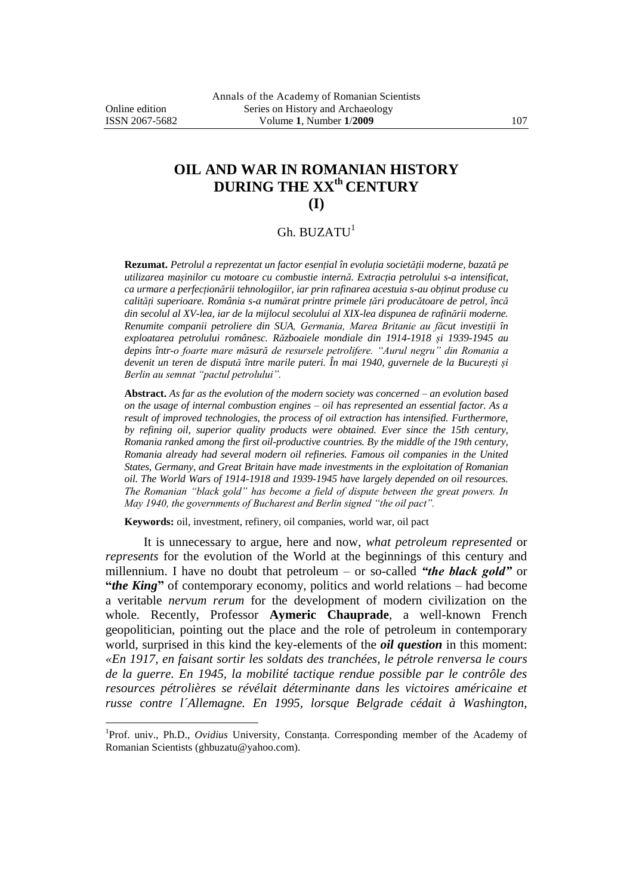# OIL AND WAR IN ROMANIAN HISTORY DURING THE XX$^{th}$ CENTURY (I)

Gh. BUZATU[1]

**Rezumat.** *Petrolul a reprezentat un factor esențial în evoluția societății moderne, bazată pe utilizarea mașinilor cu motoare cu combustie internă. Extracția petrolului s-a intensificat, ca urmare a perfecționării tehnologiilor, iar prin rafinarea acestuia s-au obținut produse cu calități superioare. România s-a numărat printre primele țări producătoare de petrol, încă din secolul al XV-lea, iar de la mijlocul secolului al XIX-lea dispunea de rafinării moderne. Renumite companii petroliere din SUA, Germania, Marea Britanie au făcut investiții în exploatarea petrolului românesc. Războaiele mondiale din 1914-1918 și 1939-1945 au depins într-o foarte mare măsură de resursele petrolifere. "Aurul negru" din Romania a devenit un teren de dispută între marile puteri. În mai 1940, guvernele de la București și Berlin au semnat "pactul petrolului".*

**Abstract.** *As far as the evolution of the modern society was concerned – an evolution based on the usage of internal combustion engines – oil has represented an essential factor. As a result of improved technologies, the process of oil extraction has intensified. Furthermore, by refining oil, superior quality products were obtained. Ever since the 15th century, Romania ranked among the first oil-productive countries. By the middle of the 19th century, Romania already had several modern oil refineries. Famous oil companies in the United States, Germany, and Great Britain have made investments in the exploitation of Romanian oil. The World Wars of 1914-1918 and 1939-1945 have largely depended on oil resources. The Romanian "black gold" has become a field of dispute between the great powers. In May 1940, the governments of Bucharest and Berlin signed "the oil pact".*

**Keywords:** oil, investment, refinery, oil companies, world war, oil pact

It is unnecessary to argue, here and now, *what petroleum represented* or *represents* for the evolution of the World at the beginnings of this century and millennium. I have no doubt that petroleum – or so-called ***"the black gold"*** or **"*the King*"** of contemporary economy, politics and world relations – had become a veritable *nervum rerum* for the development of modern civilization on the whole. Recently, Professor **Aymeric Chauprade**, a well-known French geopolitician, pointing out the place and the role of petroleum in contemporary world, surprised in this kind the key-elements of the ***oil question*** in this moment: *«En 1917, en faisant sortir les soldats des tranchées, le pétrole renversa le cours de la guerre. En 1945, la mobilité tactique rendue possible par le contrôle des resources pétrolières se révélait déterminante dans les victoires américaine et russe contre l´Allemagne. En 1995, lorsque Belgrade cédait à Washington,*

---

[1]Prof. univ., Ph.D., *Ovidius* University, Constanța. Corresponding member of the Academy of Romanian Scientists (ghbuzatu@yahoo.com).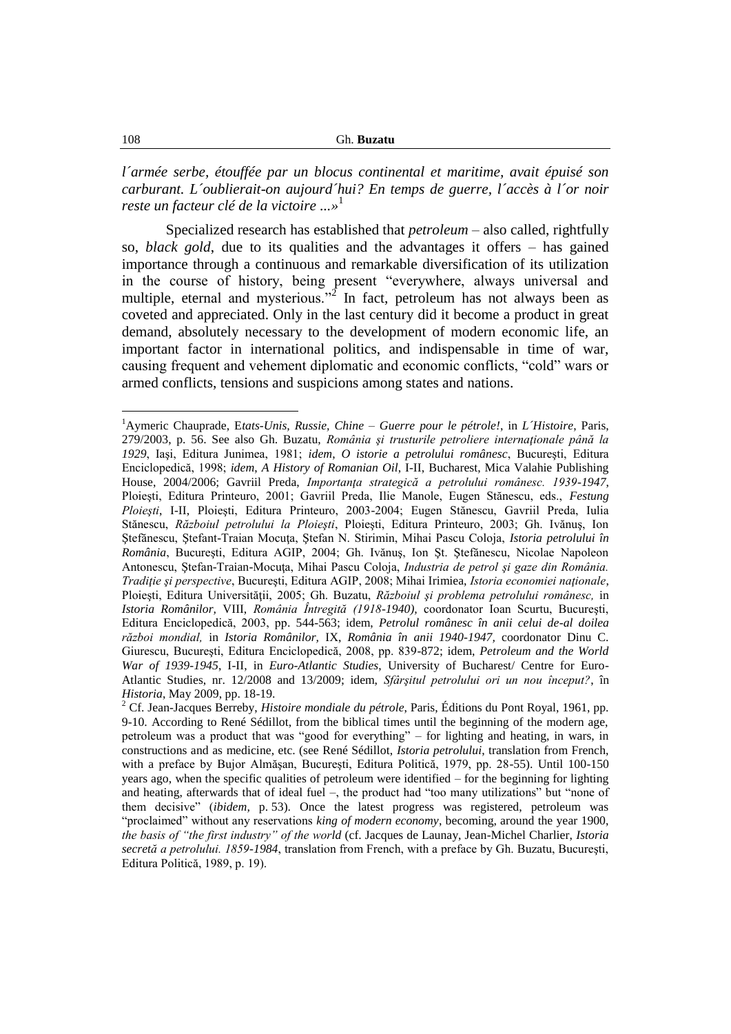*l´armée serbe, étouffée par un blocus continental et maritime, avait épuisé son carburant. L´oublierait-on aujourd´hui? En temps de guerre, l´accès à l´or noir reste un facteur clé de la victoire ...»*[1]

Specialized research has established that *petroleum* – also called, rightfully so, *black gold*, due to its qualities and the advantages it offers – has gained importance through a continuous and remarkable diversification of its utilization in the course of history, being present "everywhere, always universal and multiple, eternal and mysterious."[2] In fact, petroleum has not always been as coveted and appreciated. Only in the last century did it become a product in great demand, absolutely necessary to the development of modern economic life, an important factor in international politics, and indispensable in time of war, causing frequent and vehement diplomatic and economic conflicts, "cold" wars or armed conflicts, tensions and suspicions among states and nations.

---

[1]Aymeric Chauprade, E*tats-Unis, Russie, Chine – Guerre pour le pétrole!*, in *L´Histoire*, Paris, 279/2003, p. 56. See also Gh. Buzatu, *România şi trusturile petroliere internaţionale până la 1929*, Iaşi, Editura Junimea, 1981; *idem*, *O istorie a petrolului românesc*, Bucureşti, Editura Enciclopedică, 1998; *idem*, *A History of Romanian Oil*, I-II, Bucharest, Mica Valahie Publishing House, 2004/2006; Gavriil Preda, *Importanţa strategică a petrolului românesc. 1939-1947*, Ploieşti, Editura Printeuro, 2001; Gavriil Preda, Ilie Manole, Eugen Stănescu, eds., *Festung Ploieşti*, I-II, Ploieşti, Editura Printeuro, 2003-2004; Eugen Stănescu, Gavriil Preda, Iulia Stănescu, *Războiul petrolului la Ploieşti*, Ploieşti, Editura Printeuro, 2003; Gh. Ivănuş, Ion Ştefănescu, Ştefant-Traian Mocuţa, Ştefan N. Stirimin, Mihai Pascu Coloja, *Istoria petrolului în România*, Bucureşti, Editura AGIP, 2004; Gh. Ivănuş, Ion Şt. Ştefănescu, Nicolae Napoleon Antonescu, Ştefan-Traian-Mocuţa, Mihai Pascu Coloja, *Industria de petrol şi gaze din România. Tradiţie şi perspective*, Bucureşti, Editura AGIP, 2008; Mihai Irimiea, *Istoria economiei naţionale*, Ploieşti, Editura Universităţii, 2005; Gh. Buzatu, *Războiul şi problema petrolului românesc,* in *Istoria Românilor,* VIII, *România Întregită (1918-1940),* coordonator Ioan Scurtu, Bucureşti, Editura Enciclopedică, 2003, pp. 544-563; idem, *Petrolul românesc în anii celui de-al doilea război mondial,* in *Istoria Românilor,* IX, *România în anii 1940-1947,* coordonator Dinu C. Giurescu, Bucureşti, Editura Enciclopedică, 2008, pp. 839-872; idem, *Petroleum and the World War of 1939-1945*, I-II, in *Euro-Atlantic Studies*, University of Bucharest/ Centre for Euro-Atlantic Studies, nr. 12/2008 and 13/2009; idem, *Sfârşitul petrolului ori un nou început?*, în *Historia*, May 2009, pp. 18-19.

[2] Cf. Jean-Jacques Berreby, *Histoire mondiale du pétrole,* Paris, Éditions du Pont Royal, 1961, pp. 9-10. According to René Sédillot, from the biblical times until the beginning of the modern age, petroleum was a product that was "good for everything" – for lighting and heating, in wars, in constructions and as medicine, etc. (see René Sédillot, *Istoria petrolului*, translation from French, with a preface by Bujor Almăşan, Bucureşti, Editura Politică, 1979, pp. 28-55). Until 100-150 years ago, when the specific qualities of petroleum were identified – for the beginning for lighting and heating, afterwards that of ideal fuel –, the product had "too many utilizations" but "none of them decisive" (*ibidem,* p. 53). Once the latest progress was registered, petroleum was "proclaimed" without any reservations *king of modern economy*, becoming, around the year 1900, *the basis of "the first industry" of the world* (cf. Jacques de Launay, Jean-Michel Charlier, *Istoria secretă a petrolului. 1859-1984*, translation from French, with a preface by Gh. Buzatu, Bucureşti, Editura Politică, 1989, p. 19).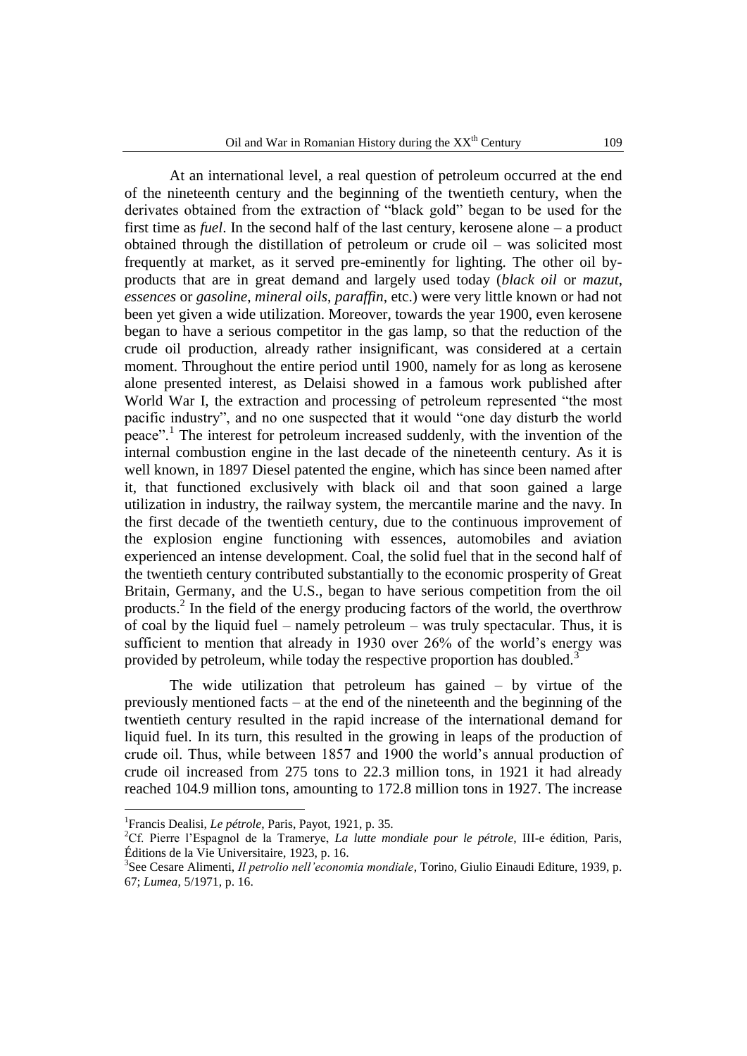At an international level, a real question of petroleum occurred at the end of the nineteenth century and the beginning of the twentieth century, when the derivates obtained from the extraction of "black gold" began to be used for the first time as *fuel*. In the second half of the last century, kerosene alone – a product obtained through the distillation of petroleum or crude oil – was solicited most frequently at market, as it served pre-eminently for lighting. The other oil by-products that are in great demand and largely used today (*black oil* or *mazut*, *essences* or *gasoline*, *mineral oils*, *paraffin*, etc.) were very little known or had not been yet given a wide utilization. Moreover, towards the year 1900, even kerosene began to have a serious competitor in the gas lamp, so that the reduction of the crude oil production, already rather insignificant, was considered at a certain moment. Throughout the entire period until 1900, namely for as long as kerosene alone presented interest, as Delaisi showed in a famous work published after World War I, the extraction and processing of petroleum represented "the most pacific industry", and no one suspected that it would "one day disturb the world peace".[1] The interest for petroleum increased suddenly, with the invention of the internal combustion engine in the last decade of the nineteenth century. As it is well known, in 1897 Diesel patented the engine, which has since been named after it, that functioned exclusively with black oil and that soon gained a large utilization in industry, the railway system, the mercantile marine and the navy. In the first decade of the twentieth century, due to the continuous improvement of the explosion engine functioning with essences, automobiles and aviation experienced an intense development. Coal, the solid fuel that in the second half of the twentieth century contributed substantially to the economic prosperity of Great Britain, Germany, and the U.S., began to have serious competition from the oil products.[2] In the field of the energy producing factors of the world, the overthrow of coal by the liquid fuel – namely petroleum – was truly spectacular. Thus, it is sufficient to mention that already in 1930 over 26% of the world's energy was provided by petroleum, while today the respective proportion has doubled.[3]

The wide utilization that petroleum has gained – by virtue of the previously mentioned facts – at the end of the nineteenth and the beginning of the twentieth century resulted in the rapid increase of the international demand for liquid fuel. In its turn, this resulted in the growing in leaps of the production of crude oil. Thus, while between 1857 and 1900 the world's annual production of crude oil increased from 275 tons to 22.3 million tons, in 1921 it had already reached 104.9 million tons, amounting to 172.8 million tons in 1927. The increase

---

[1] Francis Dealisi, *Le pétrole*, Paris, Payot, 1921, p. 35.

[2] Cf. Pierre l'Espagnol de la Tramerye, *La lutte mondiale pour le pétrole*, III-e édition, Paris, Éditions de la Vie Universitaire, 1923, p. 16.

[3] See Cesare Alimenti, *Il petrolio nell'economia mondiale*, Torino, Giulio Einaudi Editure, 1939, p. 67; *Lumea*, 5/1971, p. 16.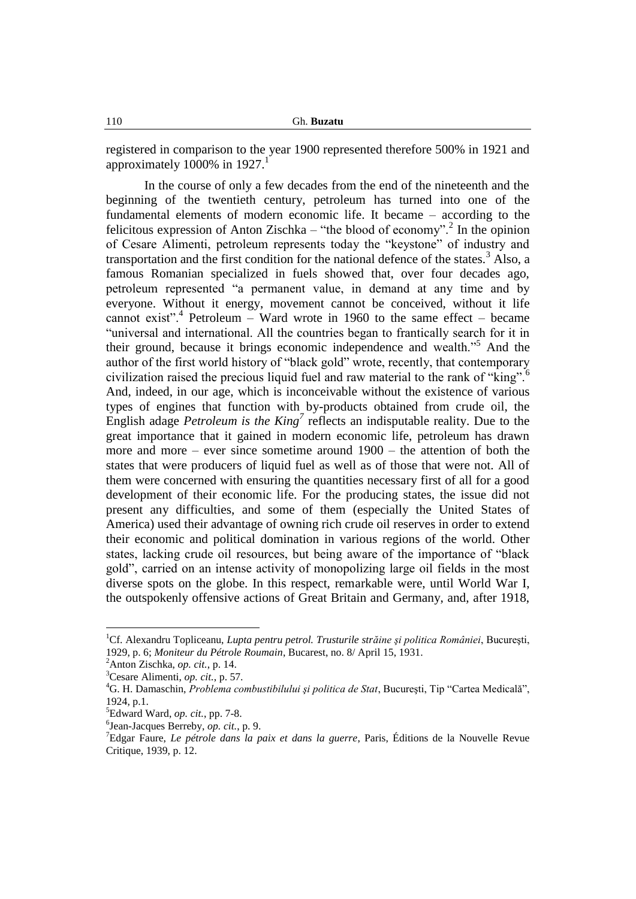registered in comparison to the year 1900 represented therefore 500% in 1921 and approximately 1000% in 1927.[1]

In the course of only a few decades from the end of the nineteenth and the beginning of the twentieth century, petroleum has turned into one of the fundamental elements of modern economic life. It became – according to the felicitous expression of Anton Zischka – "the blood of economy".[2] In the opinion of Cesare Alimenti, petroleum represents today the "keystone" of industry and transportation and the first condition for the national defence of the states.[3] Also, a famous Romanian specialized in fuels showed that, over four decades ago, petroleum represented "a permanent value, in demand at any time and by everyone. Without it energy, movement cannot be conceived, without it life cannot exist".[4] Petroleum – Ward wrote in 1960 to the same effect – became "universal and international. All the countries began to frantically search for it in their ground, because it brings economic independence and wealth."[5] And the author of the first world history of "black gold" wrote, recently, that contemporary civilization raised the precious liquid fuel and raw material to the rank of "king".[6] And, indeed, in our age, which is inconceivable without the existence of various types of engines that function with by-products obtained from crude oil, the English adage *Petroleum is the King*[7] reflects an indisputable reality. Due to the great importance that it gained in modern economic life, petroleum has drawn more and more – ever since sometime around 1900 – the attention of both the states that were producers of liquid fuel as well as of those that were not. All of them were concerned with ensuring the quantities necessary first of all for a good development of their economic life. For the producing states, the issue did not present any difficulties, and some of them (especially the United States of America) used their advantage of owning rich crude oil reserves in order to extend their economic and political domination in various regions of the world. Other states, lacking crude oil resources, but being aware of the importance of "black gold", carried on an intense activity of monopolizing large oil fields in the most diverse spots on the globe. In this respect, remarkable were, until World War I, the outspokenly offensive actions of Great Britain and Germany, and, after 1918,

---

[1] Cf. Alexandru Topliceanu, *Lupta pentru petrol. Trusturile străine şi politica României*, Bucureşti, 1929, p. 6; *Moniteur du Pétrole Roumain*, Bucarest, no. 8/ April 15, 1931.

[2] Anton Zischka, *op. cit.*, p. 14.

[3] Cesare Alimenti, *op. cit.*, p. 57.

[4] G. H. Damaschin, *Problema combustibilului şi politica de Stat*, Bucureşti, Tip "Cartea Medicală", 1924, p.1.

[5] Edward Ward, *op. cit.*, pp. 7-8.

[6] Jean-Jacques Berreby, *op. cit.*, p. 9.

[7] Edgar Faure, *Le pétrole dans la paix et dans la guerre*, Paris, Éditions de la Nouvelle Revue Critique, 1939, p. 12.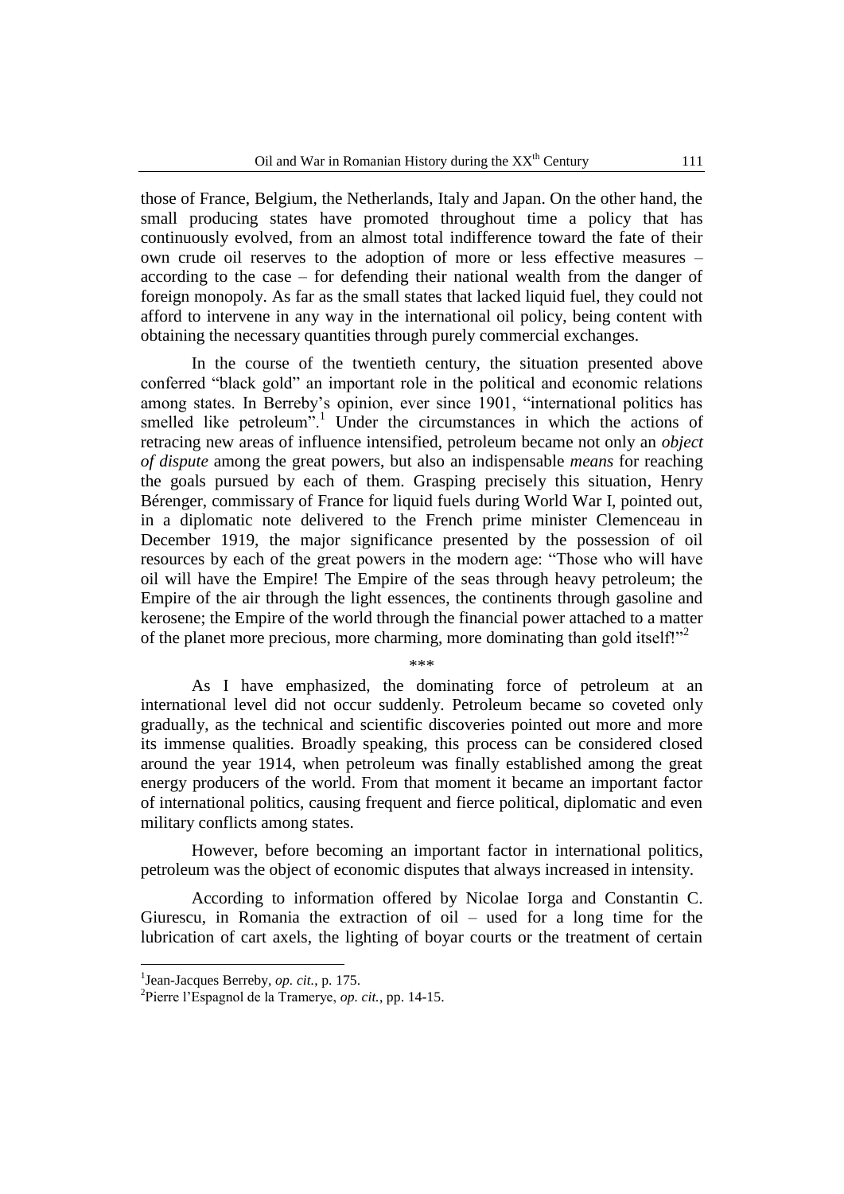those of France, Belgium, the Netherlands, Italy and Japan. On the other hand, the small producing states have promoted throughout time a policy that has continuously evolved, from an almost total indifference toward the fate of their own crude oil reserves to the adoption of more or less effective measures – according to the case – for defending their national wealth from the danger of foreign monopoly. As far as the small states that lacked liquid fuel, they could not afford to intervene in any way in the international oil policy, being content with obtaining the necessary quantities through purely commercial exchanges.

In the course of the twentieth century, the situation presented above conferred "black gold" an important role in the political and economic relations among states. In Berreby's opinion, ever since 1901, "international politics has smelled like petroleum".[1] Under the circumstances in which the actions of retracing new areas of influence intensified, petroleum became not only an *object of dispute* among the great powers, but also an indispensable *means* for reaching the goals pursued by each of them. Grasping precisely this situation, Henry Bérenger, commissary of France for liquid fuels during World War I, pointed out, in a diplomatic note delivered to the French prime minister Clemenceau in December 1919, the major significance presented by the possession of oil resources by each of the great powers in the modern age: "Those who will have oil will have the Empire! The Empire of the seas through heavy petroleum; the Empire of the air through the light essences, the continents through gasoline and kerosene; the Empire of the world through the financial power attached to a matter of the planet more precious, more charming, more dominating than gold itself!"[2]

\*\*\*

As I have emphasized, the dominating force of petroleum at an international level did not occur suddenly. Petroleum became so coveted only gradually, as the technical and scientific discoveries pointed out more and more its immense qualities. Broadly speaking, this process can be considered closed around the year 1914, when petroleum was finally established among the great energy producers of the world. From that moment it became an important factor of international politics, causing frequent and fierce political, diplomatic and even military conflicts among states.

However, before becoming an important factor in international politics, petroleum was the object of economic disputes that always increased in intensity.

According to information offered by Nicolae Iorga and Constantin C. Giurescu, in Romania the extraction of oil – used for a long time for the lubrication of cart axels, the lighting of boyar courts or the treatment of certain

---

[1] Jean-Jacques Berreby, *op. cit.*, p. 175.

[2] Pierre l'Espagnol de la Tramerye, *op. cit.*, pp. 14-15.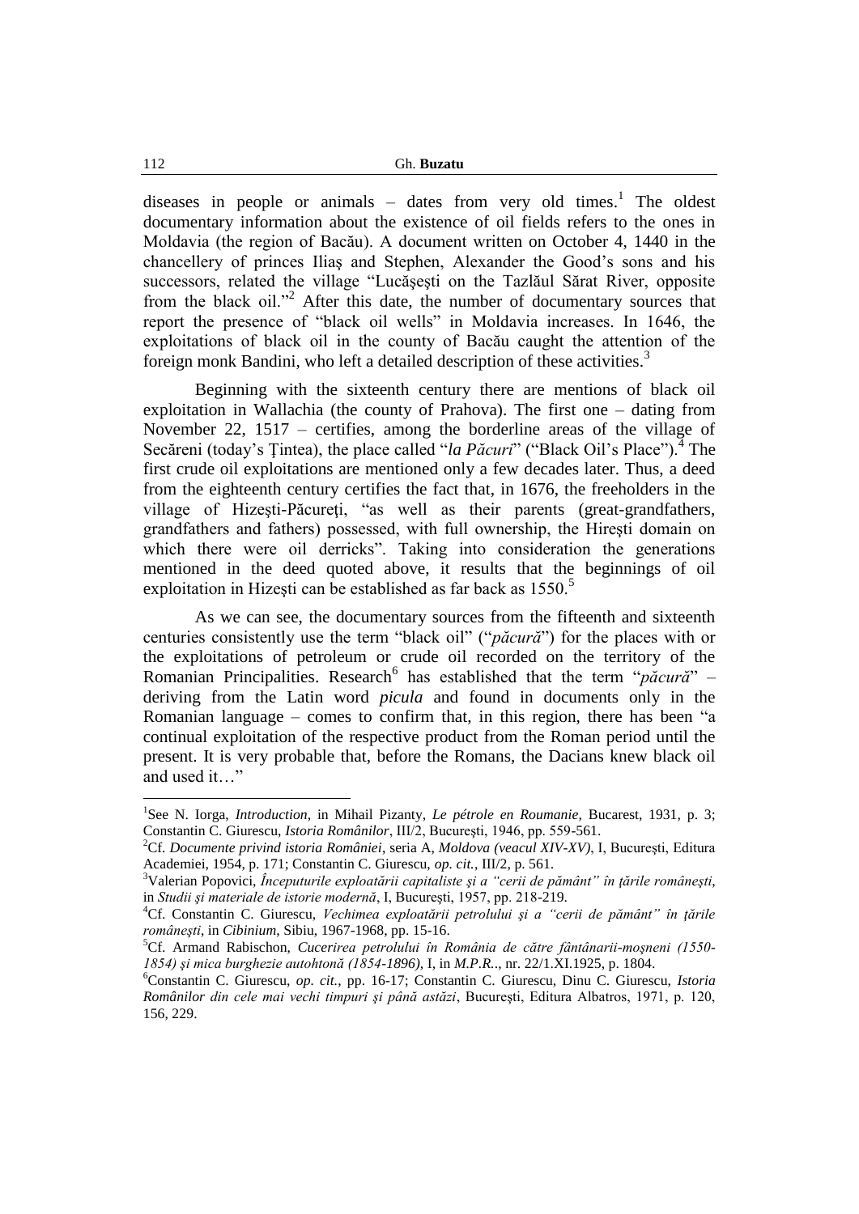diseases in people or animals – dates from very old times.[1] The oldest documentary information about the existence of oil fields refers to the ones in Moldavia (the region of Bacău). A document written on October 4, 1440 in the chancellery of princes Iliaş and Stephen, Alexander the Good's sons and his successors, related the village "Lucăşeşti on the Tazlăul Sărat River, opposite from the black oil."[2] After this date, the number of documentary sources that report the presence of "black oil wells" in Moldavia increases. In 1646, the exploitations of black oil in the county of Bacău caught the attention of the foreign monk Bandini, who left a detailed description of these activities.[3]

Beginning with the sixteenth century there are mentions of black oil exploitation in Wallachia (the county of Prahova). The first one – dating from November 22, 1517 – certifies, among the borderline areas of the village of Secăreni (today's Ţintea), the place called "*la Păcuri*" ("Black Oil's Place").[4] The first crude oil exploitations are mentioned only a few decades later. Thus, a deed from the eighteenth century certifies the fact that, in 1676, the freeholders in the village of Hizeşti-Păcureţi, "as well as their parents (great-grandfathers, grandfathers and fathers) possessed, with full ownership, the Hireşti domain on which there were oil derricks". Taking into consideration the generations mentioned in the deed quoted above, it results that the beginnings of oil exploitation in Hizeşti can be established as far back as 1550.[5]

As we can see, the documentary sources from the fifteenth and sixteenth centuries consistently use the term "black oil" ("*păcură*") for the places with or the exploitations of petroleum or crude oil recorded on the territory of the Romanian Principalities. Research[6] has established that the term "*păcură*" – deriving from the Latin word *picula* and found in documents only in the Romanian language – comes to confirm that, in this region, there has been "a continual exploitation of the respective product from the Roman period until the present. It is very probable that, before the Romans, the Dacians knew black oil and used it…"

---

[1] See N. Iorga, *Introduction*, in Mihail Pizanty, *Le pétrole en Roumanie*, Bucarest, 1931, p. 3; Constantin C. Giurescu, *Istoria Românilor*, III/2, Bucureşti, 1946, pp. 559-561.

[2] Cf. *Documente privind istoria României*, seria A, *Moldova (veacul XIV-XV)*, I, Bucureşti, Editura Academiei, 1954, p. 171; Constantin C. Giurescu, *op. cit.*, III/2, p. 561.

[3] Valerian Popovici, *Începuturile exploatării capitaliste şi a "cerii de pământ" în ţările româneşti*, in *Studii şi materiale de istorie modernă*, I, Bucureşti, 1957, pp. 218-219.

[4] Cf. Constantin C. Giurescu, *Vechimea exploatării petrolului şi a "cerii de pământ" în ţările româneşti*, in *Cibinium*, Sibiu, 1967-1968, pp. 15-16.

[5] Cf. Armand Rabischon, *Cucerirea petrolului în România de către fântânarii-moşneni (1550-1854) şi mica burghezie autohtonă (1854-1896)*, I, in *M.P.R..*, nr. 22/1.XI.1925, p. 1804.

[6] Constantin C. Giurescu, *op. cit.*, pp. 16-17; Constantin C. Giurescu, Dinu C. Giurescu, *Istoria Românilor din cele mai vechi timpuri şi până astăzi*, Bucureşti, Editura Albatros, 1971, p. 120, 156, 229.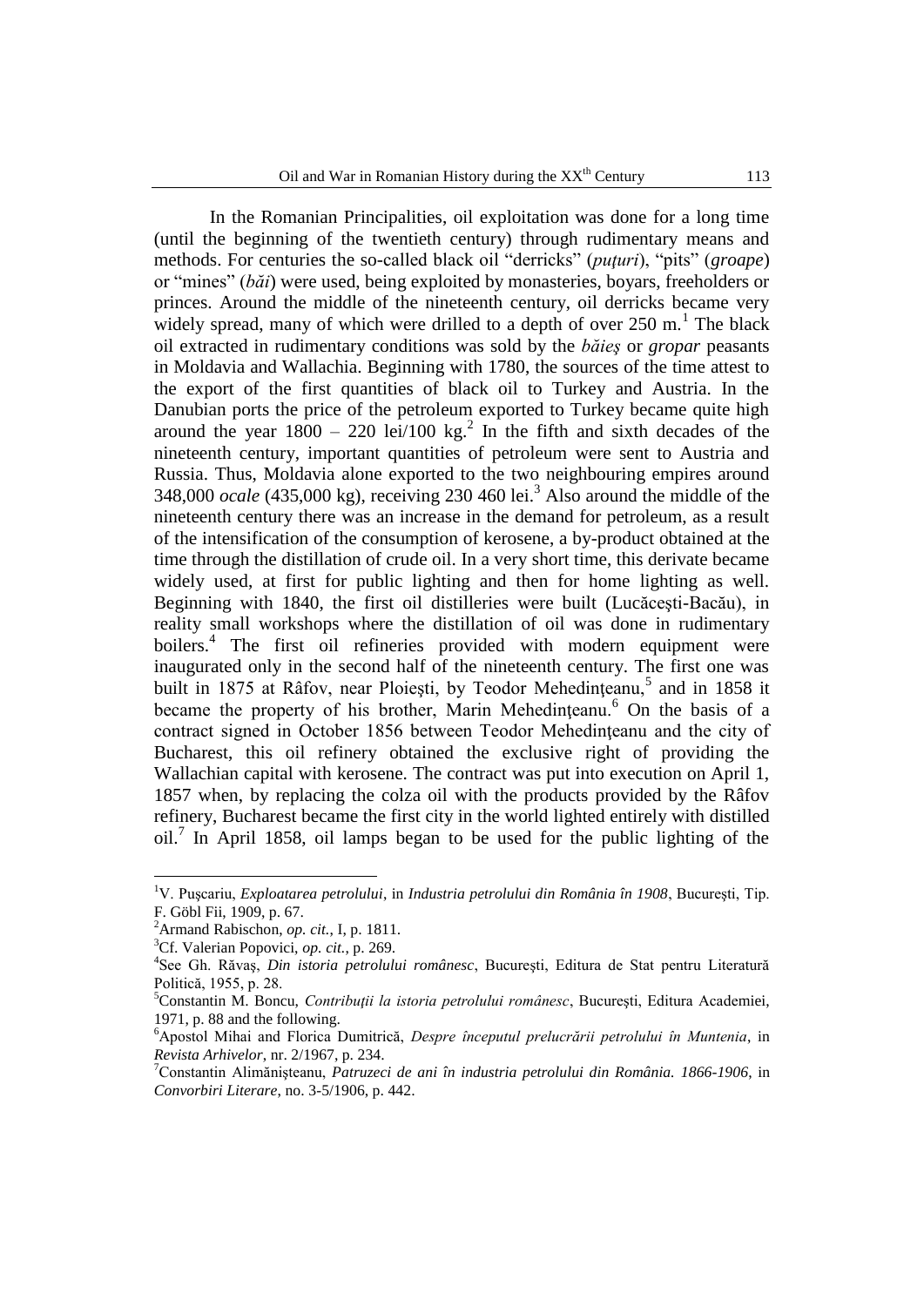In the Romanian Principalities, oil exploitation was done for a long time (until the beginning of the twentieth century) through rudimentary means and methods. For centuries the so-called black oil "derricks" (*puţuri*), "pits" (*groape*) or "mines" (*băi*) were used, being exploited by monasteries, boyars, freeholders or princes. Around the middle of the nineteenth century, oil derricks became very widely spread, many of which were drilled to a depth of over 250 m.[1] The black oil extracted in rudimentary conditions was sold by the *băieş* or *gropar* peasants in Moldavia and Wallachia. Beginning with 1780, the sources of the time attest to the export of the first quantities of black oil to Turkey and Austria. In the Danubian ports the price of the petroleum exported to Turkey became quite high around the year 1800 – 220 lei/100 kg.[2] In the fifth and sixth decades of the nineteenth century, important quantities of petroleum were sent to Austria and Russia. Thus, Moldavia alone exported to the two neighbouring empires around 348,000 *ocale* (435,000 kg), receiving 230 460 lei.[3] Also around the middle of the nineteenth century there was an increase in the demand for petroleum, as a result of the intensification of the consumption of kerosene, a by-product obtained at the time through the distillation of crude oil. In a very short time, this derivate became widely used, at first for public lighting and then for home lighting as well. Beginning with 1840, the first oil distilleries were built (Lucăceşti-Bacău), in reality small workshops where the distillation of oil was done in rudimentary boilers.[4] The first oil refineries provided with modern equipment were inaugurated only in the second half of the nineteenth century. The first one was built in 1875 at Râfov, near Ploieşti, by Teodor Mehedinţeanu,[5] and in 1858 it became the property of his brother, Marin Mehedinţeanu.[6] On the basis of a contract signed in October 1856 between Teodor Mehedinţeanu and the city of Bucharest, this oil refinery obtained the exclusive right of providing the Wallachian capital with kerosene. The contract was put into execution on April 1, 1857 when, by replacing the colza oil with the products provided by the Râfov refinery, Bucharest became the first city in the world lighted entirely with distilled oil.[7] In April 1858, oil lamps began to be used for the public lighting of the

---

[1] V. Puşcariu, *Exploatarea petrolului*, in *Industria petrolului din România în 1908*, Bucureşti, Tip. F. Göbl Fii, 1909, p. 67.

[2] Armand Rabischon, *op. cit.*, I, p. 1811.

[3] Cf. Valerian Popovici, *op. cit.*, p. 269.

[4] See Gh. Răvaş, *Din istoria petrolului românesc*, Bucureşti, Editura de Stat pentru Literatură Politică, 1955, p. 28.

[5] Constantin M. Boncu, *Contribuţii la istoria petrolului românesc*, Bucureşti, Editura Academiei, 1971, p. 88 and the following.

[6] Apostol Mihai and Florica Dumitrică, *Despre începutul prelucrării petrolului în Muntenia*, in *Revista Arhivelor*, nr. 2/1967, p. 234.

[7] Constantin Alimănişteanu, *Patruzeci de ani în industria petrolului din România. 1866-1906*, in *Convorbiri Literare*, no. 3-5/1906, p. 442.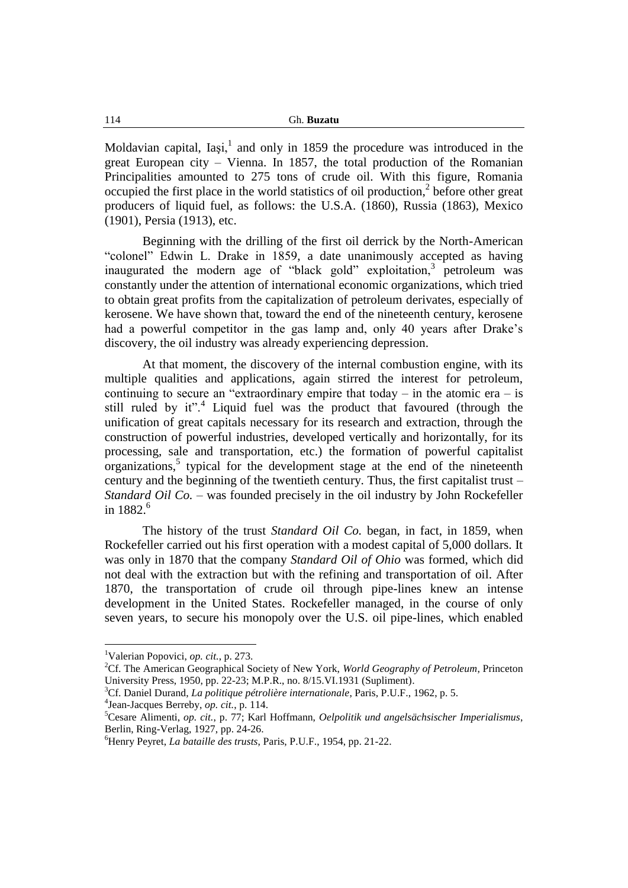Moldavian capital, Iaşi,[1] and only in 1859 the procedure was introduced in the great European city – Vienna. In 1857, the total production of the Romanian Principalities amounted to 275 tons of crude oil. With this figure, Romania occupied the first place in the world statistics of oil production,[2] before other great producers of liquid fuel, as follows: the U.S.A. (1860), Russia (1863), Mexico (1901), Persia (1913), etc.

Beginning with the drilling of the first oil derrick by the North-American "colonel" Edwin L. Drake in 1859, a date unanimously accepted as having inaugurated the modern age of "black gold" exploitation,[3] petroleum was constantly under the attention of international economic organizations, which tried to obtain great profits from the capitalization of petroleum derivates, especially of kerosene. We have shown that, toward the end of the nineteenth century, kerosene had a powerful competitor in the gas lamp and, only 40 years after Drake's discovery, the oil industry was already experiencing depression.

At that moment, the discovery of the internal combustion engine, with its multiple qualities and applications, again stirred the interest for petroleum, continuing to secure an "extraordinary empire that today – in the atomic era – is still ruled by it".[4] Liquid fuel was the product that favoured (through the unification of great capitals necessary for its research and extraction, through the construction of powerful industries, developed vertically and horizontally, for its processing, sale and transportation, etc.) the formation of powerful capitalist organizations,[5] typical for the development stage at the end of the nineteenth century and the beginning of the twentieth century. Thus, the first capitalist trust – *Standard Oil Co.* – was founded precisely in the oil industry by John Rockefeller in 1882.[6]

The history of the trust *Standard Oil Co.* began, in fact, in 1859, when Rockefeller carried out his first operation with a modest capital of 5,000 dollars. It was only in 1870 that the company *Standard Oil of Ohio* was formed, which did not deal with the extraction but with the refining and transportation of oil. After 1870, the transportation of crude oil through pipe-lines knew an intense development in the United States. Rockefeller managed, in the course of only seven years, to secure his monopoly over the U.S. oil pipe-lines, which enabled

---

[1] Valerian Popovici, *op. cit.*, p. 273.

[2] Cf. The American Geographical Society of New York, *World Geography of Petroleum*, Princeton University Press, 1950, pp. 22-23; M.P.R., no. 8/15.VI.1931 (Supliment).

[3] Cf. Daniel Durand, *La politique pétrolière internationale*, Paris, P.U.F., 1962, p. 5.

[4] Jean-Jacques Berreby, *op. cit.*, p. 114.

[5] Cesare Alimenti, *op. cit.*, p. 77; Karl Hoffmann, *Oelpolitik und angelsächsischer Imperialismus*, Berlin, Ring-Verlag, 1927, pp. 24-26.

[6] Henry Peyret, *La bataille des trusts*, Paris, P.U.F., 1954, pp. 21-22.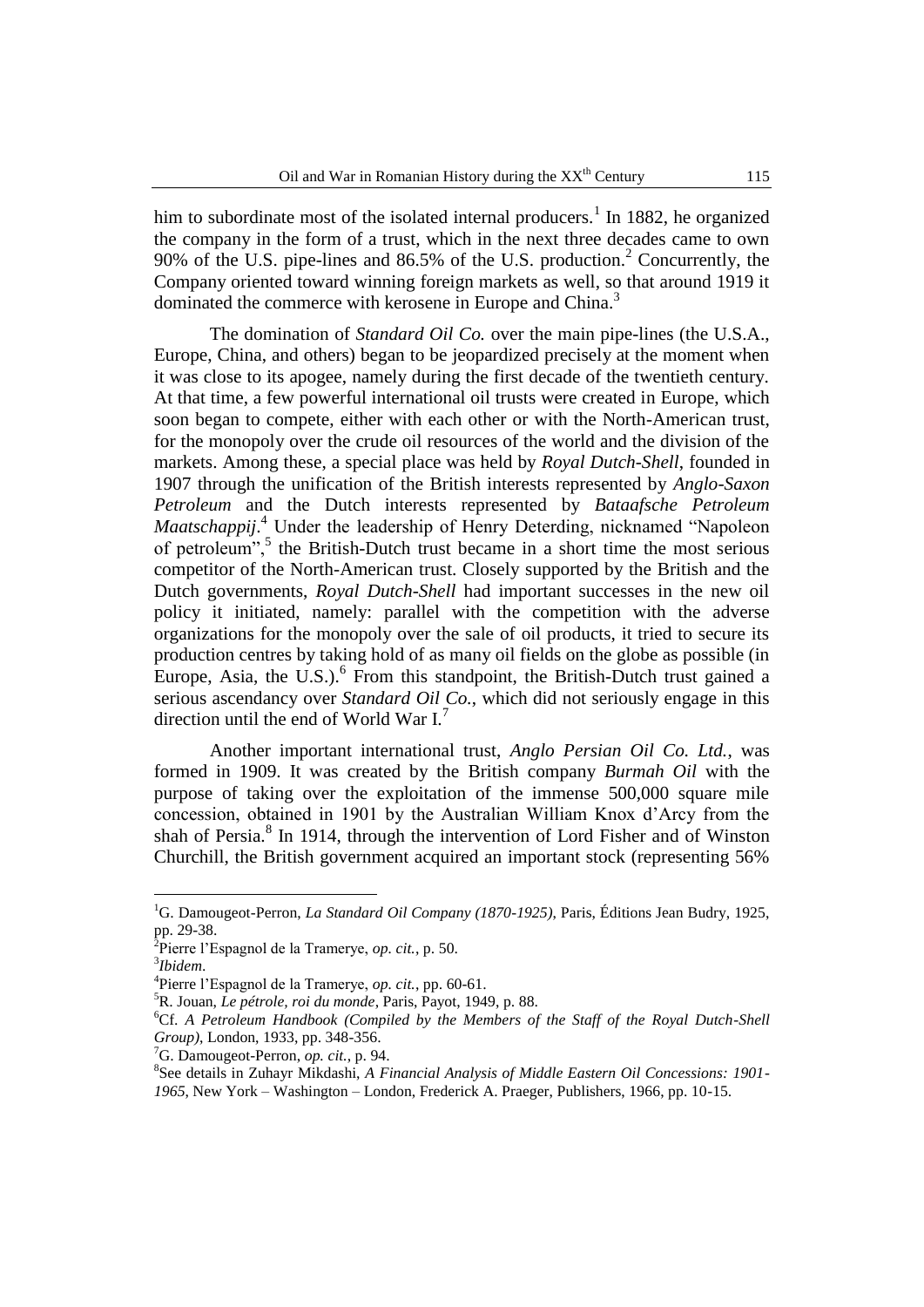him to subordinate most of the isolated internal producers.[1] In 1882, he organized the company in the form of a trust, which in the next three decades came to own 90% of the U.S. pipe-lines and 86.5% of the U.S. production.[2] Concurrently, the Company oriented toward winning foreign markets as well, so that around 1919 it dominated the commerce with kerosene in Europe and China.[3]

The domination of *Standard Oil Co.* over the main pipe-lines (the U.S.A., Europe, China, and others) began to be jeopardized precisely at the moment when it was close to its apogee, namely during the first decade of the twentieth century. At that time, a few powerful international oil trusts were created in Europe, which soon began to compete, either with each other or with the North-American trust, for the monopoly over the crude oil resources of the world and the division of the markets. Among these, a special place was held by *Royal Dutch-Shell*, founded in 1907 through the unification of the British interests represented by *Anglo-Saxon Petroleum* and the Dutch interests represented by *Bataafsche Petroleum Maatschappij*.[4] Under the leadership of Henry Deterding, nicknamed "Napoleon of petroleum",[5] the British-Dutch trust became in a short time the most serious competitor of the North-American trust. Closely supported by the British and the Dutch governments, *Royal Dutch-Shell* had important successes in the new oil policy it initiated, namely: parallel with the competition with the adverse organizations for the monopoly over the sale of oil products, it tried to secure its production centres by taking hold of as many oil fields on the globe as possible (in Europe, Asia, the U.S.).[6] From this standpoint, the British-Dutch trust gained a serious ascendancy over *Standard Oil Co.*, which did not seriously engage in this direction until the end of World War I.[7]

Another important international trust, *Anglo Persian Oil Co. Ltd.*, was formed in 1909. It was created by the British company *Burmah Oil* with the purpose of taking over the exploitation of the immense 500,000 square mile concession, obtained in 1901 by the Australian William Knox d'Arcy from the shah of Persia.[8] In 1914, through the intervention of Lord Fisher and of Winston Churchill, the British government acquired an important stock (representing 56%

---

[1] G. Damougeot-Perron, *La Standard Oil Company (1870-1925)*, Paris, Éditions Jean Budry, 1925, pp. 29-38.

[2] Pierre l'Espagnol de la Trameryе, *op. cit.*, p. 50.

[3] *Ibidem*.

[4] Pierre l'Espagnol de la Trameryе, *op. cit.*, pp. 60-61.

[5] R. Jouan, *Le pétrole, roi du monde*, Paris, Payot, 1949, p. 88.

[6] Cf. *A Petroleum Handbook (Compiled by the Members of the Staff of the Royal Dutch-Shell Group)*, London, 1933, pp. 348-356.

[7] G. Damougeot-Perron, *op. cit.*, p. 94.

[8] See details in Zuhayr Mikdashi, *A Financial Analysis of Middle Eastern Oil Concessions: 1901-1965*, New York – Washington – London, Frederick A. Praeger, Publishers, 1966, pp. 10-15.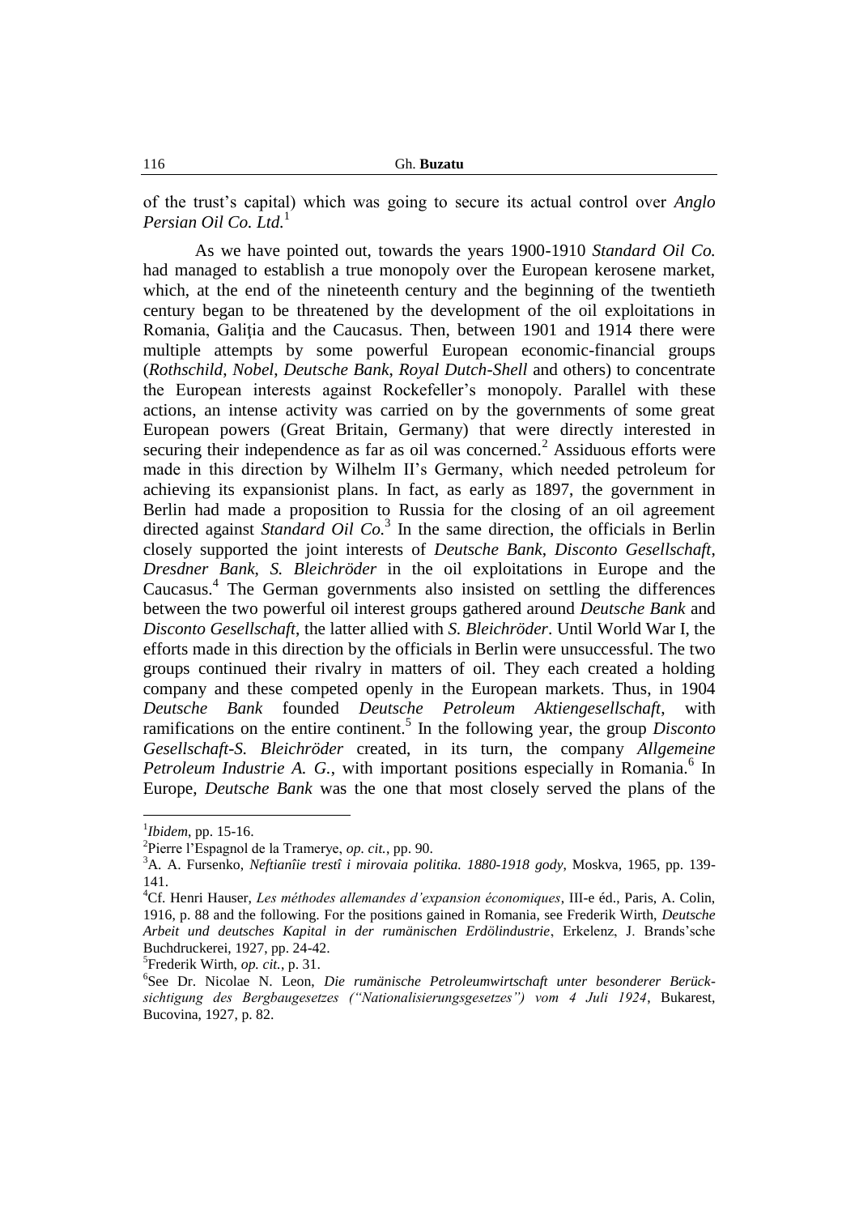of the trust's capital) which was going to secure its actual control over *Anglo Persian Oil Co. Ltd.*[1]

As we have pointed out, towards the years 1900-1910 *Standard Oil Co.* had managed to establish a true monopoly over the European kerosene market, which, at the end of the nineteenth century and the beginning of the twentieth century began to be threatened by the development of the oil exploitations in Romania, Galiția and the Caucasus. Then, between 1901 and 1914 there were multiple attempts by some powerful European economic-financial groups (*Rothschild*, *Nobel*, *Deutsche Bank*, *Royal Dutch-Shell* and others) to concentrate the European interests against Rockefeller's monopoly. Parallel with these actions, an intense activity was carried on by the governments of some great European powers (Great Britain, Germany) that were directly interested in securing their independence as far as oil was concerned.[2] Assiduous efforts were made in this direction by Wilhelm II's Germany, which needed petroleum for achieving its expansionist plans. In fact, as early as 1897, the government in Berlin had made a proposition to Russia for the closing of an oil agreement directed against *Standard Oil Co.*[3] In the same direction, the officials in Berlin closely supported the joint interests of *Deutsche Bank*, *Disconto Gesellschaft*, *Dresdner Bank*, *S. Bleichröder* in the oil exploitations in Europe and the Caucasus.[4] The German governments also insisted on settling the differences between the two powerful oil interest groups gathered around *Deutsche Bank* and *Disconto Gesellschaft*, the latter allied with *S. Bleichröder*. Until World War I, the efforts made in this direction by the officials in Berlin were unsuccessful. The two groups continued their rivalry in matters of oil. They each created a holding company and these competed openly in the European markets. Thus, in 1904 *Deutsche Bank* founded *Deutsche Petroleum Aktiengesellschaft*, with ramifications on the entire continent.[5] In the following year, the group *Disconto Gesellschaft-S. Bleichröder* created, in its turn, the company *Allgemeine Petroleum Industrie A. G.*, with important positions especially in Romania.[6] In Europe, *Deutsche Bank* was the one that most closely served the plans of the

---

[1] *Ibidem*, pp. 15-16.

[2] Pierre l'Espagnol de la Tramerye, *op. cit.*, pp. 90.

[3] A. A. Fursenko, *Neftianîie trestî i mirovaia politika. 1880-1918 gody*, Moskva, 1965, pp. 139-141.

[4] Cf. Henri Hauser, *Les méthodes allemandes d'expansion économiques*, III-e éd., Paris, A. Colin, 1916, p. 88 and the following. For the positions gained in Romania, see Frederik Wirth, *Deutsche Arbeit und deutsches Kapital in der rumänischen Erdölindustrie*, Erkelenz, J. Brands'sche Buchdruckerei, 1927, pp. 24-42.

[5] Frederik Wirth, *op. cit.*, p. 31.

[6] See Dr. Nicolae N. Leon, *Die rumänische Petroleumwirtschaft unter besonderer Berücksichtigung des Bergbaugesetzes ("Nationalisierungsgesetzes") vom 4 Juli 1924*, Bukarest, Bucovina, 1927, p. 82.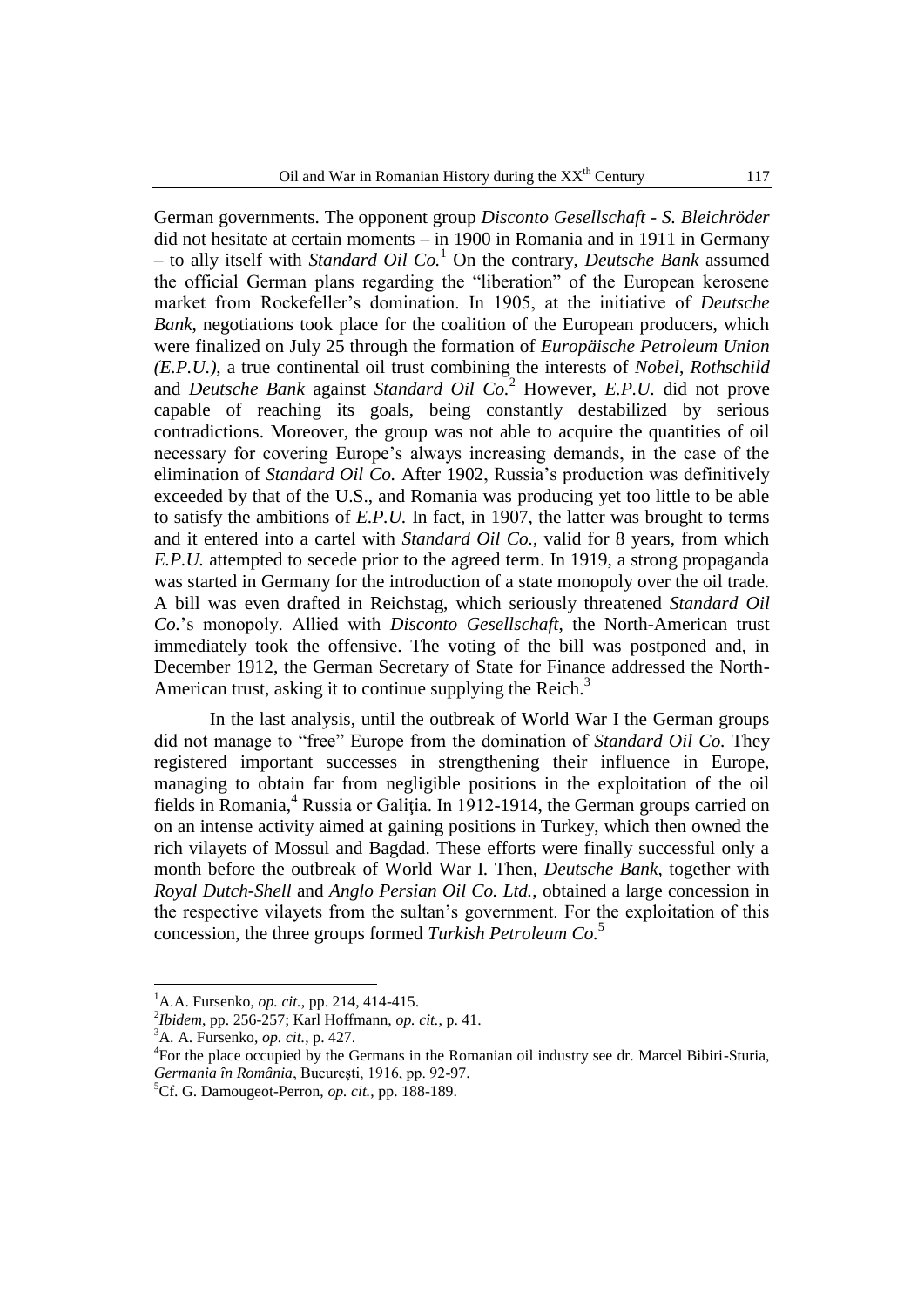German governments. The opponent group *Disconto Gesellschaft - S. Bleichröder* did not hesitate at certain moments – in 1900 in Romania and in 1911 in Germany – to ally itself with *Standard Oil Co.*[1] On the contrary, *Deutsche Bank* assumed the official German plans regarding the "liberation" of the European kerosene market from Rockefeller's domination. In 1905, at the initiative of *Deutsche Bank*, negotiations took place for the coalition of the European producers, which were finalized on July 25 through the formation of *Europäische Petroleum Union (E.P.U.)*, a true continental oil trust combining the interests of *Nobel*, *Rothschild* and *Deutsche Bank* against *Standard Oil Co.*[2] However, *E.P.U.* did not prove capable of reaching its goals, being constantly destabilized by serious contradictions. Moreover, the group was not able to acquire the quantities of oil necessary for covering Europe's always increasing demands, in the case of the elimination of *Standard Oil Co.* After 1902, Russia's production was definitively exceeded by that of the U.S., and Romania was producing yet too little to be able to satisfy the ambitions of *E.P.U.* In fact, in 1907, the latter was brought to terms and it entered into a cartel with *Standard Oil Co.*, valid for 8 years, from which *E.P.U.* attempted to secede prior to the agreed term. In 1919, a strong propaganda was started in Germany for the introduction of a state monopoly over the oil trade. A bill was even drafted in Reichstag, which seriously threatened *Standard Oil Co.*'s monopoly. Allied with *Disconto Gesellschaft*, the North-American trust immediately took the offensive. The voting of the bill was postponed and, in December 1912, the German Secretary of State for Finance addressed the North-American trust, asking it to continue supplying the Reich.[3]

In the last analysis, until the outbreak of World War I the German groups did not manage to "free" Europe from the domination of *Standard Oil Co.* They registered important successes in strengthening their influence in Europe, managing to obtain far from negligible positions in the exploitation of the oil fields in Romania,[4] Russia or Galiția. In 1912-1914, the German groups carried on on an intense activity aimed at gaining positions in Turkey, which then owned the rich vilayets of Mossul and Bagdad. These efforts were finally successful only a month before the outbreak of World War I. Then, *Deutsche Bank*, together with *Royal Dutch-Shell* and *Anglo Persian Oil Co. Ltd.*, obtained a large concession in the respective vilayets from the sultan's government. For the exploitation of this concession, the three groups formed *Turkish Petroleum Co.*[5]

---

[1] A.A. Fursenko, *op. cit.*, pp. 214, 414-415.

[2] *Ibidem*, pp. 256-257; Karl Hoffmann, *op. cit.*, p. 41.

[3] A. A. Fursenko, *op. cit.*, p. 427.

[4] For the place occupied by the Germans in the Romanian oil industry see dr. Marcel Bibiri-Sturia, *Germania în România*, București, 1916, pp. 92-97.

[5] Cf. G. Damougeot-Perron, *op. cit.*, pp. 188-189.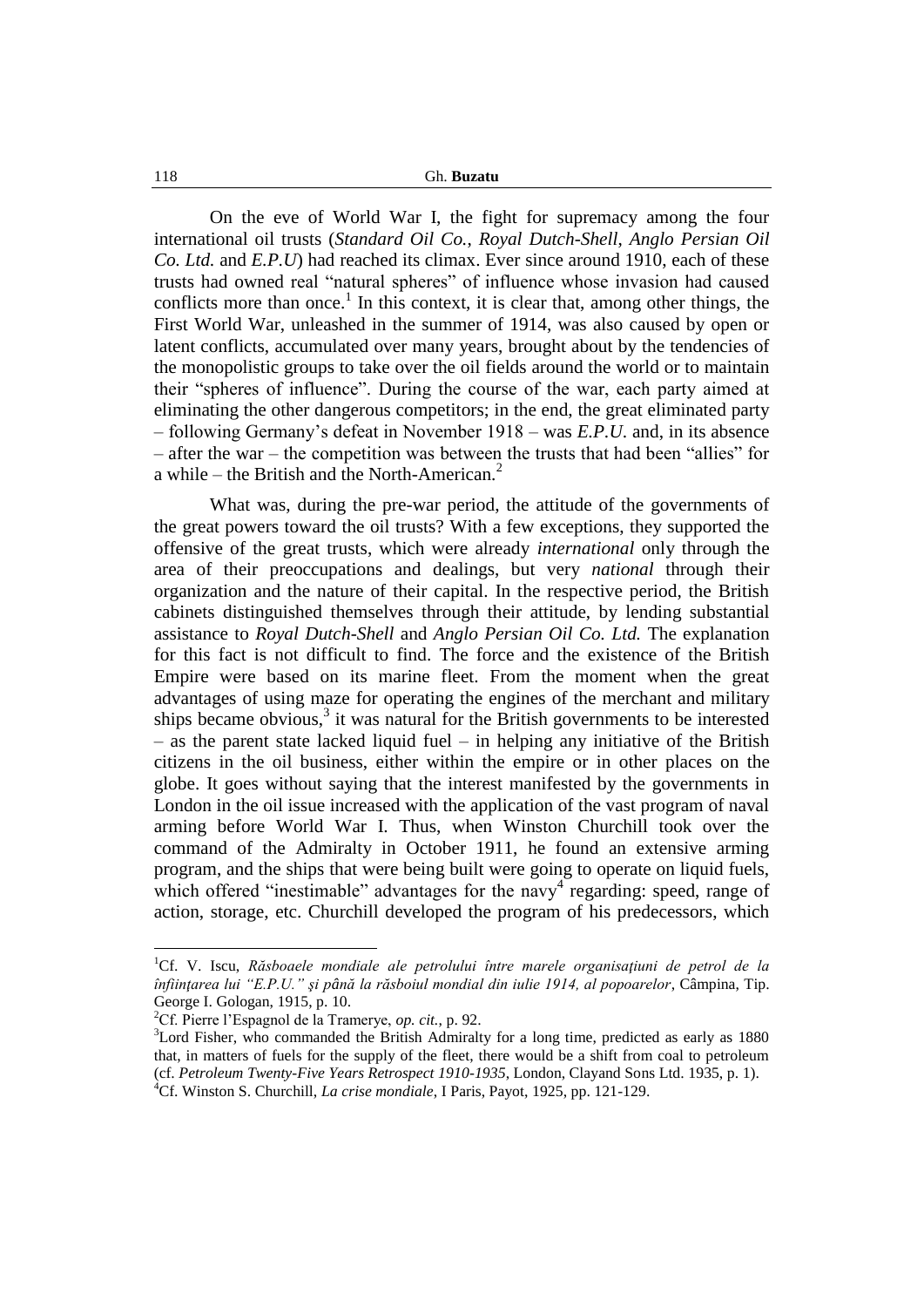On the eve of World War I, the fight for supremacy among the four international oil trusts (*Standard Oil Co.*, *Royal Dutch-Shell*, *Anglo Persian Oil Co. Ltd.* and *E.P.U*) had reached its climax. Ever since around 1910, each of these trusts had owned real "natural spheres" of influence whose invasion had caused conflicts more than once.[1] In this context, it is clear that, among other things, the First World War, unleashed in the summer of 1914, was also caused by open or latent conflicts, accumulated over many years, brought about by the tendencies of the monopolistic groups to take over the oil fields around the world or to maintain their "spheres of influence". During the course of the war, each party aimed at eliminating the other dangerous competitors; in the end, the great eliminated party – following Germany's defeat in November 1918 – was *E.P.U.* and, in its absence – after the war – the competition was between the trusts that had been "allies" for a while – the British and the North-American.[2]

What was, during the pre-war period, the attitude of the governments of the great powers toward the oil trusts? With a few exceptions, they supported the offensive of the great trusts, which were already *international* only through the area of their preoccupations and dealings, but very *national* through their organization and the nature of their capital. In the respective period, the British cabinets distinguished themselves through their attitude, by lending substantial assistance to *Royal Dutch-Shell* and *Anglo Persian Oil Co. Ltd.* The explanation for this fact is not difficult to find. The force and the existence of the British Empire were based on its marine fleet. From the moment when the great advantages of using maze for operating the engines of the merchant and military ships became obvious,[3] it was natural for the British governments to be interested – as the parent state lacked liquid fuel – in helping any initiative of the British citizens in the oil business, either within the empire or in other places on the globe. It goes without saying that the interest manifested by the governments in London in the oil issue increased with the application of the vast program of naval arming before World War I. Thus, when Winston Churchill took over the command of the Admiralty in October 1911, he found an extensive arming program, and the ships that were being built were going to operate on liquid fuels, which offered "inestimable" advantages for the navy[4] regarding: speed, range of action, storage, etc. Churchill developed the program of his predecessors, which

---

[1]Cf. V. Iscu, *Răsboaele mondiale ale petrolului între marele organisaţiuni de petrol de la înfiinţarea lui "E.P.U." şi până la răsboiul mondial din iulie 1914, al popoarelor*, Câmpina, Tip. George I. Gologan, 1915, p. 10.

[2]Cf. Pierre l'Espagnol de la Tramerye, *op. cit.*, p. 92.

[3]Lord Fisher, who commanded the British Admiralty for a long time, predicted as early as 1880 that, in matters of fuels for the supply of the fleet, there would be a shift from coal to petroleum (cf. *Petroleum Twenty-Five Years Retrospect 1910-1935*, London, Clayand Sons Ltd. 1935, p. 1).

[4]Cf. Winston S. Churchill, *La crise mondiale*, I Paris, Payot, 1925, pp. 121-129.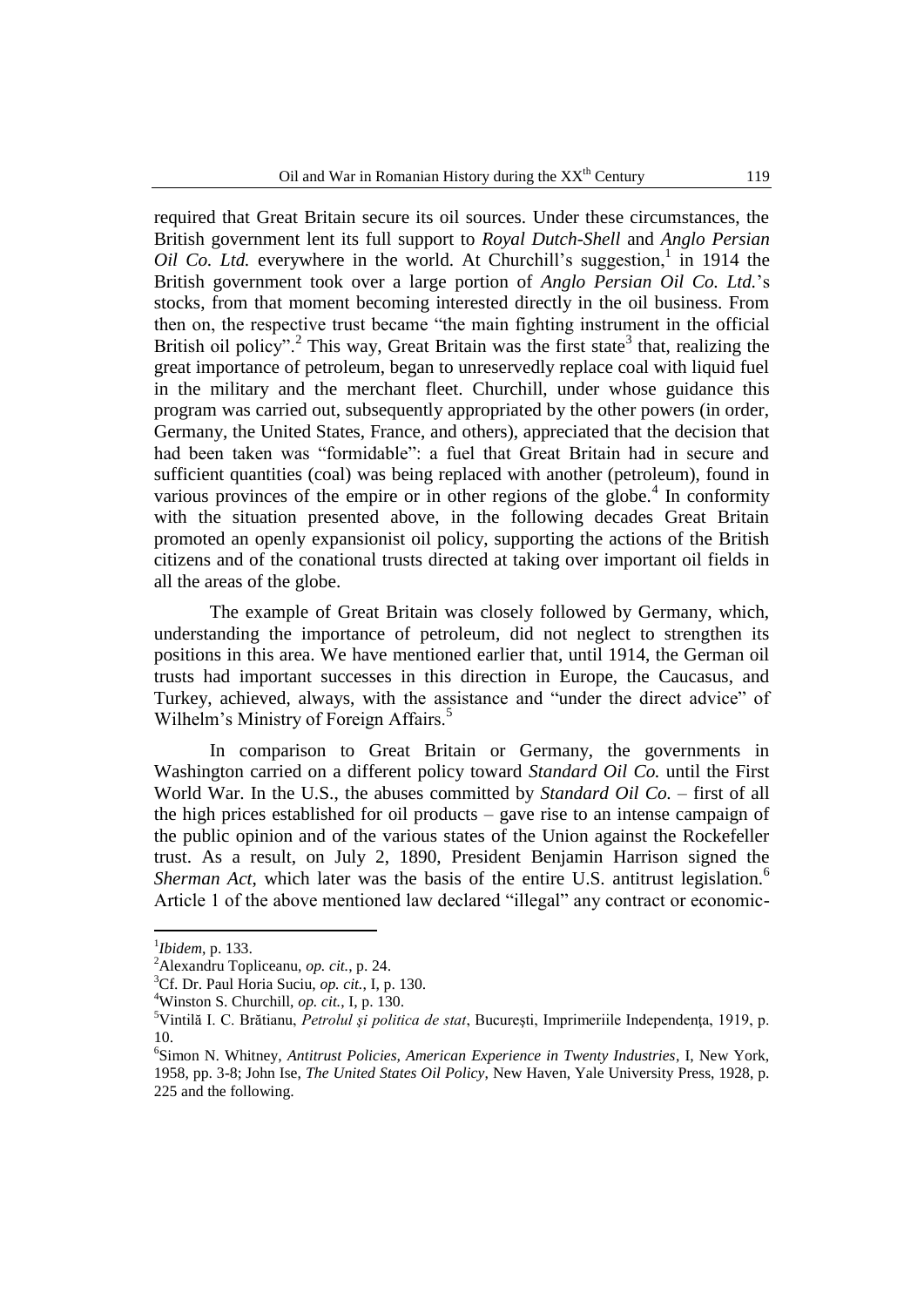required that Great Britain secure its oil sources. Under these circumstances, the British government lent its full support to *Royal Dutch-Shell* and *Anglo Persian Oil Co. Ltd.* everywhere in the world. At Churchill's suggestion,[1] in 1914 the British government took over a large portion of *Anglo Persian Oil Co. Ltd.*'s stocks, from that moment becoming interested directly in the oil business. From then on, the respective trust became "the main fighting instrument in the official British oil policy".[2] This way, Great Britain was the first state[3] that, realizing the great importance of petroleum, began to unreservedly replace coal with liquid fuel in the military and the merchant fleet. Churchill, under whose guidance this program was carried out, subsequently appropriated by the other powers (in order, Germany, the United States, France, and others), appreciated that the decision that had been taken was "formidable": a fuel that Great Britain had in secure and sufficient quantities (coal) was being replaced with another (petroleum), found in various provinces of the empire or in other regions of the globe.[4] In conformity with the situation presented above, in the following decades Great Britain promoted an openly expansionist oil policy, supporting the actions of the British citizens and of the conational trusts directed at taking over important oil fields in all the areas of the globe.

The example of Great Britain was closely followed by Germany, which, understanding the importance of petroleum, did not neglect to strengthen its positions in this area. We have mentioned earlier that, until 1914, the German oil trusts had important successes in this direction in Europe, the Caucasus, and Turkey, achieved, always, with the assistance and "under the direct advice" of Wilhelm's Ministry of Foreign Affairs.[5]

In comparison to Great Britain or Germany, the governments in Washington carried on a different policy toward *Standard Oil Co.* until the First World War. In the U.S., the abuses committed by *Standard Oil Co.* – first of all the high prices established for oil products – gave rise to an intense campaign of the public opinion and of the various states of the Union against the Rockefeller trust. As a result, on July 2, 1890, President Benjamin Harrison signed the *Sherman Act*, which later was the basis of the entire U.S. antitrust legislation.[6] Article 1 of the above mentioned law declared "illegal" any contract or economic-

---

[1] *Ibidem*, p. 133.

[2] Alexandru Topliceanu, *op. cit.*, p. 24.

[3] Cf. Dr. Paul Horia Suciu, *op. cit.*, I, p. 130.

[4] Winston S. Churchill, *op. cit.*, I, p. 130.

[5] Vintilă I. C. Brătianu, *Petrolul şi politica de stat*, Bucureşti, Imprimeriile Independenţa, 1919, p. 10.

[6] Simon N. Whitney, *Antitrust Policies, American Experience in Twenty Industries*, I, New York, 1958, pp. 3-8; John Ise, *The United States Oil Policy*, New Haven, Yale University Press, 1928, p. 225 and the following.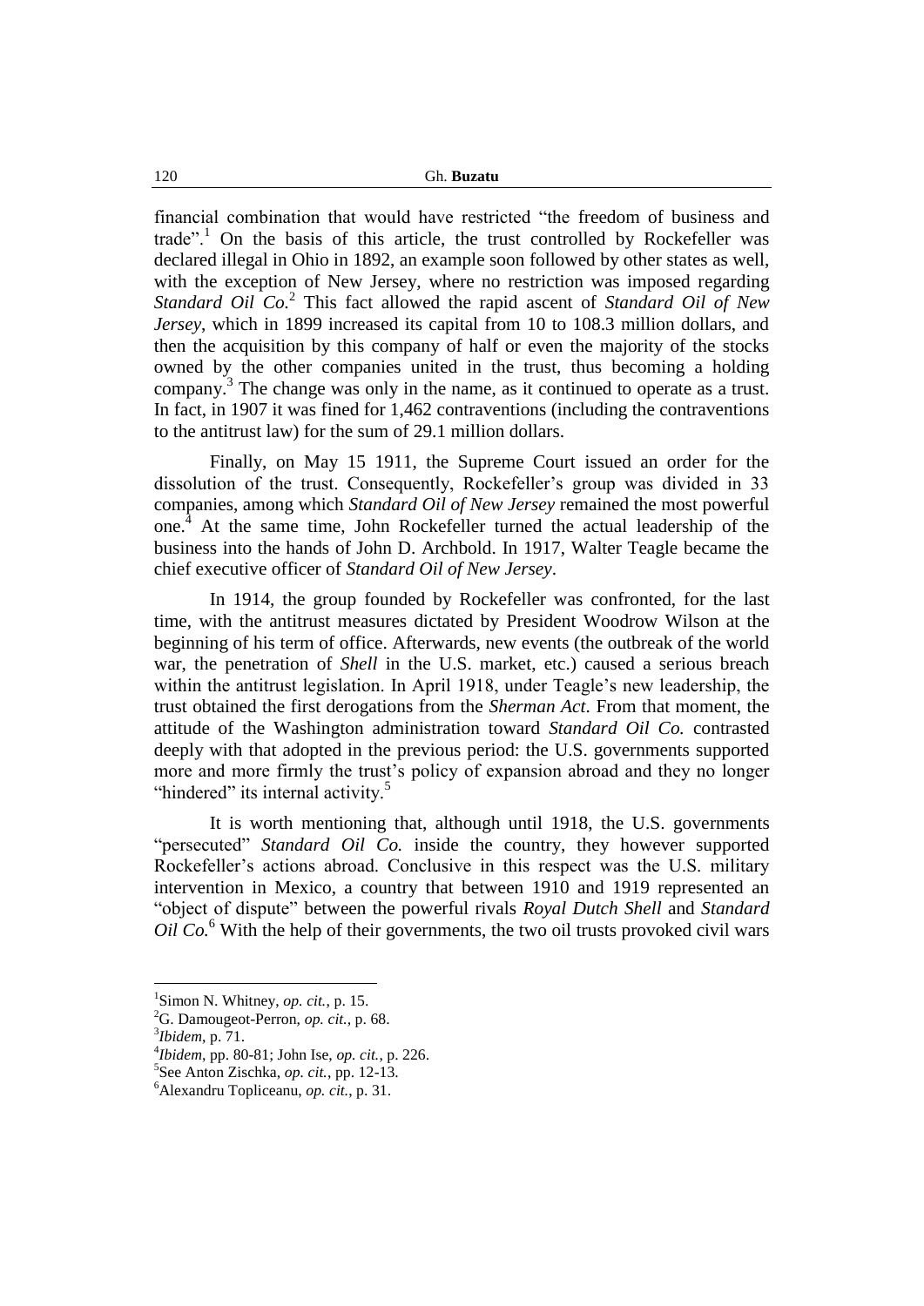financial combination that would have restricted "the freedom of business and trade".[1] On the basis of this article, the trust controlled by Rockefeller was declared illegal in Ohio in 1892, an example soon followed by other states as well, with the exception of New Jersey, where no restriction was imposed regarding *Standard Oil Co.*[2] This fact allowed the rapid ascent of *Standard Oil of New Jersey*, which in 1899 increased its capital from 10 to 108.3 million dollars, and then the acquisition by this company of half or even the majority of the stocks owned by the other companies united in the trust, thus becoming a holding company.[3] The change was only in the name, as it continued to operate as a trust. In fact, in 1907 it was fined for 1,462 contraventions (including the contraventions to the antitrust law) for the sum of 29.1 million dollars.

Finally, on May 15 1911, the Supreme Court issued an order for the dissolution of the trust. Consequently, Rockefeller's group was divided in 33 companies, among which *Standard Oil of New Jersey* remained the most powerful one.[4] At the same time, John Rockefeller turned the actual leadership of the business into the hands of John D. Archbold. In 1917, Walter Teagle became the chief executive officer of *Standard Oil of New Jersey*.

In 1914, the group founded by Rockefeller was confronted, for the last time, with the antitrust measures dictated by President Woodrow Wilson at the beginning of his term of office. Afterwards, new events (the outbreak of the world war, the penetration of *Shell* in the U.S. market, etc.) caused a serious breach within the antitrust legislation. In April 1918, under Teagle's new leadership, the trust obtained the first derogations from the *Sherman Act*. From that moment, the attitude of the Washington administration toward *Standard Oil Co.* contrasted deeply with that adopted in the previous period: the U.S. governments supported more and more firmly the trust's policy of expansion abroad and they no longer "hindered" its internal activity.[5]

It is worth mentioning that, although until 1918, the U.S. governments "persecuted" *Standard Oil Co.* inside the country, they however supported Rockefeller's actions abroad. Conclusive in this respect was the U.S. military intervention in Mexico, a country that between 1910 and 1919 represented an "object of dispute" between the powerful rivals *Royal Dutch Shell* and *Standard Oil Co.*[6] With the help of their governments, the two oil trusts provoked civil wars

---

[1] Simon N. Whitney, *op. cit.*, p. 15.

[2] G. Damougeot-Perron, *op. cit.*, p. 68.

[3] *Ibidem*, p. 71.

[4] *Ibidem*, pp. 80-81; John Ise, *op. cit.*, p. 226.

[5] See Anton Zischka, *op. cit.*, pp. 12-13.

[6] Alexandru Topliceanu, *op. cit.*, p. 31.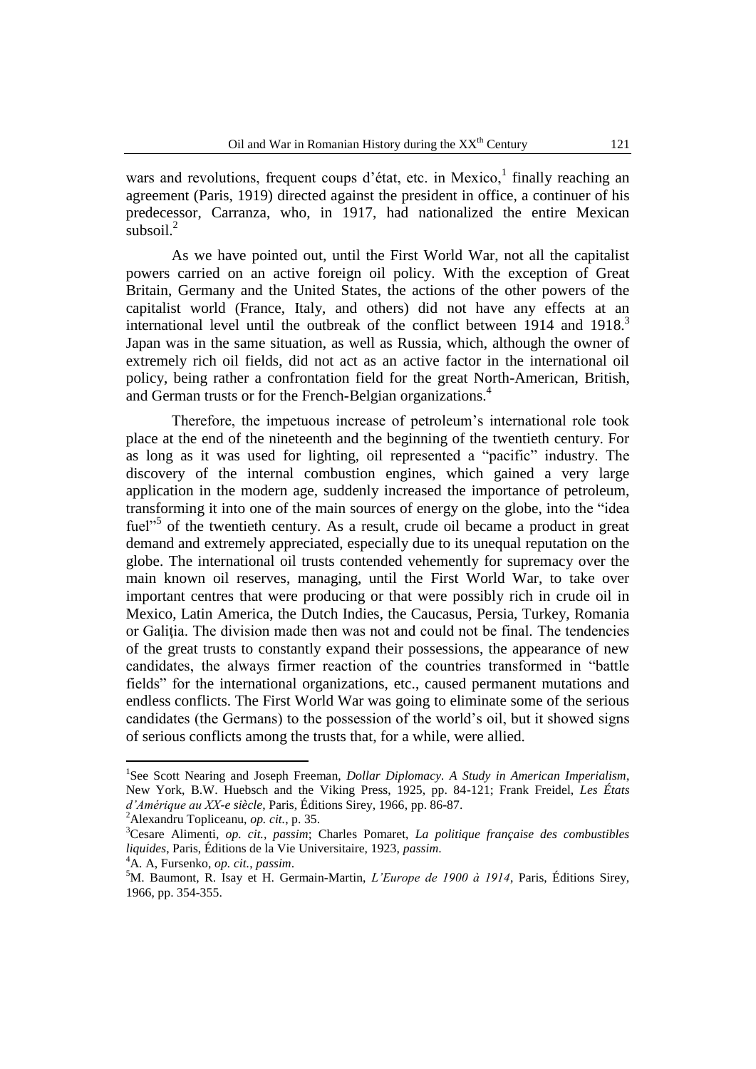wars and revolutions, frequent coups d'état, etc. in Mexico,[1] finally reaching an agreement (Paris, 1919) directed against the president in office, a continuer of his predecessor, Carranza, who, in 1917, had nationalized the entire Mexican subsoil.[2]

As we have pointed out, until the First World War, not all the capitalist powers carried on an active foreign oil policy. With the exception of Great Britain, Germany and the United States, the actions of the other powers of the capitalist world (France, Italy, and others) did not have any effects at an international level until the outbreak of the conflict between 1914 and 1918.[3] Japan was in the same situation, as well as Russia, which, although the owner of extremely rich oil fields, did not act as an active factor in the international oil policy, being rather a confrontation field for the great North-American, British, and German trusts or for the French-Belgian organizations.[4]

Therefore, the impetuous increase of petroleum's international role took place at the end of the nineteenth and the beginning of the twentieth century. For as long as it was used for lighting, oil represented a "pacific" industry. The discovery of the internal combustion engines, which gained a very large application in the modern age, suddenly increased the importance of petroleum, transforming it into one of the main sources of energy on the globe, into the "idea fuel"[5] of the twentieth century. As a result, crude oil became a product in great demand and extremely appreciated, especially due to its unequal reputation on the globe. The international oil trusts contended vehemently for supremacy over the main known oil reserves, managing, until the First World War, to take over important centres that were producing or that were possibly rich in crude oil in Mexico, Latin America, the Dutch Indies, the Caucasus, Persia, Turkey, Romania or Galiţia. The division made then was not and could not be final. The tendencies of the great trusts to constantly expand their possessions, the appearance of new candidates, the always firmer reaction of the countries transformed in "battle fields" for the international organizations, etc., caused permanent mutations and endless conflicts. The First World War was going to eliminate some of the serious candidates (the Germans) to the possession of the world's oil, but it showed signs of serious conflicts among the trusts that, for a while, were allied.

---

[1] See Scott Nearing and Joseph Freeman, *Dollar Diplomacy. A Study in American Imperialism*, New York, B.W. Huebsch and the Viking Press, 1925, pp. 84-121; Frank Freidel, *Les États d'Amérique au XX-e siècle*, Paris, Éditions Sirey, 1966, pp. 86-87.

[2] Alexandru Topliceanu, *op. cit.*, p. 35.

[3] Cesare Alimenti, *op. cit.*, *passim*; Charles Pomaret, *La politique française des combustibles liquides*, Paris, Éditions de la Vie Universitaire, 1923, *passim*.

[4] A. A, Fursenko, *op. cit.*, *passim*.

[5] M. Baumont, R. Isay et H. Germain-Martin, *L'Europe de 1900 à 1914*, Paris, Éditions Sirey, 1966, pp. 354-355.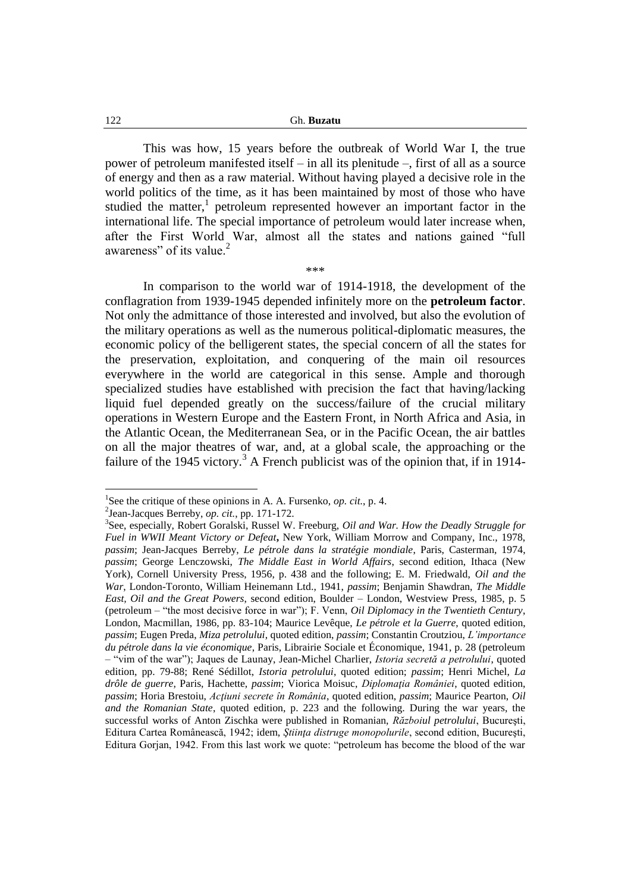This was how, 15 years before the outbreak of World War I, the true power of petroleum manifested itself – in all its plenitude –, first of all as a source of energy and then as a raw material. Without having played a decisive role in the world politics of the time, as it has been maintained by most of those who have studied the matter,[1] petroleum represented however an important factor in the international life. The special importance of petroleum would later increase when, after the First World War, almost all the states and nations gained "full awareness" of its value.[2]

\*\*\*

In comparison to the world war of 1914-1918, the development of the conflagration from 1939-1945 depended infinitely more on the **petroleum factor**. Not only the admittance of those interested and involved, but also the evolution of the military operations as well as the numerous political-diplomatic measures, the economic policy of the belligerent states, the special concern of all the states for the preservation, exploitation, and conquering of the main oil resources everywhere in the world are categorical in this sense. Ample and thorough specialized studies have established with precision the fact that having/lacking liquid fuel depended greatly on the success/failure of the crucial military operations in Western Europe and the Eastern Front, in North Africa and Asia, in the Atlantic Ocean, the Mediterranean Sea, or in the Pacific Ocean, the air battles on all the major theatres of war, and, at a global scale, the approaching or the failure of the 1945 victory.[3] A French publicist was of the opinion that, if in 1914-

---

[1]See the critique of these opinions in A. A. Fursenko, *op. cit.*, p. 4.

[2]Jean-Jacques Berreby, *op. cit.*, pp. 171-172.

[3]See, especially, Robert Goralski, Russel W. Freeburg, *Oil and War. How the Deadly Struggle for Fuel in WWII Meant Victory or Defeat***,** New York, William Morrow and Company, Inc., 1978, *passim*; Jean-Jacques Berreby, *Le pétrole dans la stratégie mondiale*, Paris, Casterman, 1974, *passim*; George Lenczowski, *The Middle East in World Affairs*, second edition, Ithaca (New York), Cornell University Press, 1956, p. 438 and the following; E. M. Friedwald, *Oil and the War*, London-Toronto, William Heinemann Ltd., 1941, *passim*; Benjamin Shawdran, *The Middle East, Oil and the Great Powers,* second edition, Boulder – London, Westview Press, 1985, p. 5 (petroleum – "the most decisive force in war"); F. Venn, *Oil Diplomacy in the Twentieth Century*, London, Macmillan, 1986, pp. 83-104; Maurice Levêque, *Le pétrole et la Guerre*, quoted edition, *passim*; Eugen Preda, *Miza petrolului*, quoted edition, *passim*; Constantin Croutziou, *L'importance du pétrole dans la vie économique*, Paris, Librairie Sociale et Économique, 1941, p. 28 (petroleum – "vim of the war"); Jaques de Launay, Jean-Michel Charlier, *Istoria secretă a petrolului*, quoted edition, pp. 79-88; René Sédillot, *Istoria petrolului*, quoted edition; *passim*; Henri Michel, *La drôle de guerre*, Paris, Hachette, *passim*; Viorica Moisuc, *Diplomaţia României*, quoted edition, *passim*; Horia Brestoiu, *Acţiuni secrete în România*, quoted edition, *passim*; Maurice Pearton, *Oil and the Romanian State*, quoted edition, p. 223 and the following. During the war years, the successful works of Anton Zischka were published in Romanian, *Războiul petrolului*, Bucureşti, Editura Cartea Românească, 1942; idem, *Ştiinţa distruge monopolurile*, second edition, Bucureşti, Editura Gorjan, 1942. From this last work we quote: "petroleum has become the blood of the war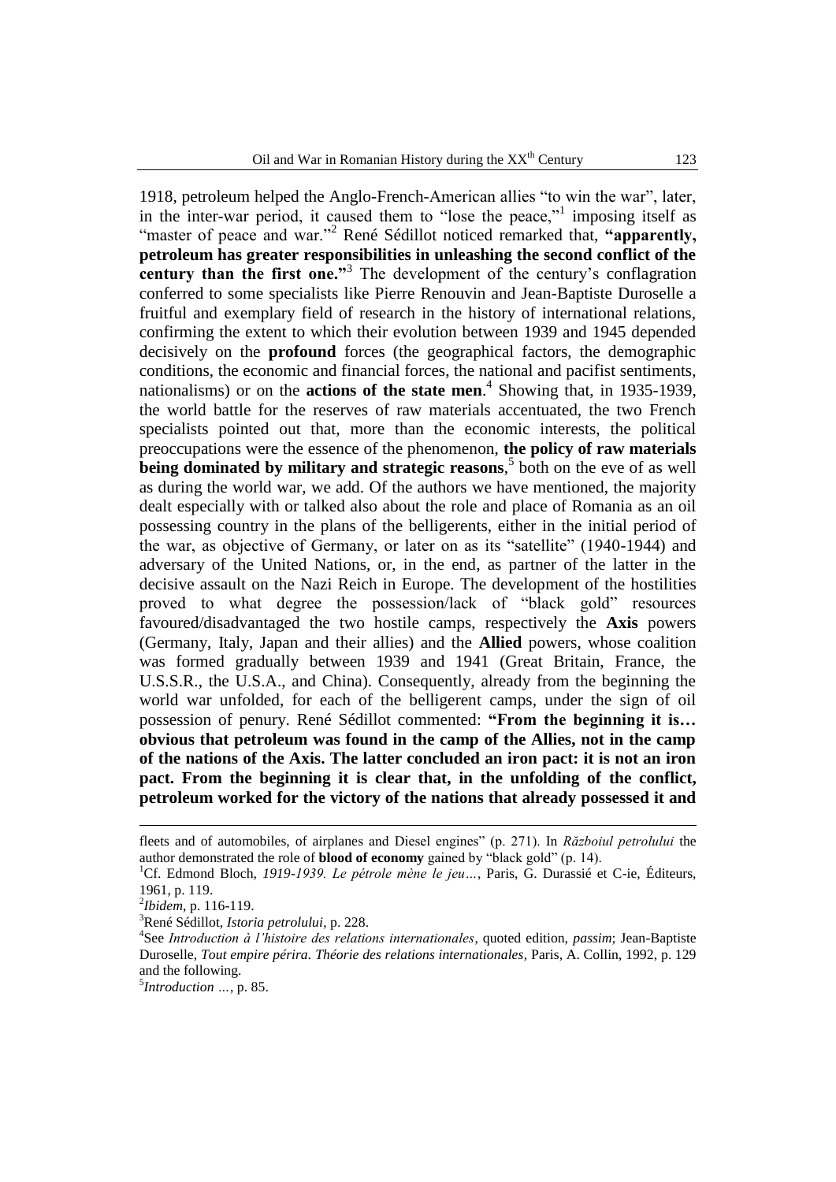1918, petroleum helped the Anglo-French-American allies "to win the war", later, in the inter-war period, it caused them to "lose the peace,"[1] imposing itself as "master of peace and war."[2] René Sédillot noticed remarked that, **"apparently, petroleum has greater responsibilities in unleashing the second conflict of the century than the first one."**[3] The development of the century's conflagration conferred to some specialists like Pierre Renouvin and Jean-Baptiste Duroselle a fruitful and exemplary field of research in the history of international relations, confirming the extent to which their evolution between 1939 and 1945 depended decisively on the **profound** forces (the geographical factors, the demographic conditions, the economic and financial forces, the national and pacifist sentiments, nationalisms) or on the **actions of the state men**.[4] Showing that, in 1935-1939, the world battle for the reserves of raw materials accentuated, the two French specialists pointed out that, more than the economic interests, the political preoccupations were the essence of the phenomenon, **the policy of raw materials being dominated by military and strategic reasons**,[5] both on the eve of as well as during the world war, we add. Of the authors we have mentioned, the majority dealt especially with or talked also about the role and place of Romania as an oil possessing country in the plans of the belligerents, either in the initial period of the war, as objective of Germany, or later on as its "satellite" (1940-1944) and adversary of the United Nations, or, in the end, as partner of the latter in the decisive assault on the Nazi Reich in Europe. The development of the hostilities proved to what degree the possession/lack of "black gold" resources favoured/disadvantaged the two hostile camps, respectively the **Axis** powers (Germany, Italy, Japan and their allies) and the **Allied** powers, whose coalition was formed gradually between 1939 and 1941 (Great Britain, France, the U.S.S.R., the U.S.A., and China). Consequently, already from the beginning the world war unfolded, for each of the belligerent camps, under the sign of oil possession of penury. René Sédillot commented: **"From the beginning it is… obvious that petroleum was found in the camp of the Allies, not in the camp of the nations of the Axis. The latter concluded an iron pact: it is not an iron pact. From the beginning it is clear that, in the unfolding of the conflict, petroleum worked for the victory of the nations that already possessed it and**

---

fleets and of automobiles, of airplanes and Diesel engines" (p. 271). In *Războiul petrolului* the author demonstrated the role of **blood of economy** gained by "black gold" (p. 14).

[1] Cf. Edmond Bloch, *1919-1939. Le pétrole mène le jeu…*, Paris, G. Durassié et C-ie, Éditeurs, 1961, p. 119.

[2] *Ibidem*, p. 116-119.

[3] René Sédillot, *Istoria petrolului*, p. 228.

[4] See *Introduction à l'histoire des relations internationales*, quoted edition, *passim*; Jean-Baptiste Duroselle, *Tout empire périra. Théorie des relations internationales*, Paris, A. Collin, 1992, p. 129 and the following.

[5] *Introduction …*, p. 85.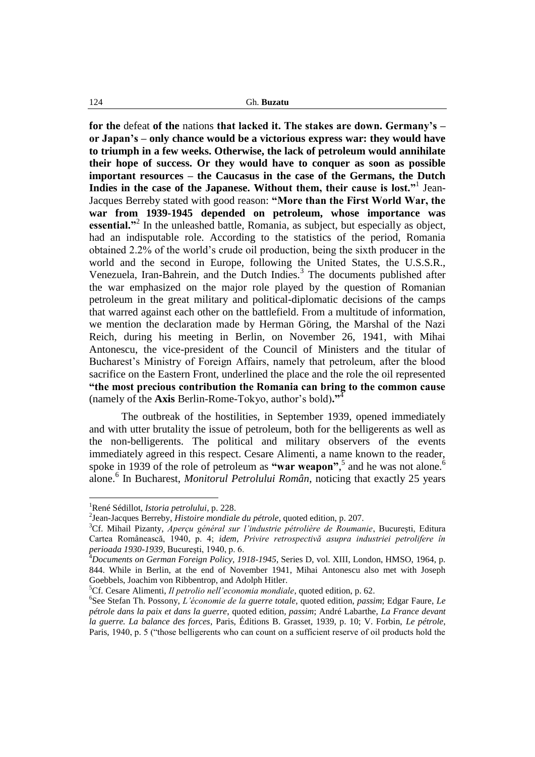**for the** defeat **of the** nations **that lacked it. The stakes are down. Germany's – or Japan's – only chance would be a victorious express war: they would have to triumph in a few weeks. Otherwise, the lack of petroleum would annihilate their hope of success. Or they would have to conquer as soon as possible important resources – the Caucasus in the case of the Germans, the Dutch Indies in the case of the Japanese. Without them, their cause is lost."**[1] Jean-Jacques Berreby stated with good reason: **"More than the First World War, the war from 1939-1945 depended on petroleum, whose importance was essential."**[2] In the unleashed battle, Romania, as subject, but especially as object, had an indisputable role. According to the statistics of the period, Romania obtained 2.2% of the world's crude oil production, being the sixth producer in the world and the second in Europe, following the United States, the U.S.S.R., Venezuela, Iran-Bahrein, and the Dutch Indies.[3] The documents published after the war emphasized on the major role played by the question of Romanian petroleum in the great military and political-diplomatic decisions of the camps that warred against each other on the battlefield. From a multitude of information, we mention the declaration made by Herman Göring, the Marshal of the Nazi Reich, during his meeting in Berlin, on November 26, 1941, with Mihai Antonescu, the vice-president of the Council of Ministers and the titular of Bucharest's Ministry of Foreign Affairs, namely that petroleum, after the blood sacrifice on the Eastern Front, underlined the place and the role the oil represented **"the most precious contribution the Romania can bring to the common cause** (namely of the **Axis** Berlin-Rome-Tokyo, author's bold)**."**[4]

The outbreak of the hostilities, in September 1939, opened immediately and with utter brutality the issue of petroleum, both for the belligerents as well as the non-belligerents. The political and military observers of the events immediately agreed in this respect. Cesare Alimenti, a name known to the reader, spoke in 1939 of the role of petroleum as **"war weapon"**,[5] and he was not alone.[6] alone.[6] In Bucharest, *Monitorul Petrolului Român*, noticing that exactly 25 years

---

[1] René Sédillot, *Istoria petrolului*, p. 228.

[2] Jean-Jacques Berreby, *Histoire mondiale du pétrole*, quoted edition, p. 207.

[3] Cf. Mihail Pizanty, *Aperçu général sur l'industrie pétrolière de Roumanie*, București, Editura Cartea Românească, 1940, p. 4; *idem*, *Privire retrospectivă asupra industriei petrolifere în perioada 1930-1939*, Bucureşti, 1940, p. 6.

[4] *Documents on German Foreign Policy, 1918-1945*, Series D, vol. XIII, London, HMSO, 1964, p. 844. While in Berlin, at the end of November 1941, Mihai Antonescu also met with Joseph Goebbels, Joachim von Ribbentrop, and Adolph Hitler.

[5] Cf. Cesare Alimenti, *Il petrolio nell'economia mondiale*, quoted edition, p. 62.

[6] See Stefan Th. Possony, *L'économie de la guerre totale*, quoted edition, *passim*; Edgar Faure, *Le pétrole dans la paix et dans la guerre*, quoted edition, *passim*; André Labarthe, *La France devant la guerre. La balance des forces*, Paris, Éditions B. Grasset, 1939, p. 10; V. Forbin, *Le pétrole*, Paris, 1940, p. 5 ("those belligerents who can count on a sufficient reserve of oil products hold the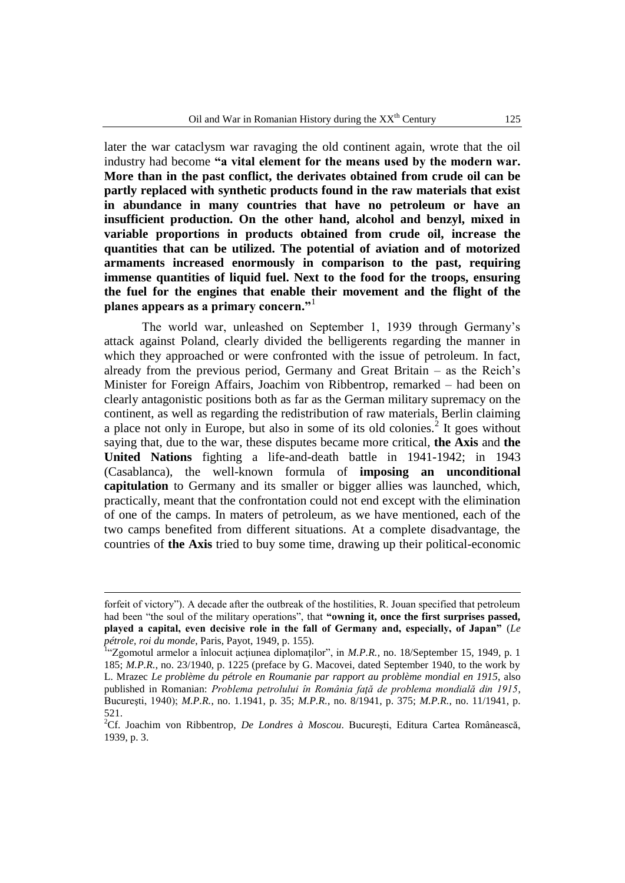later the war cataclysm war ravaging the old continent again, wrote that the oil industry had become **"a vital element for the means used by the modern war. More than in the past conflict, the derivates obtained from crude oil can be partly replaced with synthetic products found in the raw materials that exist in abundance in many countries that have no petroleum or have an insufficient production. On the other hand, alcohol and benzyl, mixed in variable proportions in products obtained from crude oil, increase the quantities that can be utilized. The potential of aviation and of motorized armaments increased enormously in comparison to the past, requiring immense quantities of liquid fuel. Next to the food for the troops, ensuring the fuel for the engines that enable their movement and the flight of the planes appears as a primary concern."**[1]

The world war, unleashed on September 1, 1939 through Germany's attack against Poland, clearly divided the belligerents regarding the manner in which they approached or were confronted with the issue of petroleum. In fact, already from the previous period, Germany and Great Britain – as the Reich's Minister for Foreign Affairs, Joachim von Ribbentrop, remarked – had been on clearly antagonistic positions both as far as the German military supremacy on the continent, as well as regarding the redistribution of raw materials, Berlin claiming a place not only in Europe, but also in some of its old colonies.[2] It goes without saying that, due to the war, these disputes became more critical, **the Axis** and **the United Nations** fighting a life-and-death battle in 1941-1942; in 1943 (Casablanca), the well-known formula of **imposing an unconditional capitulation** to Germany and its smaller or bigger allies was launched, which, practically, meant that the confrontation could not end except with the elimination of one of the camps. In maters of petroleum, as we have mentioned, each of the two camps benefited from different situations. At a complete disadvantage, the countries of **the Axis** tried to buy some time, drawing up their political-economic

---

forfeit of victory"). A decade after the outbreak of the hostilities, R. Jouan specified that petroleum had been "the soul of the military operations", that **"owning it, once the first surprises passed, played a capital, even decisive role in the fall of Germany and, especially, of Japan"** (*Le pétrole, roi du monde*, Paris, Payot, 1949, p. 155).

[1]"Zgomotul armelor a înlocuit acţiunea diplomaţilor", in *M.P.R.*, no. 18/September 15, 1949, p. 1 185; *M.P.R.*, no. 23/1940, p. 1225 (preface by G. Macovei, dated September 1940, to the work by L. Mrazec *Le problème du pétrole en Roumanie par rapport au problème mondial en 1915*, also published in Romanian: *Problema petrolului în România faţă de problema mondială din 1915*, Bucureşti, 1940); *M.P.R.*, no. 1.1941, p. 35; *M.P.R.*, no. 8/1941, p. 375; *M.P.R.*, no. 11/1941, p. 521.

[2]Cf. Joachim von Ribbentrop, *De Londres à Moscou*. Bucureşti, Editura Cartea Românească, 1939, p. 3.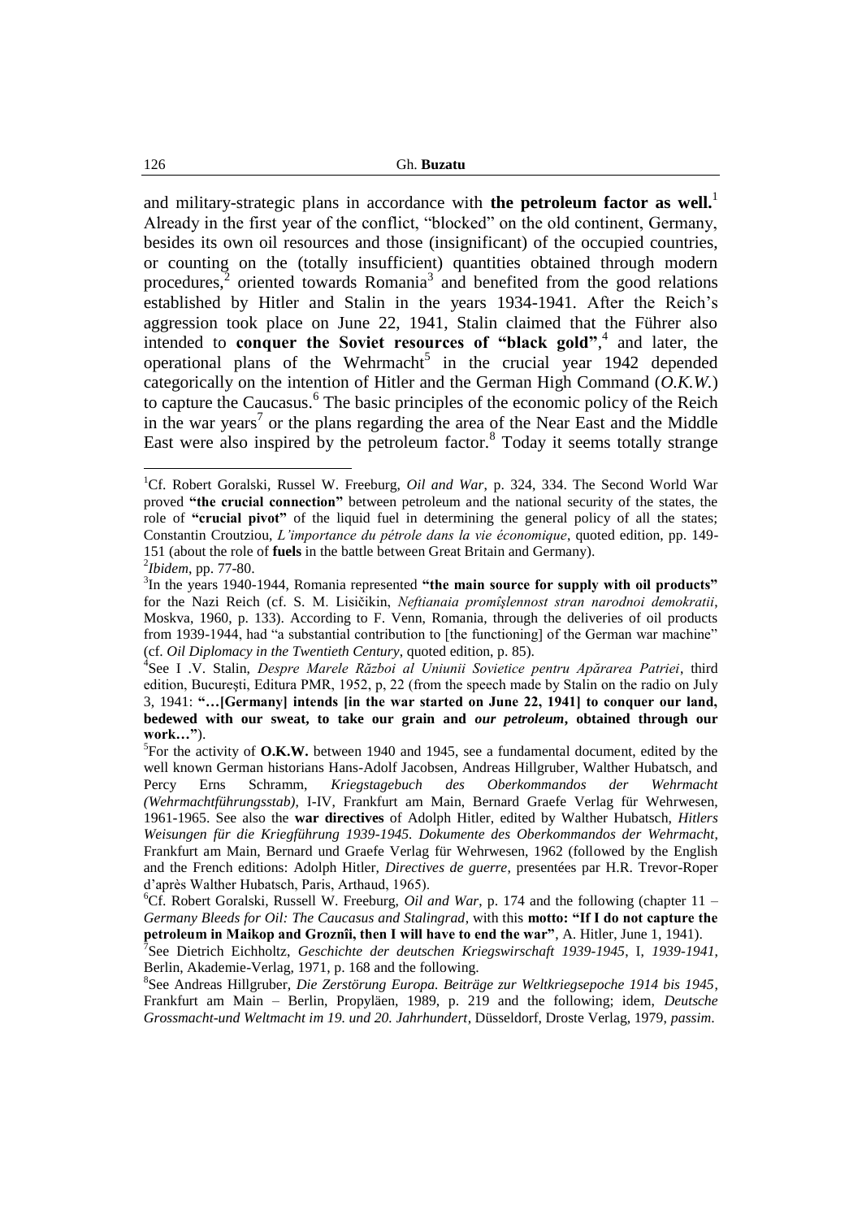and military-strategic plans in accordance with **the petroleum factor as well.**[1] Already in the first year of the conflict, "blocked" on the old continent, Germany, besides its own oil resources and those (insignificant) of the occupied countries, or counting on the (totally insufficient) quantities obtained through modern procedures,[2] oriented towards Romania[3] and benefited from the good relations established by Hitler and Stalin in the years 1934-1941. After the Reich's aggression took place on June 22, 1941, Stalin claimed that the Führer also intended to **conquer the Soviet resources of "black gold"**,[4] and later, the operational plans of the Wehrmacht[5] in the crucial year 1942 depended categorically on the intention of Hitler and the German High Command (*O.K.W.*) to capture the Caucasus.[6] The basic principles of the economic policy of the Reich in the war years[7] or the plans regarding the area of the Near East and the Middle East were also inspired by the petroleum factor.[8] Today it seems totally strange

---

[1]Cf. Robert Goralski, Russel W. Freeburg, *Oil and War*, p. 324, 334. The Second World War proved **"the crucial connection"** between petroleum and the national security of the states, the role of **"crucial pivot"** of the liquid fuel in determining the general policy of all the states; Constantin Croutziou, *L'importance du pétrole dans la vie économique*, quoted edition, pp. 149-151 (about the role of **fuels** in the battle between Great Britain and Germany).

[2]*Ibidem*, pp. 77-80.

[3]In the years 1940-1944, Romania represented **"the main source for supply with oil products"** for the Nazi Reich (cf. S. M. Lisičikin, *Neftianaia promîşlennost stran narodnoi demokratii*, Moskva, 1960, p. 133). According to F. Venn, Romania, through the deliveries of oil products from 1939-1944, had "a substantial contribution to [the functioning] of the German war machine" (cf. *Oil Diplomacy in the Twentieth Century*, quoted edition, p. 85).

[4]See I .V. Stalin, *Despre Marele Război al Uniunii Sovietice pentru Apărarea Patriei*, third edition, Bucureşti, Editura PMR, 1952, p, 22 (from the speech made by Stalin on the radio on July 3, 1941: **"…[Germany] intends [in the war started on June 22, 1941] to conquer our land, bedewed with our sweat, to take our grain and *our petroleum*, obtained through our work…"**).

[5]For the activity of **O.K.W.** between 1940 and 1945, see a fundamental document, edited by the well known German historians Hans-Adolf Jacobsen, Andreas Hillgruber, Walther Hubatsch, and Percy Erns Schramm, *Kriegstagebuch des Oberkommandos der Wehrmacht (Wehrmachtführungsstab),* I-IV, Frankfurt am Main, Bernard Graefe Verlag für Wehrwesen, 1961-1965. See also the **war directives** of Adolph Hitler, edited by Walther Hubatsch, *Hitlers Weisungen für die Kriegführung 1939-1945. Dokumente des Oberkommandos der Wehrmacht*, Frankfurt am Main, Bernard und Graefe Verlag für Wehrwesen, 1962 (followed by the English and the French editions: Adolph Hitler, *Directives de guerre*, presentées par H.R. Trevor-Roper d'après Walther Hubatsch, Paris, Arthaud, 1965).

[6]Cf. Robert Goralski, Russell W. Freeburg, *Oil and War*, p. 174 and the following (chapter 11 – *Germany Bleeds for Oil: The Caucasus and Stalingrad*, with this **motto: "If I do not capture the petroleum in Maikop and Groznîi, then I will have to end the war"**, A. Hitler, June 1, 1941).

[7]See Dietrich Eichholtz, *Geschichte der deutschen Kriegswirschaft 1939-1945*, I, *1939-1941*, Berlin, Akademie-Verlag, 1971, p. 168 and the following.

[8]See Andreas Hillgruber, *Die Zerstörung Europa. Beiträge zur Weltkriegsepoche 1914 bis 1945*, Frankfurt am Main – Berlin, Propyläen, 1989, p. 219 and the following; idem, *Deutsche Grossmacht-und Weltmacht im 19. und 20. Jahrhundert*, Düsseldorf, Droste Verlag, 1979, *passim*.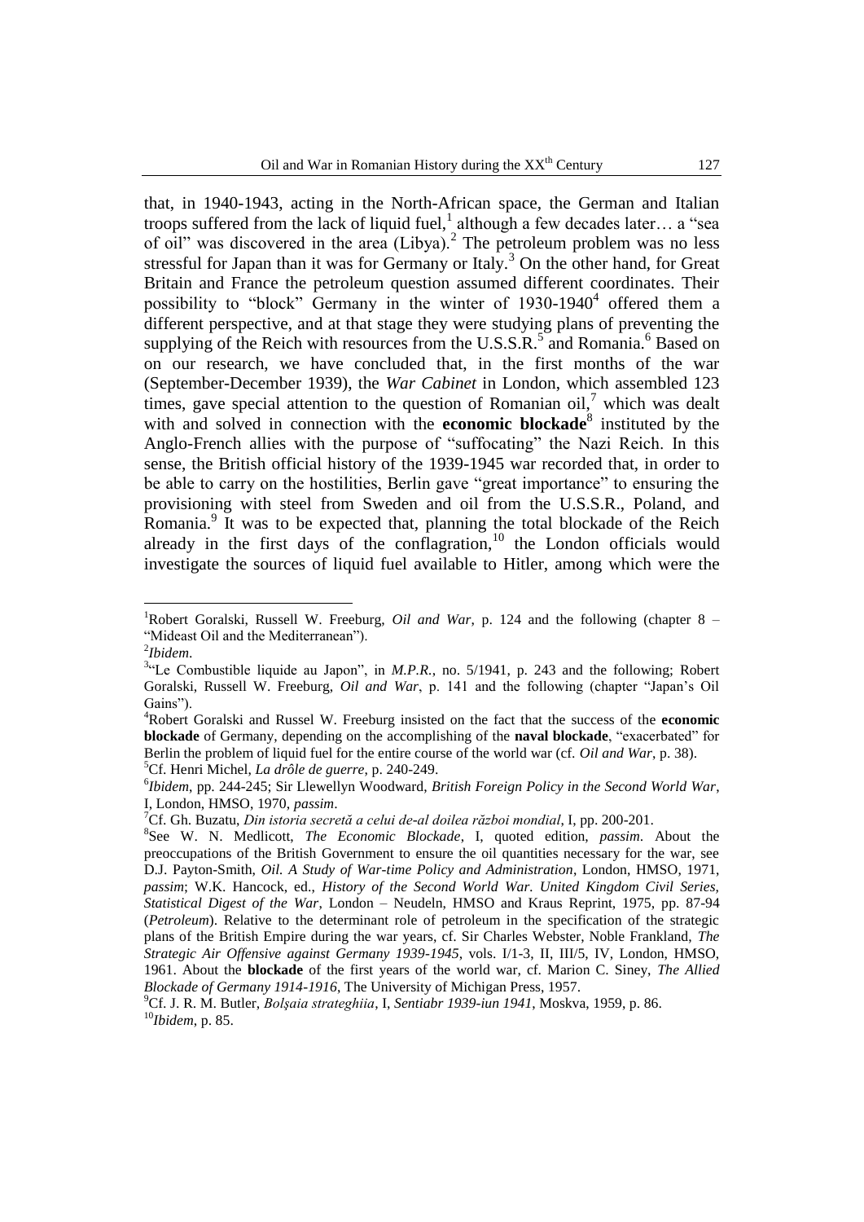that, in 1940-1943, acting in the North-African space, the German and Italian troops suffered from the lack of liquid fuel,[1] although a few decades later… a "sea of oil" was discovered in the area (Libya).[2] The petroleum problem was no less stressful for Japan than it was for Germany or Italy.[3] On the other hand, for Great Britain and France the petroleum question assumed different coordinates. Their possibility to "block" Germany in the winter of 1930-1940[4] offered them a different perspective, and at that stage they were studying plans of preventing the supplying of the Reich with resources from the U.S.S.R.[5] and Romania.[6] Based on on our research, we have concluded that, in the first months of the war (September-December 1939), the *War Cabinet* in London, which assembled 123 times, gave special attention to the question of Romanian oil,[7] which was dealt with and solved in connection with the **economic blockade**[8] instituted by the Anglo-French allies with the purpose of "suffocating" the Nazi Reich. In this sense, the British official history of the 1939-1945 war recorded that, in order to be able to carry on the hostilities, Berlin gave "great importance" to ensuring the provisioning with steel from Sweden and oil from the U.S.S.R., Poland, and Romania.[9] It was to be expected that, planning the total blockade of the Reich already in the first days of the conflagration,[10] the London officials would investigate the sources of liquid fuel available to Hitler, among which were the

---

[1]Robert Goralski, Russell W. Freeburg, *Oil and War*, p. 124 and the following (chapter 8 – "Mideast Oil and the Mediterranean").

[2]*Ibidem*.

[3]"Le Combustible liquide au Japon", in *M.P.R.*, no. 5/1941, p. 243 and the following; Robert Goralski, Russell W. Freeburg, *Oil and War*, p. 141 and the following (chapter "Japan's Oil Gains").

[4]Robert Goralski and Russel W. Freeburg insisted on the fact that the success of the **economic blockade** of Germany, depending on the accomplishing of the **naval blockade**, "exacerbated" for Berlin the problem of liquid fuel for the entire course of the world war (cf. *Oil and War*, p. 38).

[5]Cf. Henri Michel, *La drôle de guerre*, p. 240-249.

[6]*Ibidem*, pp. 244-245; Sir Llewellyn Woodward, *British Foreign Policy in the Second World War*, I, London, HMSO, 1970, *passim*.

[7]Cf. Gh. Buzatu, *Din istoria secretă a celui de-al doilea război mondial*, I, pp. 200-201.

[8]See W. N. Medlicott, *The Economic Blockade*, I, quoted edition, *passim*. About the preoccupations of the British Government to ensure the oil quantities necessary for the war, see D.J. Payton-Smith, *Oil. A Study of War-time Policy and Administration*, London, HMSO, 1971, *passim*; W.K. Hancock, ed., *History of the Second World War. United Kingdom Civil Series, Statistical Digest of the War*, London – Neudeln, HMSO and Kraus Reprint, 1975, pp. 87-94 (*Petroleum*). Relative to the determinant role of petroleum in the specification of the strategic plans of the British Empire during the war years, cf. Sir Charles Webster, Noble Frankland, *The Strategic Air Offensive against Germany 1939-1945*, vols. I/1-3, II, III/5, IV, London, HMSO, 1961. About the **blockade** of the first years of the world war, cf. Marion C. Siney, *The Allied Blockade of Germany 1914-1916*, The University of Michigan Press, 1957.

[9]Cf. J. R. M. Butler, *Bolşaia strateghiia*, I, *Sentiabr 1939-iun 1941*, Moskva, 1959, p. 86.

[10]*Ibidem*, p. 85.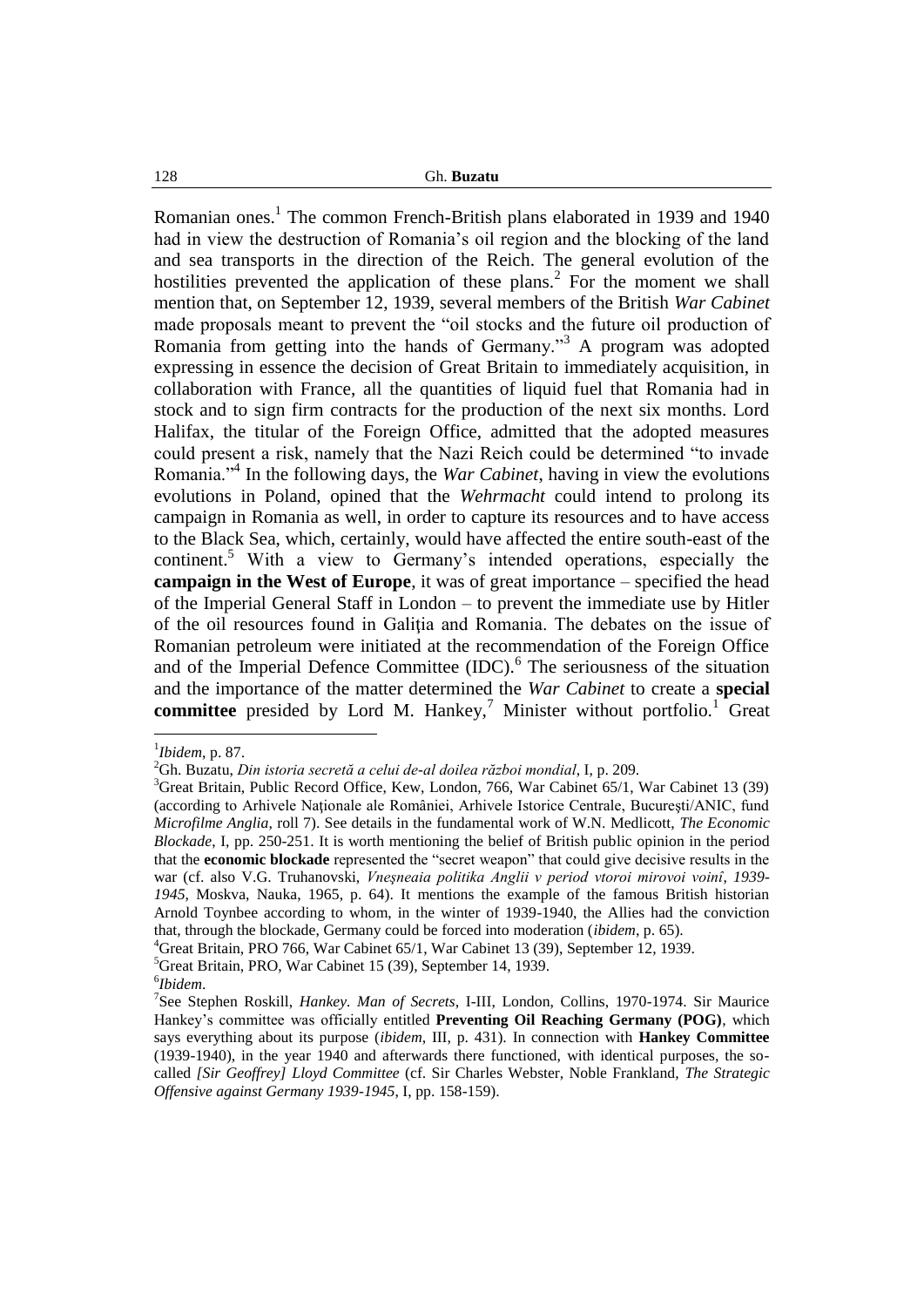Romanian ones.[1] The common French-British plans elaborated in 1939 and 1940 had in view the destruction of Romania's oil region and the blocking of the land and sea transports in the direction of the Reich. The general evolution of the hostilities prevented the application of these plans.[2] For the moment we shall mention that, on September 12, 1939, several members of the British *War Cabinet* made proposals meant to prevent the "oil stocks and the future oil production of Romania from getting into the hands of Germany."[3] A program was adopted expressing in essence the decision of Great Britain to immediately acquisition, in collaboration with France, all the quantities of liquid fuel that Romania had in stock and to sign firm contracts for the production of the next six months. Lord Halifax, the titular of the Foreign Office, admitted that the adopted measures could present a risk, namely that the Nazi Reich could be determined "to invade Romania."[4] In the following days, the *War Cabinet*, having in view the evolutions evolutions in Poland, opined that the *Wehrmacht* could intend to prolong its campaign in Romania as well, in order to capture its resources and to have access to the Black Sea, which, certainly, would have affected the entire south-east of the continent.[5] With a view to Germany's intended operations, especially the **campaign in the West of Europe**, it was of great importance – specified the head of the Imperial General Staff in London – to prevent the immediate use by Hitler of the oil resources found in Galiţia and Romania. The debates on the issue of Romanian petroleum were initiated at the recommendation of the Foreign Office and of the Imperial Defence Committee (IDC).[6] The seriousness of the situation and the importance of the matter determined the *War Cabinet* to create a **special committee** presided by Lord M. Hankey,[7] Minister without portfolio.[1] Great

---

[1] *Ibidem*, p. 87.

[2] Gh. Buzatu, *Din istoria secretă a celui de-al doilea război mondial*, I, p. 209.

[3] Great Britain, Public Record Office, Kew, London, 766, War Cabinet 65/1, War Cabinet 13 (39) (according to Arhivele Naţionale ale României, Arhivele Istorice Centrale, Bucureşti/ANIC, fund *Microfilme Anglia*, roll 7). See details in the fundamental work of W.N. Medlicott, *The Economic Blockade*, I, pp. 250-251. It is worth mentioning the belief of British public opinion in the period that the **economic blockade** represented the "secret weapon" that could give decisive results in the war (cf. also V.G. Truhanovski, *Vneşneaia politika Anglii v period vtoroi mirovoi voinî, 1939-1945*, Moskva, Nauka, 1965, p. 64). It mentions the example of the famous British historian Arnold Toynbee according to whom, in the winter of 1939-1940, the Allies had the conviction that, through the blockade, Germany could be forced into moderation (*ibidem*, p. 65).

[4] Great Britain, PRO 766, War Cabinet 65/1, War Cabinet 13 (39), September 12, 1939.

[5] Great Britain, PRO, War Cabinet 15 (39), September 14, 1939.

[6] *Ibidem*.

[7] See Stephen Roskill, *Hankey. Man of Secrets*, I-III, London, Collins, 1970-1974. Sir Maurice Hankey's committee was officially entitled **Preventing Oil Reaching Germany (POG)**, which says everything about its purpose (*ibidem*, III, p. 431). In connection with **Hankey Committee** (1939-1940), in the year 1940 and afterwards there functioned, with identical purposes, the so-called *[Sir Geoffrey] Lloyd Committee* (cf. Sir Charles Webster, Noble Frankland, *The Strategic Offensive against Germany 1939-1945*, I, pp. 158-159).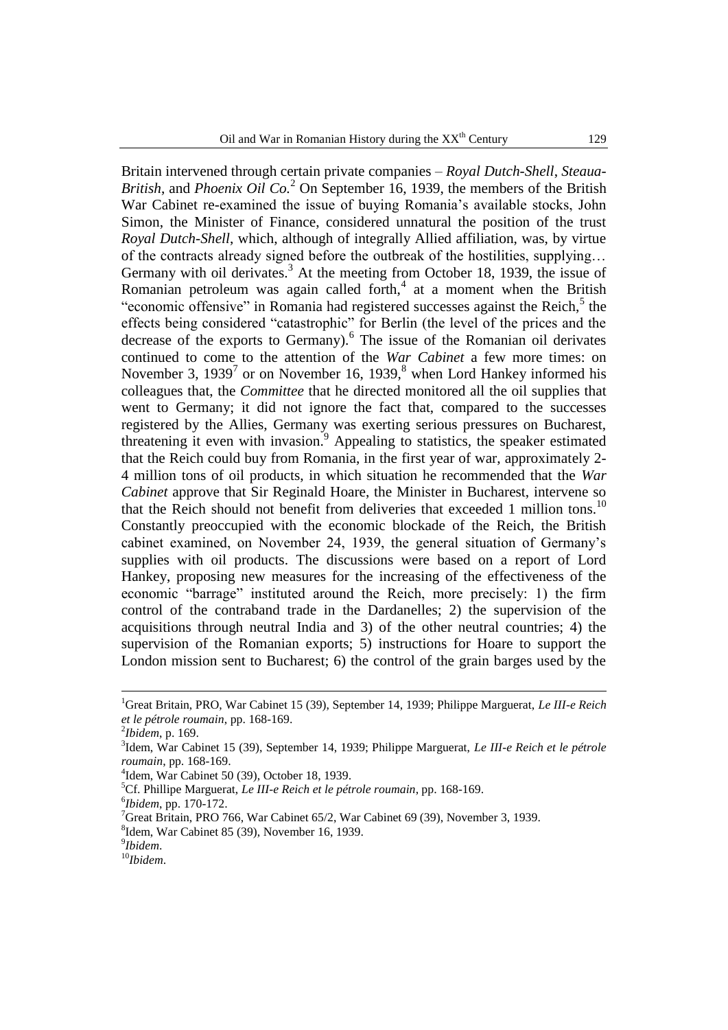Britain intervened through certain private companies – *Royal Dutch-Shell*, *Steaua-British*, and *Phoenix Oil Co.*[2] On September 16, 1939, the members of the British War Cabinet re-examined the issue of buying Romania's available stocks, John Simon, the Minister of Finance, considered unnatural the position of the trust *Royal Dutch-Shell*, which, although of integrally Allied affiliation, was, by virtue of the contracts already signed before the outbreak of the hostilities, supplying… Germany with oil derivates.[3] At the meeting from October 18, 1939, the issue of Romanian petroleum was again called forth,[4] at a moment when the British "economic offensive" in Romania had registered successes against the Reich,[5] the effects being considered "catastrophic" for Berlin (the level of the prices and the decrease of the exports to Germany).[6] The issue of the Romanian oil derivates continued to come to the attention of the *War Cabinet* a few more times: on November 3, 1939[7] or on November 16, 1939,[8] when Lord Hankey informed his colleagues that, the *Committee* that he directed monitored all the oil supplies that went to Germany; it did not ignore the fact that, compared to the successes registered by the Allies, Germany was exerting serious pressures on Bucharest, threatening it even with invasion.[9] Appealing to statistics, the speaker estimated that the Reich could buy from Romania, in the first year of war, approximately 2-4 million tons of oil products, in which situation he recommended that the *War Cabinet* approve that Sir Reginald Hoare, the Minister in Bucharest, intervene so that the Reich should not benefit from deliveries that exceeded 1 million tons.[10] Constantly preoccupied with the economic blockade of the Reich, the British cabinet examined, on November 24, 1939, the general situation of Germany's supplies with oil products. The discussions were based on a report of Lord Hankey, proposing new measures for the increasing of the effectiveness of the economic "barrage" instituted around the Reich, more precisely: 1) the firm control of the contraband trade in the Dardanelles; 2) the supervision of the acquisitions through neutral India and 3) of the other neutral countries; 4) the supervision of the Romanian exports; 5) instructions for Hoare to support the London mission sent to Bucharest; 6) the control of the grain barges used by the

---

[1] Great Britain, PRO, War Cabinet 15 (39), September 14, 1939; Philippe Marguerat, *Le III-e Reich et le pétrole roumain*, pp. 168-169.

[2] *Ibidem*, p. 169.

[3] Idem, War Cabinet 15 (39), September 14, 1939; Philippe Marguerat, *Le III-e Reich et le pétrole roumain*, pp. 168-169.

[4] Idem, War Cabinet 50 (39), October 18, 1939.

[5] Cf. Phillipe Marguerat, *Le III-e Reich et le pétrole roumain*, pp. 168-169.

[6] *Ibidem*, pp. 170-172.

[7] Great Britain, PRO 766, War Cabinet 65/2, War Cabinet 69 (39), November 3, 1939.

[8] Idem, War Cabinet 85 (39), November 16, 1939.

[9] *Ibidem*.

[10] *Ibidem*.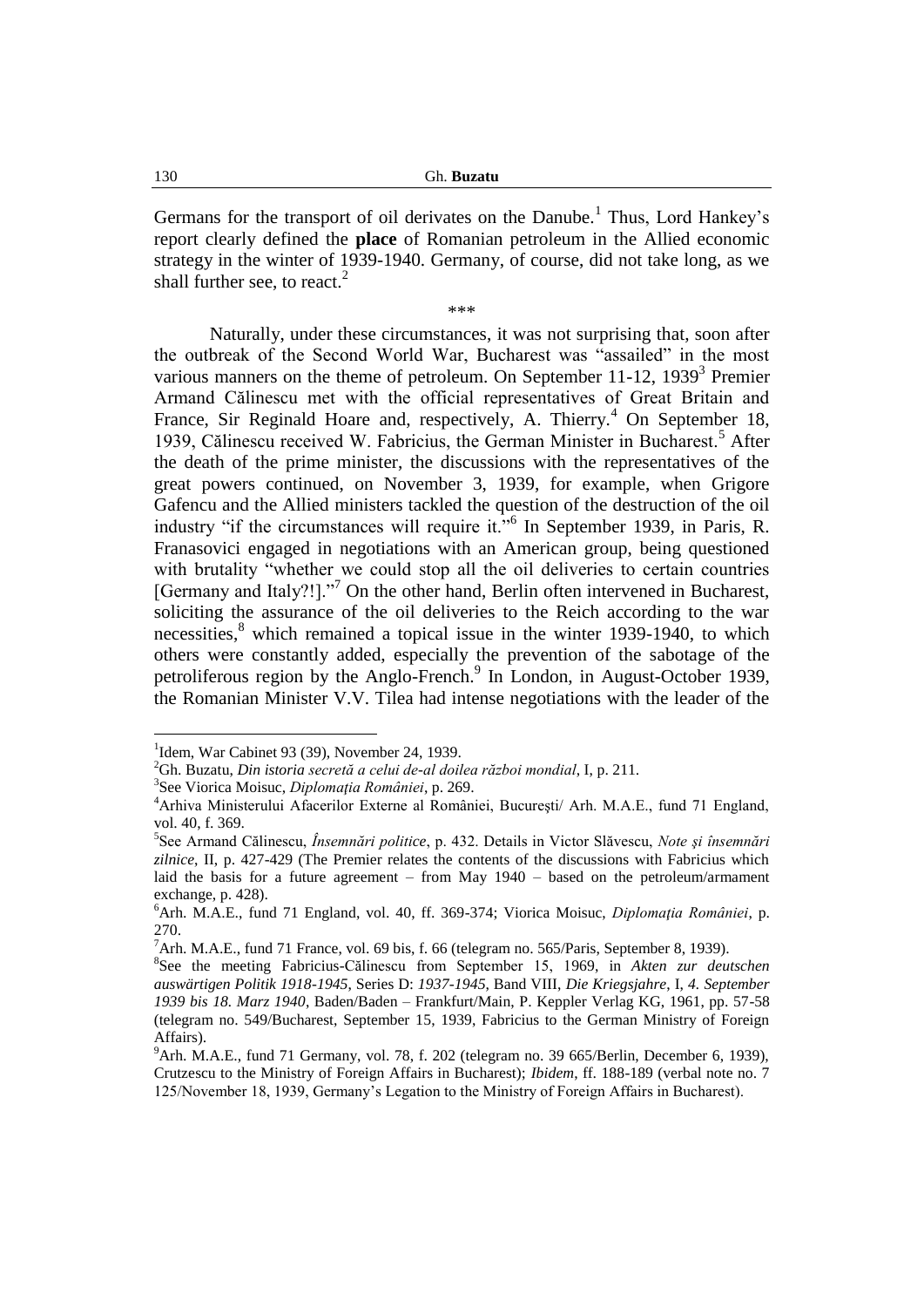Germans for the transport of oil derivates on the Danube.[1] Thus, Lord Hankey's report clearly defined the **place** of Romanian petroleum in the Allied economic strategy in the winter of 1939-1940. Germany, of course, did not take long, as we shall further see, to react.[2]

\*\*\*

Naturally, under these circumstances, it was not surprising that, soon after the outbreak of the Second World War, Bucharest was "assailed" in the most various manners on the theme of petroleum. On September 11-12, 1939[3] Premier Armand Călinescu met with the official representatives of Great Britain and France, Sir Reginald Hoare and, respectively, A. Thierry.[4] On September 18, 1939, Călinescu received W. Fabricius, the German Minister in Bucharest.[5] After the death of the prime minister, the discussions with the representatives of the great powers continued, on November 3, 1939, for example, when Grigore Gafencu and the Allied ministers tackled the question of the destruction of the oil industry "if the circumstances will require it."[6] In September 1939, in Paris, R. Franasovici engaged in negotiations with an American group, being questioned with brutality "whether we could stop all the oil deliveries to certain countries [Germany and Italy?!]."[7] On the other hand, Berlin often intervened in Bucharest, soliciting the assurance of the oil deliveries to the Reich according to the war necessities,[8] which remained a topical issue in the winter 1939-1940, to which others were constantly added, especially the prevention of the sabotage of the petroliferous region by the Anglo-French.[9] In London, in August-October 1939, the Romanian Minister V.V. Tilea had intense negotiations with the leader of the

---

[1] Idem, War Cabinet 93 (39), November 24, 1939.

[2] Gh. Buzatu, *Din istoria secretă a celui de-al doilea război mondial*, I, p. 211.

[3] See Viorica Moisuc, *Diplomaţia României*, p. 269.

[4] Arhiva Ministerului Afacerilor Externe al României, Bucureşti/ Arh. M.A.E., fund 71 England, vol. 40, f. 369.

[5] See Armand Călinescu, *Însemnări politice*, p. 432. Details in Victor Slăvescu, *Note şi însemnări zilnice*, II, p. 427-429 (The Premier relates the contents of the discussions with Fabricius which laid the basis for a future agreement – from May 1940 – based on the petroleum/armament exchange, p. 428).

[6] Arh. M.A.E., fund 71 England, vol. 40, ff. 369-374; Viorica Moisuc, *Diplomaţia României*, p. 270.

[7] Arh. M.A.E., fund 71 France, vol. 69 bis, f. 66 (telegram no. 565/Paris, September 8, 1939).

[8] See the meeting Fabricius-Călinescu from September 15, 1969, in *Akten zur deutschen auswärtigen Politik 1918-1945*, Series D: *1937-1945*, Band VIII, *Die Kriegsjahre*, I, *4. September 1939 bis 18. Marz 1940*, Baden/Baden – Frankfurt/Main, P. Keppler Verlag KG, 1961, pp. 57-58 (telegram no. 549/Bucharest, September 15, 1939, Fabricius to the German Ministry of Foreign Affairs).

[9] Arh. M.A.E., fund 71 Germany, vol. 78, f. 202 (telegram no. 39 665/Berlin, December 6, 1939), Crutzescu to the Ministry of Foreign Affairs in Bucharest); *Ibidem*, ff. 188-189 (verbal note no. 7 125/November 18, 1939, Germany's Legation to the Ministry of Foreign Affairs in Bucharest).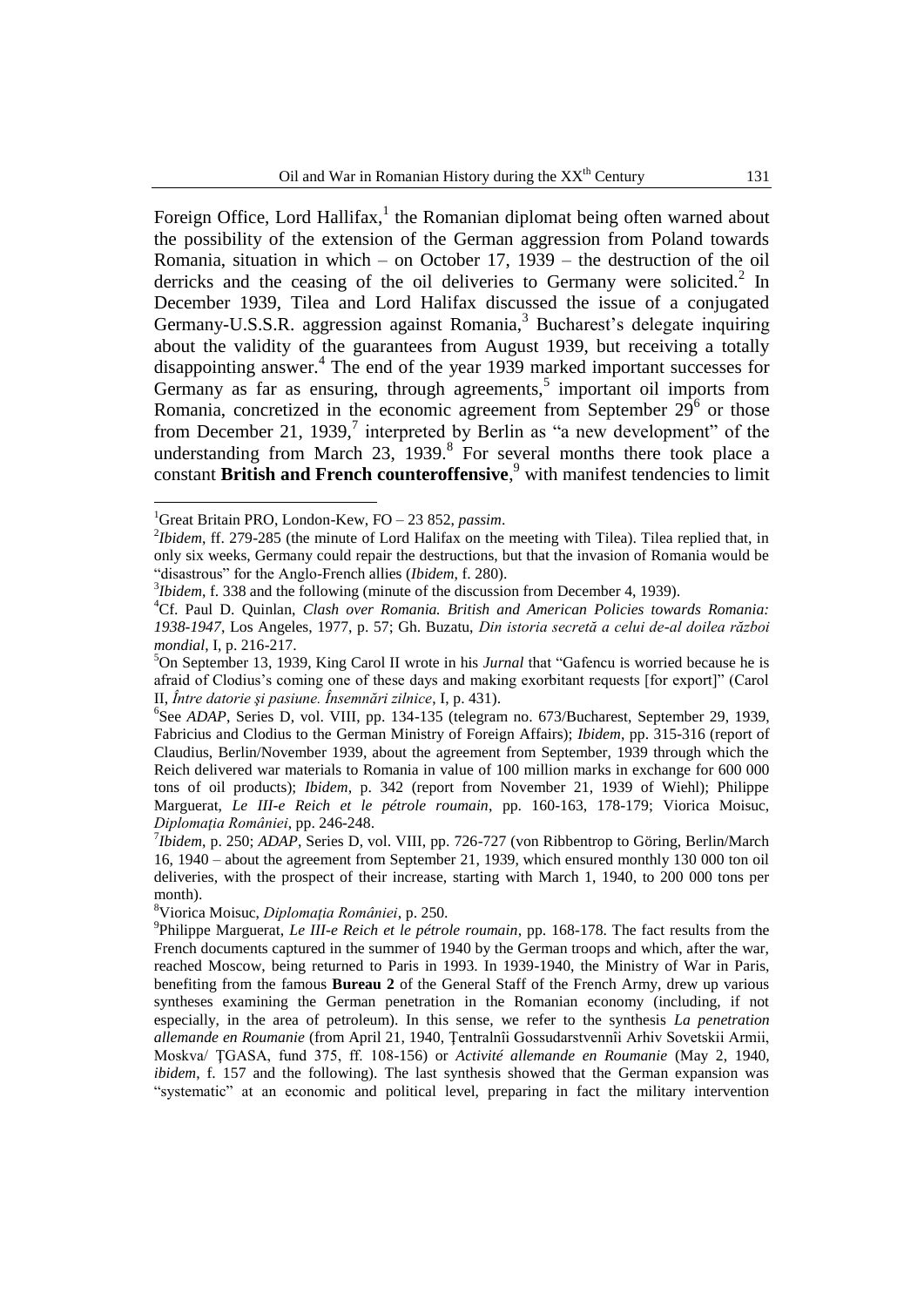Foreign Office, Lord Hallifax,[1] the Romanian diplomat being often warned about the possibility of the extension of the German aggression from Poland towards Romania, situation in which – on October 17, 1939 – the destruction of the oil derricks and the ceasing of the oil deliveries to Germany were solicited.[2] In December 1939, Tilea and Lord Halifax discussed the issue of a conjugated Germany-U.S.S.R. aggression against Romania,[3] Bucharest's delegate inquiring about the validity of the guarantees from August 1939, but receiving a totally disappointing answer.[4] The end of the year 1939 marked important successes for Germany as far as ensuring, through agreements,[5] important oil imports from Romania, concretized in the economic agreement from September 29[6] or those from December 21, 1939,[7] interpreted by Berlin as "a new development" of the understanding from March 23, 1939.[8] For several months there took place a constant **British and French counteroffensive**,[9] with manifest tendencies to limit

---

[1]Great Britain PRO, London-Kew, FO – 23 852, *passim*.

[2]*Ibidem*, ff. 279-285 (the minute of Lord Halifax on the meeting with Tilea). Tilea replied that, in only six weeks, Germany could repair the destructions, but that the invasion of Romania would be "disastrous" for the Anglo-French allies (*Ibidem*, f. 280).

[3]*Ibidem*, f. 338 and the following (minute of the discussion from December 4, 1939).

[4]Cf. Paul D. Quinlan, *Clash over Romania. British and American Policies towards Romania: 1938-1947*, Los Angeles, 1977, p. 57; Gh. Buzatu, *Din istoria secretă a celui de-al doilea război mondial*, I, p. 216-217.

[5]On September 13, 1939, King Carol II wrote in his *Jurnal* that "Gafencu is worried because he is afraid of Clodius's coming one of these days and making exorbitant requests [for export]" (Carol II, *Între datorie şi pasiune. Însemnări zilnice*, I, p. 431).

[6]See *ADAP*, Series D, vol. VIII, pp. 134-135 (telegram no. 673/Bucharest, September 29, 1939, Fabricius and Clodius to the German Ministry of Foreign Affairs); *Ibidem*, pp. 315-316 (report of Claudius, Berlin/November 1939, about the agreement from September, 1939 through which the Reich delivered war materials to Romania in value of 100 million marks in exchange for 600 000 tons of oil products); *Ibidem*, p. 342 (report from November 21, 1939 of Wiehl); Philippe Marguerat, *Le III-e Reich et le pétrole roumain*, pp. 160-163, 178-179; Viorica Moisuc, *Diplomaţia României*, pp. 246-248.

[7]*Ibidem*, p. 250; *ADAP*, Series D, vol. VIII, pp. 726-727 (von Ribbentrop to Göring, Berlin/March 16, 1940 – about the agreement from September 21, 1939, which ensured monthly 130 000 ton oil deliveries, with the prospect of their increase, starting with March 1, 1940, to 200 000 tons per month).

[8]Viorica Moisuc, *Diplomaţia României*, p. 250.

[9]Philippe Marguerat, *Le III-e Reich et le pétrole roumain*, pp. 168-178. The fact results from the French documents captured in the summer of 1940 by the German troops and which, after the war, reached Moscow, being returned to Paris in 1993. In 1939-1940, the Ministry of War in Paris, benefiting from the famous **Bureau 2** of the General Staff of the French Army, drew up various syntheses examining the German penetration in the Romanian economy (including, if not especially, in the area of petroleum). In this sense, we refer to the synthesis *La penetration allemande en Roumanie* (from April 21, 1940, Ţentralnîi Gossudarstvennîi Arhiv Sovetskii Armii, Moskva/ ŢGASA, fund 375, ff. 108-156) or *Activité allemande en Roumanie* (May 2, 1940, *ibidem*, f. 157 and the following). The last synthesis showed that the German expansion was "systematic" at an economic and political level, preparing in fact the military intervention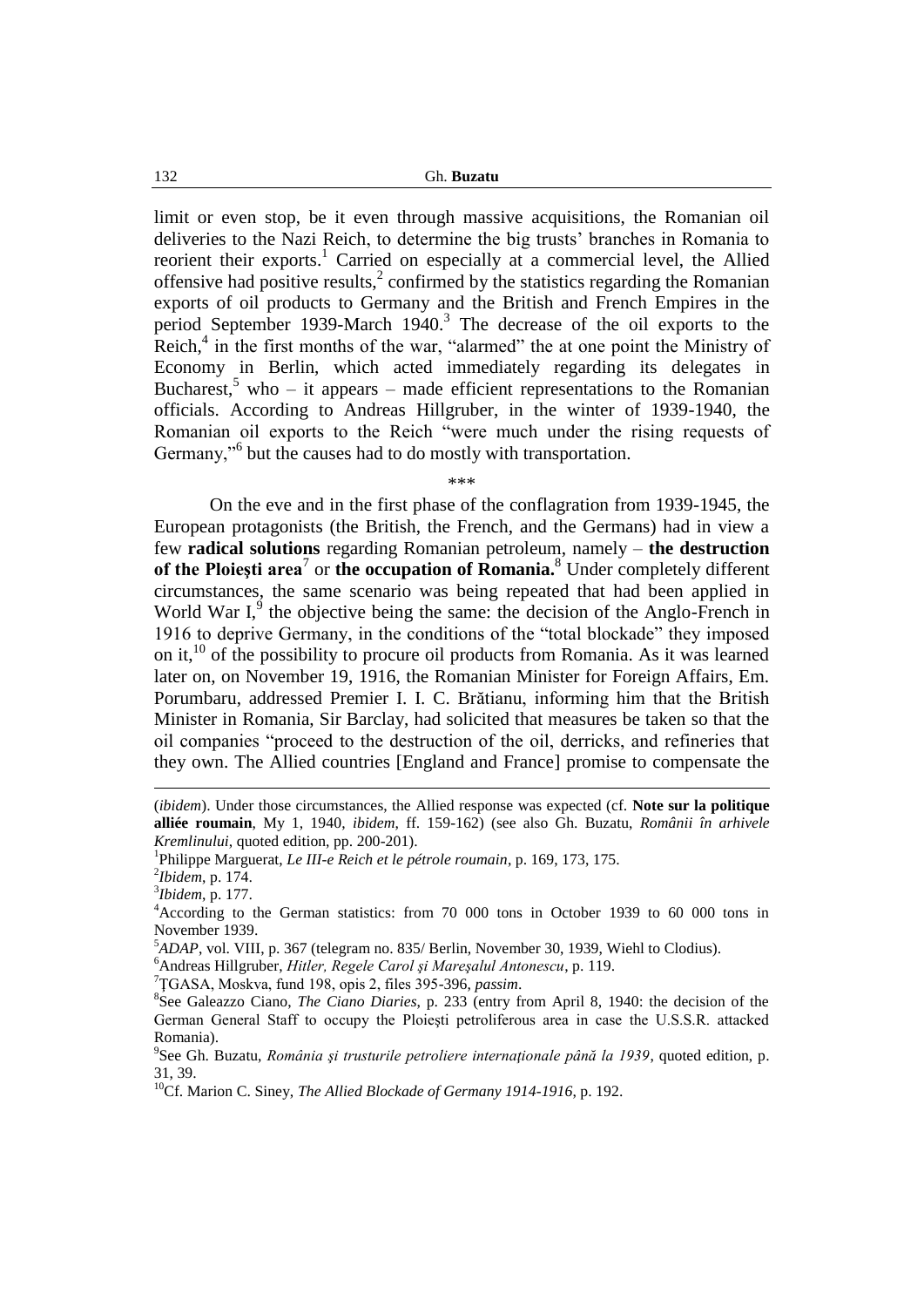limit or even stop, be it even through massive acquisitions, the Romanian oil deliveries to the Nazi Reich, to determine the big trusts' branches in Romania to reorient their exports.[1] Carried on especially at a commercial level, the Allied offensive had positive results,[2] confirmed by the statistics regarding the Romanian exports of oil products to Germany and the British and French Empires in the period September 1939-March 1940.[3] The decrease of the oil exports to the Reich,[4] in the first months of the war, "alarmed" the at one point the Ministry of Economy in Berlin, which acted immediately regarding its delegates in Bucharest,[5] who – it appears – made efficient representations to the Romanian officials. According to Andreas Hillgruber, in the winter of 1939-1940, the Romanian oil exports to the Reich "were much under the rising requests of Germany,"[6] but the causes had to do mostly with transportation.

\*\*\*

On the eve and in the first phase of the conflagration from 1939-1945, the European protagonists (the British, the French, and the Germans) had in view a few **radical solutions** regarding Romanian petroleum, namely – **the destruction of the Ploieşti area**[7] or **the occupation of Romania.**[8] Under completely different circumstances, the same scenario was being repeated that had been applied in World War I,[9] the objective being the same: the decision of the Anglo-French in 1916 to deprive Germany, in the conditions of the "total blockade" they imposed on it,[10] of the possibility to procure oil products from Romania. As it was learned later on, on November 19, 1916, the Romanian Minister for Foreign Affairs, Em. Porumbaru, addressed Premier I. I. C. Brătianu, informing him that the British Minister in Romania, Sir Barclay, had solicited that measures be taken so that the oil companies "proceed to the destruction of the oil, derricks, and refineries that they own. The Allied countries [England and France] promise to compensate the

---

(*ibidem*). Under those circumstances, the Allied response was expected (cf. **Note sur la politique alliée roumain**, My 1, 1940, *ibidem*, ff. 159-162) (see also Gh. Buzatu, *Românii în arhivele Kremlinului*, quoted edition, pp. 200-201).

[1] Philippe Marguerat, *Le III-e Reich et le pétrole roumain*, p. 169, 173, 175.

[2] *Ibidem*, p. 174.

[3] *Ibidem*, p. 177.

[4] According to the German statistics: from 70 000 tons in October 1939 to 60 000 tons in November 1939.

[5] *ADAP*, vol. VIII, p. 367 (telegram no. 835/ Berlin, November 30, 1939, Wiehl to Clodius).

[6] Andreas Hillgruber, *Hitler, Regele Carol şi Mareşalul Antonescu*, p. 119.

[7] ŢGASA, Moskva, fund 198, opis 2, files 395-396, *passim*.

[8] See Galeazzo Ciano, *The Ciano Diaries*, p. 233 (entry from April 8, 1940: the decision of the German General Staff to occupy the Ploieşti petroliferous area in case the U.S.S.R. attacked Romania).

[9] See Gh. Buzatu, *România şi trusturile petroliere internaţionale până la 1939*, quoted edition, p. 31, 39.

[10] Cf. Marion C. Siney, *The Allied Blockade of Germany 1914-1916*, p. 192.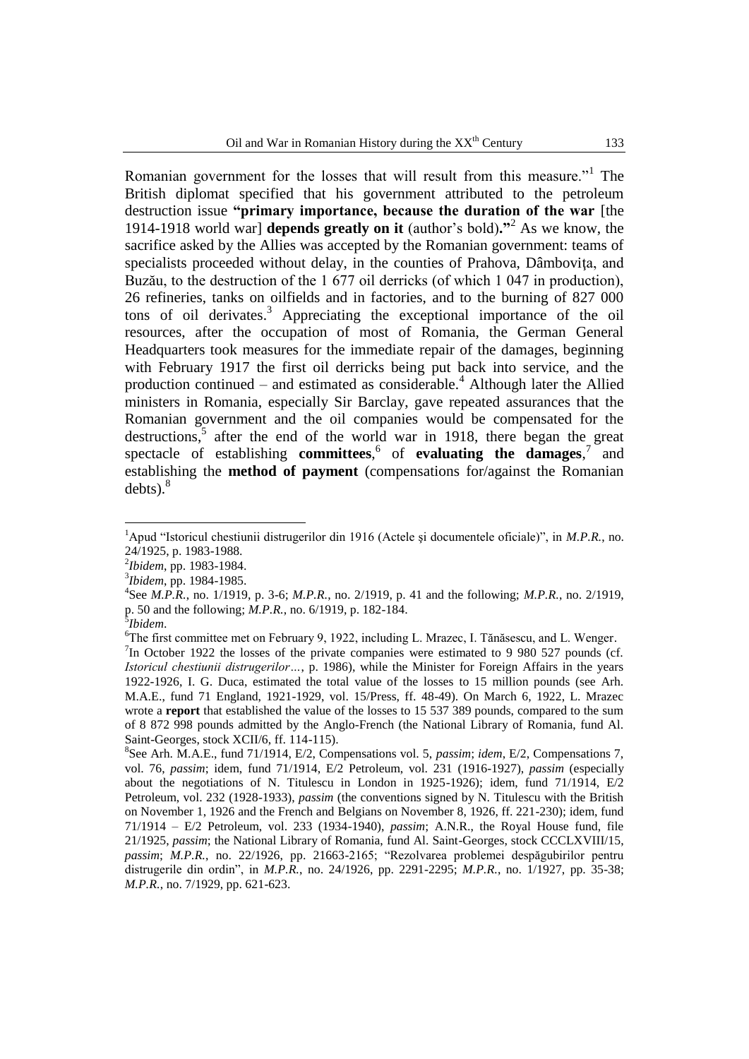Romanian government for the losses that will result from this measure."[1] The British diplomat specified that his government attributed to the petroleum destruction issue **"primary importance, because the duration of the war** [the 1914-1918 world war] **depends greatly on it** (author's bold)**."**[2] As we know, the sacrifice asked by the Allies was accepted by the Romanian government: teams of specialists proceeded without delay, in the counties of Prahova, Dâmbovița, and Buzău, to the destruction of the 1 677 oil derricks (of which 1 047 in production), 26 refineries, tanks on oilfields and in factories, and to the burning of 827 000 tons of oil derivates.[3] Appreciating the exceptional importance of the oil resources, after the occupation of most of Romania, the German General Headquarters took measures for the immediate repair of the damages, beginning with February 1917 the first oil derricks being put back into service, and the production continued – and estimated as considerable.[4] Although later the Allied ministers in Romania, especially Sir Barclay, gave repeated assurances that the Romanian government and the oil companies would be compensated for the destructions,[5] after the end of the world war in 1918, there began the great spectacle of establishing **committees**,[6] of **evaluating the damages**,[7] and establishing the **method of payment** (compensations for/against the Romanian debts).[8]

---

[1] Apud "Istoricul chestiunii distrugerilor din 1916 (Actele și documentele oficiale)", in *M.P.R.*, no. 24/1925, p. 1983-1988.

[2] *Ibidem*, pp. 1983-1984.

[3] *Ibidem*, pp. 1984-1985.

[4] See *M.P.R.*, no. 1/1919, p. 3-6; *M.P.R.*, no. 2/1919, p. 41 and the following; *M.P.R.*, no. 2/1919, p. 50 and the following; *M.P.R.*, no. 6/1919, p. 182-184.

[5] *Ibidem*.

[6] The first committee met on February 9, 1922, including L. Mrazec, I. Tănăsescu, and L. Wenger.

[7] In October 1922 the losses of the private companies were estimated to 9 980 527 pounds (cf. *Istoricul chestiunii distrugerilor…*, p. 1986), while the Minister for Foreign Affairs in the years 1922-1926, I. G. Duca, estimated the total value of the losses to 15 million pounds (see Arh. M.A.E., fund 71 England, 1921-1929, vol. 15/Press, ff. 48-49). On March 6, 1922, L. Mrazec wrote a **report** that established the value of the losses to 15 537 389 pounds, compared to the sum of 8 872 998 pounds admitted by the Anglo-French (the National Library of Romania, fund Al. Saint-Georges, stock XCII/6, ff. 114-115).

[8] See Arh. M.A.E., fund 71/1914, E/2, Compensations vol. 5, *passim*; *idem*, E/2, Compensations 7, vol. 76, *passim*; idem, fund 71/1914, E/2 Petroleum, vol. 231 (1916-1927), *passim* (especially about the negotiations of N. Titulescu in London in 1925-1926); idem, fund 71/1914, E/2 Petroleum, vol. 232 (1928-1933), *passim* (the conventions signed by N. Titulescu with the British on November 1, 1926 and the French and Belgians on November 8, 1926, ff. 221-230); idem, fund 71/1914 – E/2 Petroleum, vol. 233 (1934-1940), *passim*; A.N.R., the Royal House fund, file 21/1925, *passim*; the National Library of Romania, fund Al. Saint-Georges, stock CCCLXVIII/15, *passim*; *M.P.R.*, no. 22/1926, pp. 21663-2165; "Rezolvarea problemei despăgubirilor pentru distrugerile din ordin", in *M.P.R.*, no. 24/1926, pp. 2291-2295; *M.P.R.*, no. 1/1927, pp. 35-38; *M.P.R.*, no. 7/1929, pp. 621-623.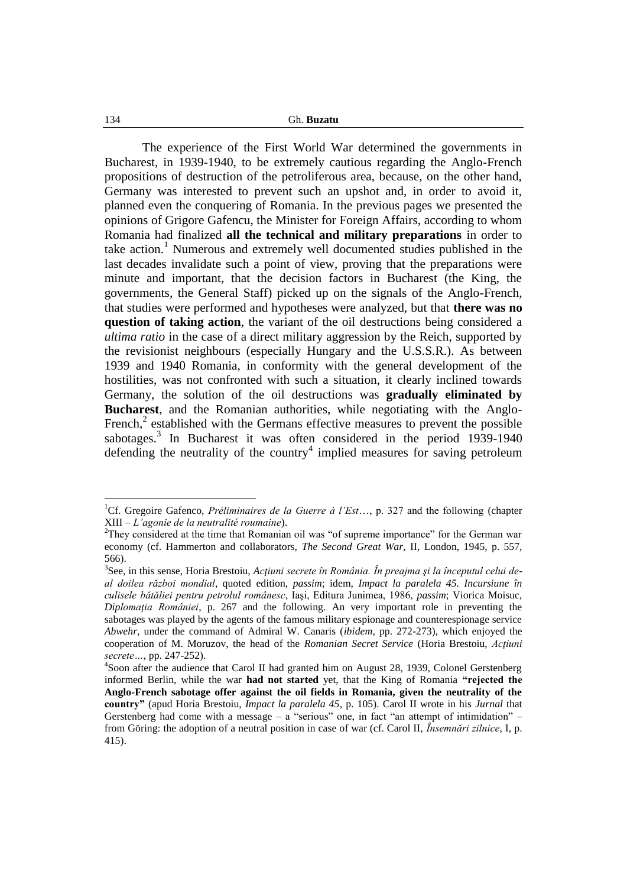The experience of the First World War determined the governments in Bucharest, in 1939-1940, to be extremely cautious regarding the Anglo-French propositions of destruction of the petroliferous area, because, on the other hand, Germany was interested to prevent such an upshot and, in order to avoid it, planned even the conquering of Romania. In the previous pages we presented the opinions of Grigore Gafencu, the Minister for Foreign Affairs, according to whom Romania had finalized **all the technical and military preparations** in order to take action.[1] Numerous and extremely well documented studies published in the last decades invalidate such a point of view, proving that the preparations were minute and important, that the decision factors in Bucharest (the King, the governments, the General Staff) picked up on the signals of the Anglo-French, that studies were performed and hypotheses were analyzed, but that **there was no question of taking action**, the variant of the oil destructions being considered a *ultima ratio* in the case of a direct military aggression by the Reich, supported by the revisionist neighbours (especially Hungary and the U.S.S.R.). As between 1939 and 1940 Romania, in conformity with the general development of the hostilities, was not confronted with such a situation, it clearly inclined towards Germany, the solution of the oil destructions was **gradually eliminated by Bucharest**, and the Romanian authorities, while negotiating with the Anglo-French,[2] established with the Germans effective measures to prevent the possible sabotages.[3] In Bucharest it was often considered in the period 1939-1940 defending the neutrality of the country[4] implied measures for saving petroleum

---

[1]Cf. Gregoire Gafenco, *Préliminaires de la Guerre à l'Est*…, p. 327 and the following (chapter XIII – *L'agonie de la neutralité roumaine*).

[2]They considered at the time that Romanian oil was "of supreme importance" for the German war economy (cf. Hammerton and collaborators, *The Second Great War*, II, London, 1945, p. 557, 566).

[3]See, in this sense, Horia Brestoiu, *Acţiuni secrete în România. În preajma şi la începutul celui de-al doilea război mondial*, quoted edition, *passim*; idem, *Impact la paralela 45. Incursiune în culisele bătăliei pentru petrolul românesc*, Iaşi, Editura Junimea, 1986, *passim*; Viorica Moisuc, *Diplomaţia României*, p. 267 and the following. An very important role in preventing the sabotages was played by the agents of the famous military espionage and counterespionage service *Abwehr*, under the command of Admiral W. Canaris (*ibidem*, pp. 272-273), which enjoyed the cooperation of M. Moruzov, the head of the *Romanian Secret Service* (Horia Brestoiu, *Acţiuni secrete…*, pp. 247-252).

[4]Soon after the audience that Carol II had granted him on August 28, 1939, Colonel Gerstenberg informed Berlin, while the war **had not started** yet, that the King of Romania **"rejected the Anglo-French sabotage offer against the oil fields in Romania, given the neutrality of the country"** (apud Horia Brestoiu, *Impact la paralela 45*, p. 105). Carol II wrote in his *Jurnal* that Gerstenberg had come with a message – a "serious" one, in fact "an attempt of intimidation" – from Göring: the adoption of a neutral position in case of war (cf. Carol II, *Însemnări zilnice*, I, p. 415).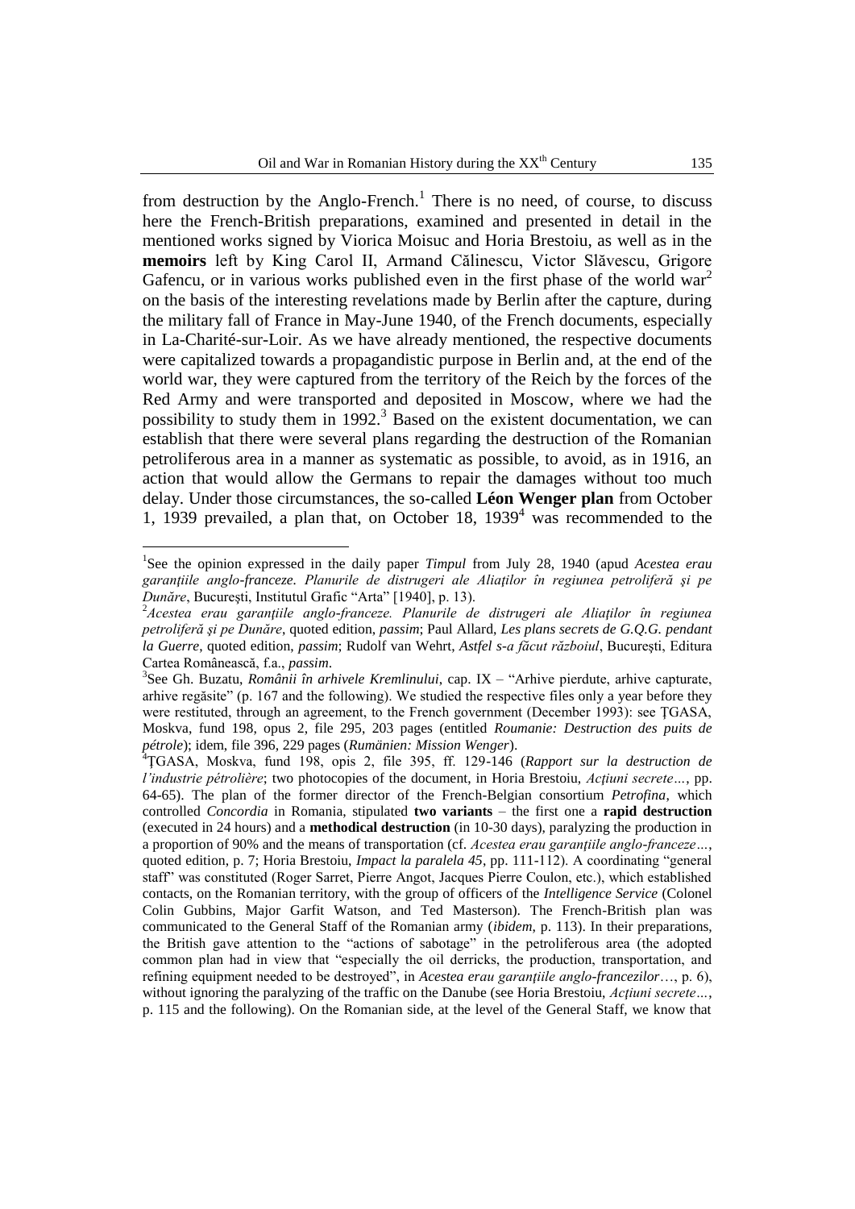from destruction by the Anglo-French.[1] There is no need, of course, to discuss here the French-British preparations, examined and presented in detail in the mentioned works signed by Viorica Moisuc and Horia Brestoiu, as well as in the **memoirs** left by King Carol II, Armand Călinescu, Victor Slăvescu, Grigore Gafencu, or in various works published even in the first phase of the world war[2] on the basis of the interesting revelations made by Berlin after the capture, during the military fall of France in May-June 1940, of the French documents, especially in La-Charité-sur-Loir. As we have already mentioned, the respective documents were capitalized towards a propagandistic purpose in Berlin and, at the end of the world war, they were captured from the territory of the Reich by the forces of the Red Army and were transported and deposited in Moscow, where we had the possibility to study them in 1992.[3] Based on the existent documentation, we can establish that there were several plans regarding the destruction of the Romanian petroliferous area in a manner as systematic as possible, to avoid, as in 1916, an action that would allow the Germans to repair the damages without too much delay. Under those circumstances, the so-called **Léon Wenger plan** from October 1, 1939 prevailed, a plan that, on October 18, 1939[4] was recommended to the

---

[1]See the opinion expressed in the daily paper *Timpul* from July 28, 1940 (apud *Acestea erau garanţiile anglo-franceze. Planurile de distrugeri ale Aliaţilor în regiunea petroliferă şi pe Dunăre*, Bucureşti, Institutul Grafic "Arta" [1940], p. 13).

[2]*Acestea erau garanţiile anglo-franceze. Planurile de distrugeri ale Aliaţilor în regiunea petroliferă şi pe Dunăre*, quoted edition, *passim*; Paul Allard, *Les plans secrets de G.Q.G. pendant la Guerre*, quoted edition, *passim*; Rudolf van Wehrt, *Astfel s-a făcut războiul*, Bucureşti, Editura Cartea Românească, f.a., *passim*.

[3]See Gh. Buzatu, *Românii în arhivele Kremlinului*, cap. IX – "Arhive pierdute, arhive capturate, arhive regăsite" (p. 167 and the following). We studied the respective files only a year before they were restituted, through an agreement, to the French government (December 1993): see ŢGASA, Moskva, fund 198, opus 2, file 295, 203 pages (entitled *Roumanie: Destruction des puits de pétrole*); idem, file 396, 229 pages (*Rumänien: Mission Wenger*).

[4]ŢGASA, Moskva, fund 198, opis 2, file 395, ff. 129-146 (*Rapport sur la destruction de l'industrie pétrolière*; two photocopies of the document, in Horia Brestoiu, *Acţiuni secrete…*, pp. 64-65). The plan of the former director of the French-Belgian consortium *Petrofina*, which controlled *Concordia* in Romania, stipulated **two variants** – the first one a **rapid destruction** (executed in 24 hours) and a **methodical destruction** (in 10-30 days), paralyzing the production in a proportion of 90% and the means of transportation (cf. *Acestea erau garanţiile anglo-franceze…*, quoted edition, p. 7; Horia Brestoiu, *Impact la paralela 45*, pp. 111-112). A coordinating "general staff" was constituted (Roger Sarret, Pierre Angot, Jacques Pierre Coulon, etc.), which established contacts, on the Romanian territory, with the group of officers of the *Intelligence Service* (Colonel Colin Gubbins, Major Garfit Watson, and Ted Masterson). The French-British plan was communicated to the General Staff of the Romanian army (*ibidem*, p. 113). In their preparations, the British gave attention to the "actions of sabotage" in the petroliferous area (the adopted common plan had in view that "especially the oil derricks, the production, transportation, and refining equipment needed to be destroyed", in *Acestea erau garanţiile anglo-francezilor*…, p. 6), without ignoring the paralyzing of the traffic on the Danube (see Horia Brestoiu, *Acţiuni secrete…*, p. 115 and the following). On the Romanian side, at the level of the General Staff, we know that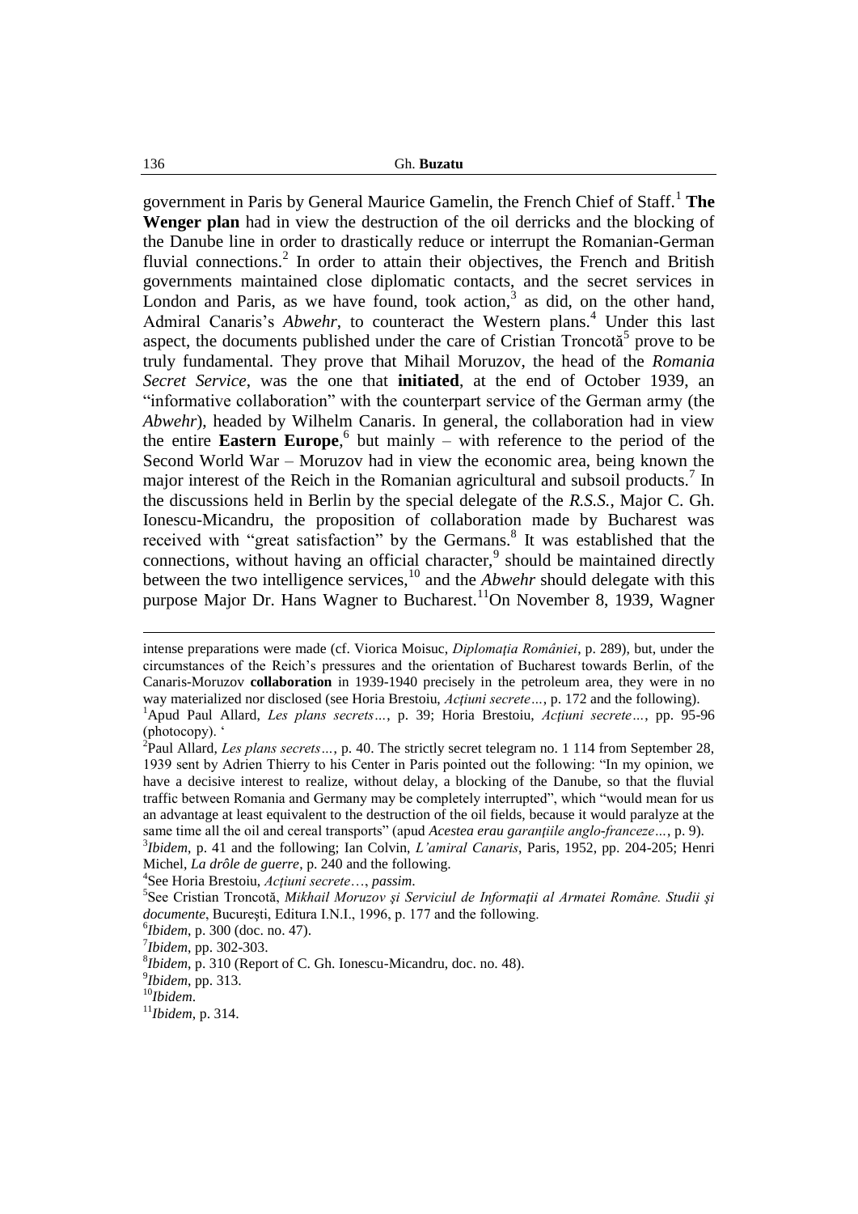government in Paris by General Maurice Gamelin, the French Chief of Staff.[1] **The Wenger plan** had in view the destruction of the oil derricks and the blocking of the Danube line in order to drastically reduce or interrupt the Romanian-German fluvial connections.[2] In order to attain their objectives, the French and British governments maintained close diplomatic contacts, and the secret services in London and Paris, as we have found, took action,[3] as did, on the other hand, Admiral Canaris's *Abwehr*, to counteract the Western plans.[4] Under this last aspect, the documents published under the care of Cristian Troncotă[5] prove to be truly fundamental. They prove that Mihail Moruzov, the head of the *Romania Secret Service*, was the one that **initiated**, at the end of October 1939, an "informative collaboration" with the counterpart service of the German army (the *Abwehr*), headed by Wilhelm Canaris. In general, the collaboration had in view the entire **Eastern Europe**,[6] but mainly – with reference to the period of the Second World War – Moruzov had in view the economic area, being known the major interest of the Reich in the Romanian agricultural and subsoil products.[7] In the discussions held in Berlin by the special delegate of the *R.S.S.*, Major C. Gh. Ionescu-Micandru, the proposition of collaboration made by Bucharest was received with "great satisfaction" by the Germans.[8] It was established that the connections, without having an official character,[9] should be maintained directly between the two intelligence services,[10] and the *Abwehr* should delegate with this purpose Major Dr. Hans Wagner to Bucharest.[11]On November 8, 1939, Wagner

---

intense preparations were made (cf. Viorica Moisuc, *Diplomaţia României*, p. 289), but, under the circumstances of the Reich's pressures and the orientation of Bucharest towards Berlin, of the Canaris-Moruzov **collaboration** in 1939-1940 precisely in the petroleum area, they were in no way materialized nor disclosed (see Horia Brestoiu, *Acţiuni secrete…*, p. 172 and the following).

[1]Apud Paul Allard, *Les plans secrets…*, p. 39; Horia Brestoiu, *Acţiuni secrete…*, pp. 95-96 (photocopy). '

[2]Paul Allard, *Les plans secrets…*, p. 40. The strictly secret telegram no. 1 114 from September 28, 1939 sent by Adrien Thierry to his Center in Paris pointed out the following: "In my opinion, we have a decisive interest to realize, without delay, a blocking of the Danube, so that the fluvial traffic between Romania and Germany may be completely interrupted", which "would mean for us an advantage at least equivalent to the destruction of the oil fields, because it would paralyze at the same time all the oil and cereal transports" (apud *Acestea erau garanţiile anglo-franceze…*, p. 9).

[3]*Ibidem*, p. 41 and the following; Ian Colvin, *L'amiral Canaris*, Paris, 1952, pp. 204-205; Henri Michel, *La drôle de guerre*, p. 240 and the following.

[4]See Horia Brestoiu, *Acţiuni secrete*…, *passim*.

[5]See Cristian Troncotă, *Mikhail Moruzov şi Serviciul de Informaţii al Armatei Române. Studii şi documente*, Bucureşti, Editura I.N.I., 1996, p. 177 and the following.

[6]*Ibidem*, p. 300 (doc. no. 47).

[7]*Ibidem*, pp. 302-303.

[8]*Ibidem*, p. 310 (Report of C. Gh. Ionescu-Micandru, doc. no. 48).

[9]*Ibidem*, pp. 313.

[10]*Ibidem*.

[11]*Ibidem*, p. 314.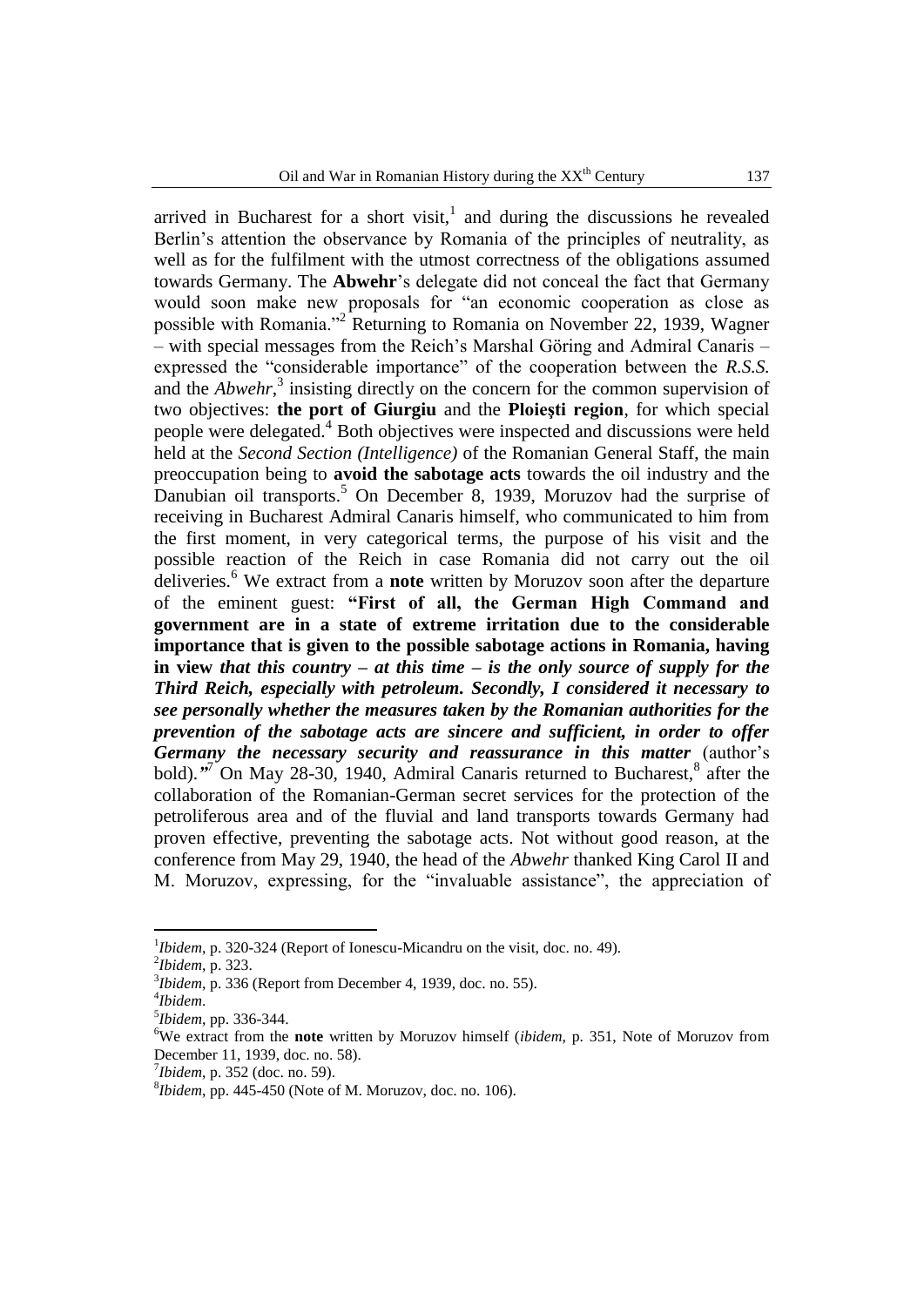arrived in Bucharest for a short visit,[1] and during the discussions he revealed Berlin's attention the observance by Romania of the principles of neutrality, as well as for the fulfilment with the utmost correctness of the obligations assumed towards Germany. The **Abwehr**'s delegate did not conceal the fact that Germany would soon make new proposals for "an economic cooperation as close as possible with Romania."[2] Returning to Romania on November 22, 1939, Wagner – with special messages from the Reich's Marshal Göring and Admiral Canaris – expressed the "considerable importance" of the cooperation between the *R.S.S.* and the *Abwehr*,[3] insisting directly on the concern for the common supervision of two objectives: **the port of Giurgiu** and the **Ploieşti region**, for which special people were delegated.[4] Both objectives were inspected and discussions were held held at the *Second Section (Intelligence)* of the Romanian General Staff, the main preoccupation being to **avoid the sabotage acts** towards the oil industry and the Danubian oil transports.[5] On December 8, 1939, Moruzov had the surprise of receiving in Bucharest Admiral Canaris himself, who communicated to him from the first moment, in very categorical terms, the purpose of his visit and the possible reaction of the Reich in case Romania did not carry out the oil deliveries.[6] We extract from a **note** written by Moruzov soon after the departure of the eminent guest: **"First of all, the German High Command and government are in a state of extreme irritation due to the considerable importance that is given to the possible sabotage actions in Romania, having in view *that this country – at this time – is the only source of supply for the Third Reich, especially with petroleum. Secondly, I considered it necessary to see personally whether the measures taken by the Romanian authorities for the prevention of the sabotage acts are sincere and sufficient, in order to offer Germany the necessary security and reassurance in this matter*** (author's bold)*."*[7] On May 28-30, 1940, Admiral Canaris returned to Bucharest,[8] after the collaboration of the Romanian-German secret services for the protection of the petroliferous area and of the fluvial and land transports towards Germany had proven effective, preventing the sabotage acts. Not without good reason, at the conference from May 29, 1940, the head of the *Abwehr* thanked King Carol II and M. Moruzov, expressing, for the "invaluable assistance", the appreciation of

---

[1] *Ibidem*, p. 320-324 (Report of Ionescu-Micandru on the visit, doc. no. 49).

[2] *Ibidem*, p. 323.

[3] *Ibidem*, p. 336 (Report from December 4, 1939, doc. no. 55).

[4] *Ibidem*.

[5] *Ibidem*, pp. 336-344.

[6] We extract from the **note** written by Moruzov himself (*ibidem*, p. 351, Note of Moruzov from December 11, 1939, doc. no. 58).

[7] *Ibidem*, p. 352 (doc. no. 59).

[8] *Ibidem*, pp. 445-450 (Note of M. Moruzov, doc. no. 106).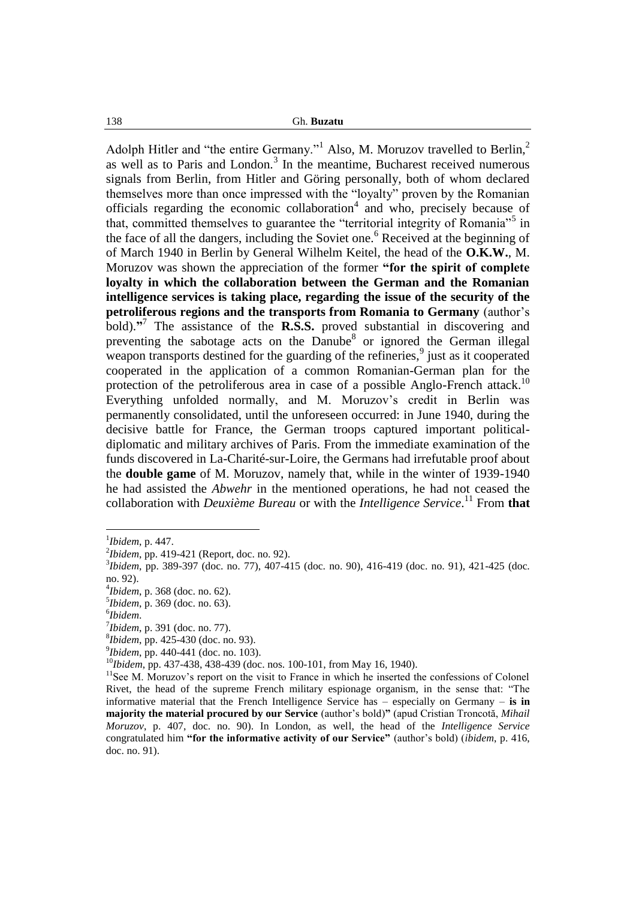Adolph Hitler and "the entire Germany."[1] Also, M. Moruzov travelled to Berlin,[2] as well as to Paris and London.[3] In the meantime, Bucharest received numerous signals from Berlin, from Hitler and Göring personally, both of whom declared themselves more than once impressed with the "loyalty" proven by the Romanian officials regarding the economic collaboration[4] and who, precisely because of that, committed themselves to guarantee the "territorial integrity of Romania"[5] in the face of all the dangers, including the Soviet one.[6] Received at the beginning of of March 1940 in Berlin by General Wilhelm Keitel, the head of the **O.K.W.**, M. Moruzov was shown the appreciation of the former **"for the spirit of complete loyalty in which the collaboration between the German and the Romanian intelligence services is taking place, regarding the issue of the security of the petroliferous regions and the transports from Romania to Germany** (author's bold).**"**[7] The assistance of the **R.S.S.** proved substantial in discovering and preventing the sabotage acts on the Danube[8] or ignored the German illegal weapon transports destined for the guarding of the refineries,[9] just as it cooperated cooperated in the application of a common Romanian-German plan for the protection of the petroliferous area in case of a possible Anglo-French attack.[10] Everything unfolded normally, and M. Moruzov's credit in Berlin was permanently consolidated, until the unforeseen occurred: in June 1940, during the decisive battle for France, the German troops captured important political-diplomatic and military archives of Paris. From the immediate examination of the funds discovered in La-Charité-sur-Loire, the Germans had irrefutable proof about the **double game** of M. Moruzov, namely that, while in the winter of 1939-1940 he had assisted the *Abwehr* in the mentioned operations, he had not ceased the collaboration with *Deuxième Bureau* or with the *Intelligence Service*.[11] From **that**

---

[1] *Ibidem*, p. 447.

[2] *Ibidem*, pp. 419-421 (Report, doc. no. 92).

[3] *Ibidem*, pp. 389-397 (doc. no. 77), 407-415 (doc. no. 90), 416-419 (doc. no. 91), 421-425 (doc. no. 92).

[4] *Ibidem*, p. 368 (doc. no. 62).

[5] *Ibidem*, p. 369 (doc. no. 63).

[6] *Ibidem*.

[7] *Ibidem*, p. 391 (doc. no. 77).

[8] *Ibidem*, pp. 425-430 (doc. no. 93).

[9] *Ibidem*, pp. 440-441 (doc. no. 103).

[10] *Ibidem*, pp. 437-438, 438-439 (doc. nos. 100-101, from May 16, 1940).

[11] See M. Moruzov's report on the visit to France in which he inserted the confessions of Colonel Rivet, the head of the supreme French military espionage organism, in the sense that: "The informative material that the French Intelligence Service has – especially on Germany – **is in majority the material procured by our Service** (author's bold)**"** (apud Cristian Troncotă, *Mihail Moruzov*, p. 407, doc. no. 90). In London, as well, the head of the *Intelligence Service* congratulated him **"for the informative activity of our Service"** (author's bold) (*ibidem*, p. 416, doc. no. 91).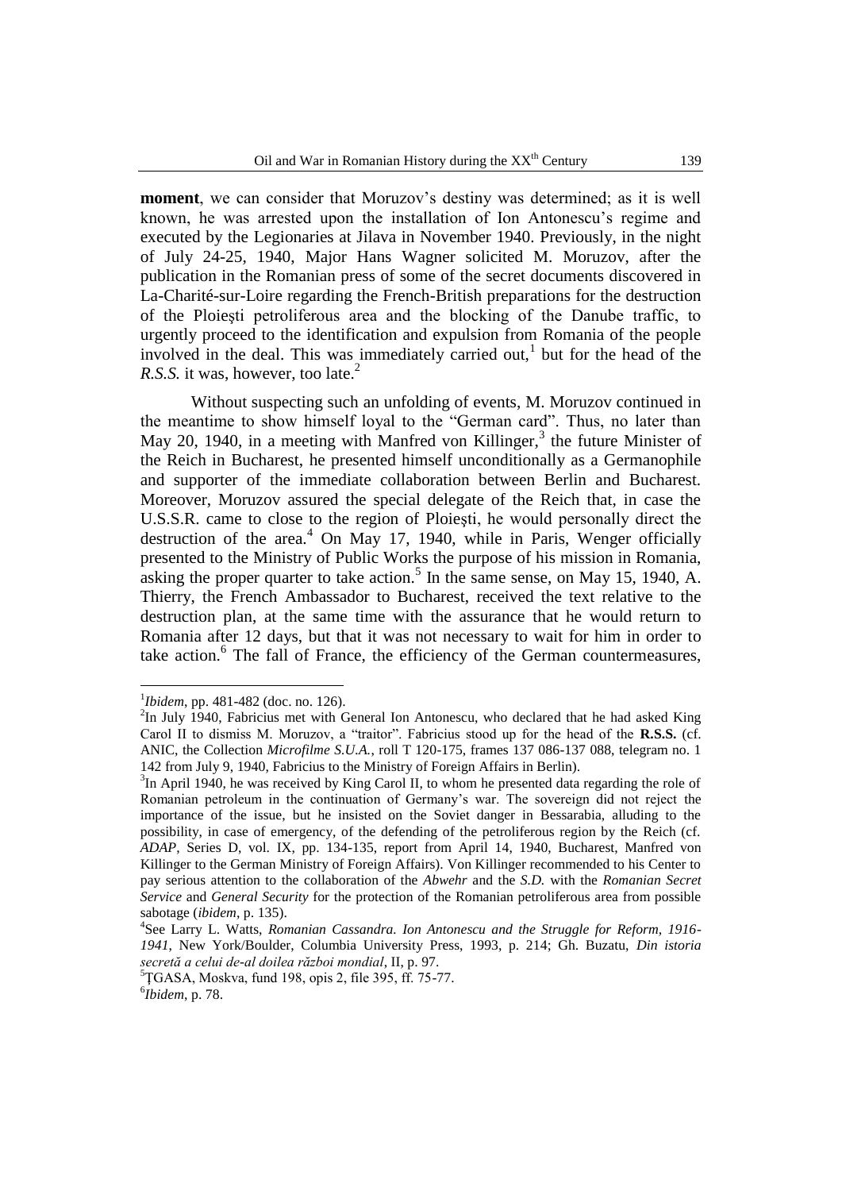**moment**, we can consider that Moruzov's destiny was determined; as it is well known, he was arrested upon the installation of Ion Antonescu's regime and executed by the Legionaries at Jilava in November 1940. Previously, in the night of July 24-25, 1940, Major Hans Wagner solicited M. Moruzov, after the publication in the Romanian press of some of the secret documents discovered in La-Charité-sur-Loire regarding the French-British preparations for the destruction of the Ploieşti petroliferous area and the blocking of the Danube traffic, to urgently proceed to the identification and expulsion from Romania of the people involved in the deal. This was immediately carried out,[1] but for the head of the *R.S.S.* it was, however, too late.[2]

Without suspecting such an unfolding of events, M. Moruzov continued in the meantime to show himself loyal to the "German card". Thus, no later than May 20, 1940, in a meeting with Manfred von Killinger,[3] the future Minister of the Reich in Bucharest, he presented himself unconditionally as a Germanophile and supporter of the immediate collaboration between Berlin and Bucharest. Moreover, Moruzov assured the special delegate of the Reich that, in case the U.S.S.R. came to close to the region of Ploieşti, he would personally direct the destruction of the area.[4] On May 17, 1940, while in Paris, Wenger officially presented to the Ministry of Public Works the purpose of his mission in Romania, asking the proper quarter to take action.[5] In the same sense, on May 15, 1940, A. Thierry, the French Ambassador to Bucharest, received the text relative to the destruction plan, at the same time with the assurance that he would return to Romania after 12 days, but that it was not necessary to wait for him in order to take action.[6] The fall of France, the efficiency of the German countermeasures,

---

[1] *Ibidem*, pp. 481-482 (doc. no. 126).

[2] In July 1940, Fabricius met with General Ion Antonescu, who declared that he had asked King Carol II to dismiss M. Moruzov, a "traitor". Fabricius stood up for the head of the **R.S.S.** (cf. ANIC, the Collection *Microfilme S.U.A.*, roll T 120-175, frames 137 086-137 088, telegram no. 1 142 from July 9, 1940, Fabricius to the Ministry of Foreign Affairs in Berlin).

[3] In April 1940, he was received by King Carol II, to whom he presented data regarding the role of Romanian petroleum in the continuation of Germany's war. The sovereign did not reject the importance of the issue, but he insisted on the Soviet danger in Bessarabia, alluding to the possibility, in case of emergency, of the defending of the petroliferous region by the Reich (cf. *ADAP*, Series D, vol. IX, pp. 134-135, report from April 14, 1940, Bucharest, Manfred von Killinger to the German Ministry of Foreign Affairs). Von Killinger recommended to his Center to pay serious attention to the collaboration of the *Abwehr* and the *S.D.* with the *Romanian Secret Service* and *General Security* for the protection of the Romanian petroliferous area from possible sabotage (*ibidem*, p. 135).

[4] See Larry L. Watts, *Romanian Cassandra. Ion Antonescu and the Struggle for Reform, 1916-1941*, New York/Boulder, Columbia University Press, 1993, p. 214; Gh. Buzatu, *Din istoria secretă a celui de-al doilea război mondial*, II, p. 97.

[5] ŢGASA, Moskva, fund 198, opis 2, file 395, ff. 75-77.

[6] *Ibidem*, p. 78.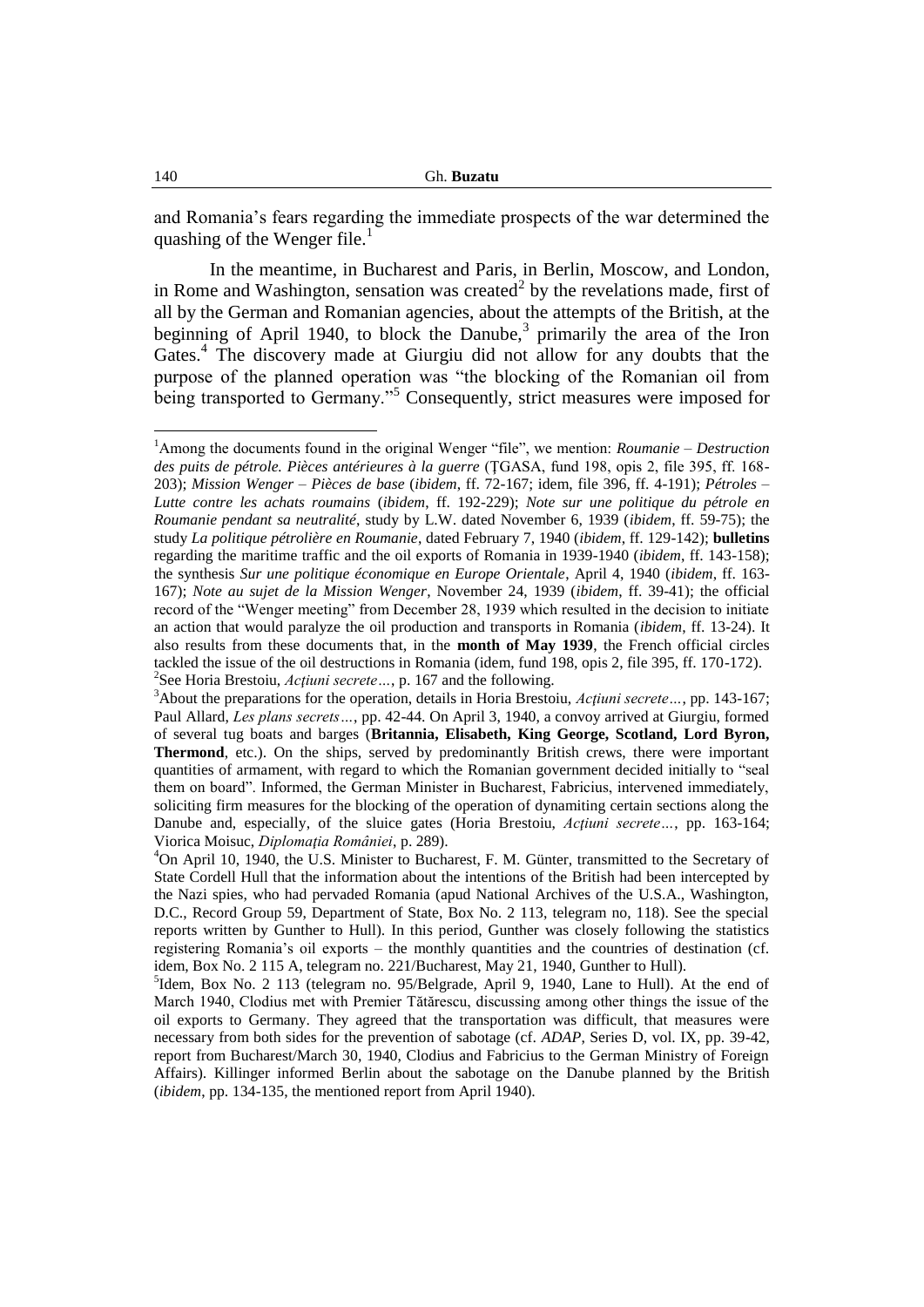and Romania's fears regarding the immediate prospects of the war determined the quashing of the Wenger file.[1]

In the meantime, in Bucharest and Paris, in Berlin, Moscow, and London, in Rome and Washington, sensation was created[2] by the revelations made, first of all by the German and Romanian agencies, about the attempts of the British, at the beginning of April 1940, to block the Danube,[3] primarily the area of the Iron Gates.[4] The discovery made at Giurgiu did not allow for any doubts that the purpose of the planned operation was "the blocking of the Romanian oil from being transported to Germany."[5] Consequently, strict measures were imposed for

---

[1]Among the documents found in the original Wenger "file", we mention: *Roumanie – Destruction des puits de pétrole. Pièces antérieures à la guerre* (ŢGASA, fund 198, opis 2, file 395, ff. 168-203); *Mission Wenger – Pièces de base* (*ibidem*, ff. 72-167; idem, file 396, ff. 4-191); *Pétroles – Lutte contre les achats roumains* (*ibidem*, ff. 192-229); *Note sur une politique du pétrole en Roumanie pendant sa neutralité*, study by L.W. dated November 6, 1939 (*ibidem*, ff. 59-75); the study *La politique pétrolière en Roumanie*, dated February 7, 1940 (*ibidem*, ff. 129-142); **bulletins** regarding the maritime traffic and the oil exports of Romania in 1939-1940 (*ibidem*, ff. 143-158); the synthesis *Sur une politique économique en Europe Orientale*, April 4, 1940 (*ibidem*, ff. 163-167); *Note au sujet de la Mission Wenger*, November 24, 1939 (*ibidem*, ff. 39-41); the official record of the "Wenger meeting" from December 28, 1939 which resulted in the decision to initiate an action that would paralyze the oil production and transports in Romania (*ibidem*, ff. 13-24). It also results from these documents that, in the **month of May 1939**, the French official circles tackled the issue of the oil destructions in Romania (idem, fund 198, opis 2, file 395, ff. 170-172).

[2]See Horia Brestoiu, *Acţiuni secrete…*, p. 167 and the following.

[3]About the preparations for the operation, details in Horia Brestoiu, *Acţiuni secrete…*, pp. 143-167; Paul Allard, *Les plans secrets…*, pp. 42-44. On April 3, 1940, a convoy arrived at Giurgiu, formed of several tug boats and barges (**Britannia, Elisabeth, King George, Scotland, Lord Byron, Thermond**, etc.). On the ships, served by predominantly British crews, there were important quantities of armament, with regard to which the Romanian government decided initially to "seal them on board". Informed, the German Minister in Bucharest, Fabricius, intervened immediately, soliciting firm measures for the blocking of the operation of dynamiting certain sections along the Danube and, especially, of the sluice gates (Horia Brestoiu, *Acţiuni secrete…*, pp. 163-164; Viorica Moisuc, *Diplomaţia României*, p. 289).

[4]On April 10, 1940, the U.S. Minister to Bucharest, F. M. Günter, transmitted to the Secretary of State Cordell Hull that the information about the intentions of the British had been intercepted by the Nazi spies, who had pervaded Romania (apud National Archives of the U.S.A., Washington, D.C., Record Group 59, Department of State, Box No. 2 113, telegram no, 118). See the special reports written by Gunther to Hull). In this period, Gunther was closely following the statistics registering Romania's oil exports – the monthly quantities and the countries of destination (cf. idem, Box No. 2 115 A, telegram no. 221/Bucharest, May 21, 1940, Gunther to Hull).

[5]Idem, Box No. 2 113 (telegram no. 95/Belgrade, April 9, 1940, Lane to Hull). At the end of March 1940, Clodius met with Premier Tătărescu, discussing among other things the issue of the oil exports to Germany. They agreed that the transportation was difficult, that measures were necessary from both sides for the prevention of sabotage (cf. *ADAP*, Series D, vol. IX, pp. 39-42, report from Bucharest/March 30, 1940, Clodius and Fabricius to the German Ministry of Foreign Affairs). Killinger informed Berlin about the sabotage on the Danube planned by the British (*ibidem*, pp. 134-135, the mentioned report from April 1940).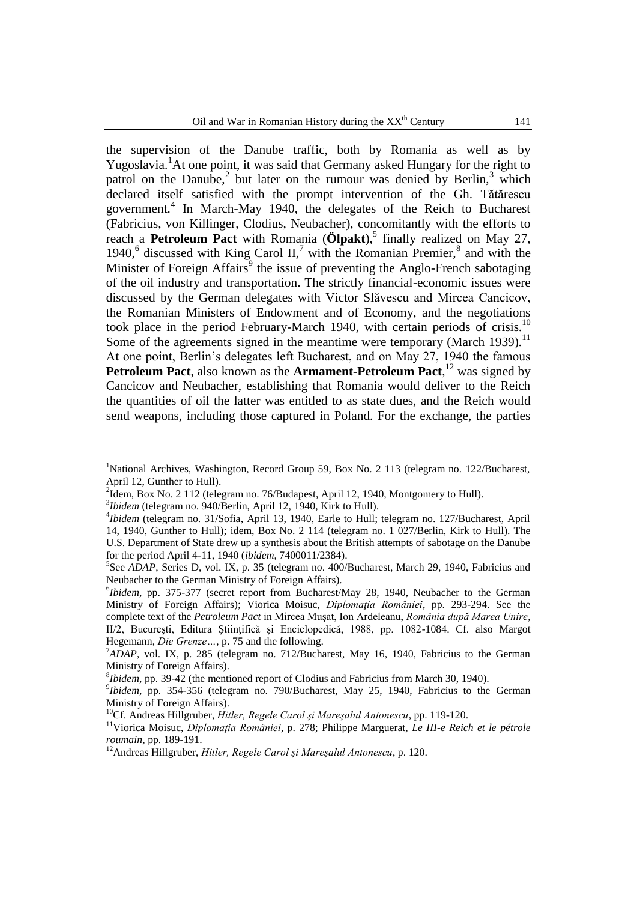the supervision of the Danube traffic, both by Romania as well as by Yugoslavia.[1] At one point, it was said that Germany asked Hungary for the right to patrol on the Danube,[2] but later on the rumour was denied by Berlin,[3] which declared itself satisfied with the prompt intervention of the Gh. Tătărescu government.[4] In March-May 1940, the delegates of the Reich to Bucharest (Fabricius, von Killinger, Clodius, Neubacher), concomitantly with the efforts to reach a **Petroleum Pact** with Romania (**Ölpakt**),[5] finally realized on May 27, 1940,[6] discussed with King Carol II,[7] with the Romanian Premier,[8] and with the Minister of Foreign Affairs[9] the issue of preventing the Anglo-French sabotaging of the oil industry and transportation. The strictly financial-economic issues were discussed by the German delegates with Victor Slăvescu and Mircea Cancicov, the Romanian Ministers of Endowment and of Economy, and the negotiations took place in the period February-March 1940, with certain periods of crisis.[10] Some of the agreements signed in the meantime were temporary (March 1939).[11] At one point, Berlin's delegates left Bucharest, and on May 27, 1940 the famous **Petroleum Pact**, also known as the **Armament-Petroleum Pact**,[12] was signed by Cancicov and Neubacher, establishing that Romania would deliver to the Reich the quantities of oil the latter was entitled to as state dues, and the Reich would send weapons, including those captured in Poland. For the exchange, the parties

---

[1] National Archives, Washington, Record Group 59, Box No. 2 113 (telegram no. 122/Bucharest, April 12, Gunther to Hull).

[2] Idem, Box No. 2 112 (telegram no. 76/Budapest, April 12, 1940, Montgomery to Hull).

[3] *Ibidem* (telegram no. 940/Berlin, April 12, 1940, Kirk to Hull).

[4] *Ibidem* (telegram no. 31/Sofia, April 13, 1940, Earle to Hull; telegram no. 127/Bucharest, April 14, 1940, Gunther to Hull); idem, Box No. 2 114 (telegram no. 1 027/Berlin, Kirk to Hull). The U.S. Department of State drew up a synthesis about the British attempts of sabotage on the Danube for the period April 4-11, 1940 (*ibidem*, 7400011/2384).

[5] See *ADAP*, Series D, vol. IX, p. 35 (telegram no. 400/Bucharest, March 29, 1940, Fabricius and Neubacher to the German Ministry of Foreign Affairs).

[6] *Ibidem*, pp. 375-377 (secret report from Bucharest/May 28, 1940, Neubacher to the German Ministry of Foreign Affairs); Viorica Moisuc, *Diplomaţia României*, pp. 293-294. See the complete text of the *Petroleum Pact* in Mircea Muşat, Ion Ardeleanu, *România după Marea Unire*, II/2, Bucureşti, Editura Ştiinţifică şi Enciclopedică, 1988, pp. 1082-1084. Cf. also Margot Hegemann, *Die Grenze…*, p. 75 and the following.

[7] *ADAP*, vol. IX, p. 285 (telegram no. 712/Bucharest, May 16, 1940, Fabricius to the German Ministry of Foreign Affairs).

[8] *Ibidem*, pp. 39-42 (the mentioned report of Clodius and Fabricius from March 30, 1940).

[9] *Ibidem*, pp. 354-356 (telegram no. 790/Bucharest, May 25, 1940, Fabricius to the German Ministry of Foreign Affairs).

[10] Cf. Andreas Hillgruber, *Hitler, Regele Carol şi Mareşalul Antonescu*, pp. 119-120.

[11] Viorica Moisuc, *Diplomaţia României*, p. 278; Philippe Marguerat, *Le III-e Reich et le pétrole roumain*, pp. 189-191.

[12] Andreas Hillgruber, *Hitler, Regele Carol şi Mareşalul Antonescu*, p. 120.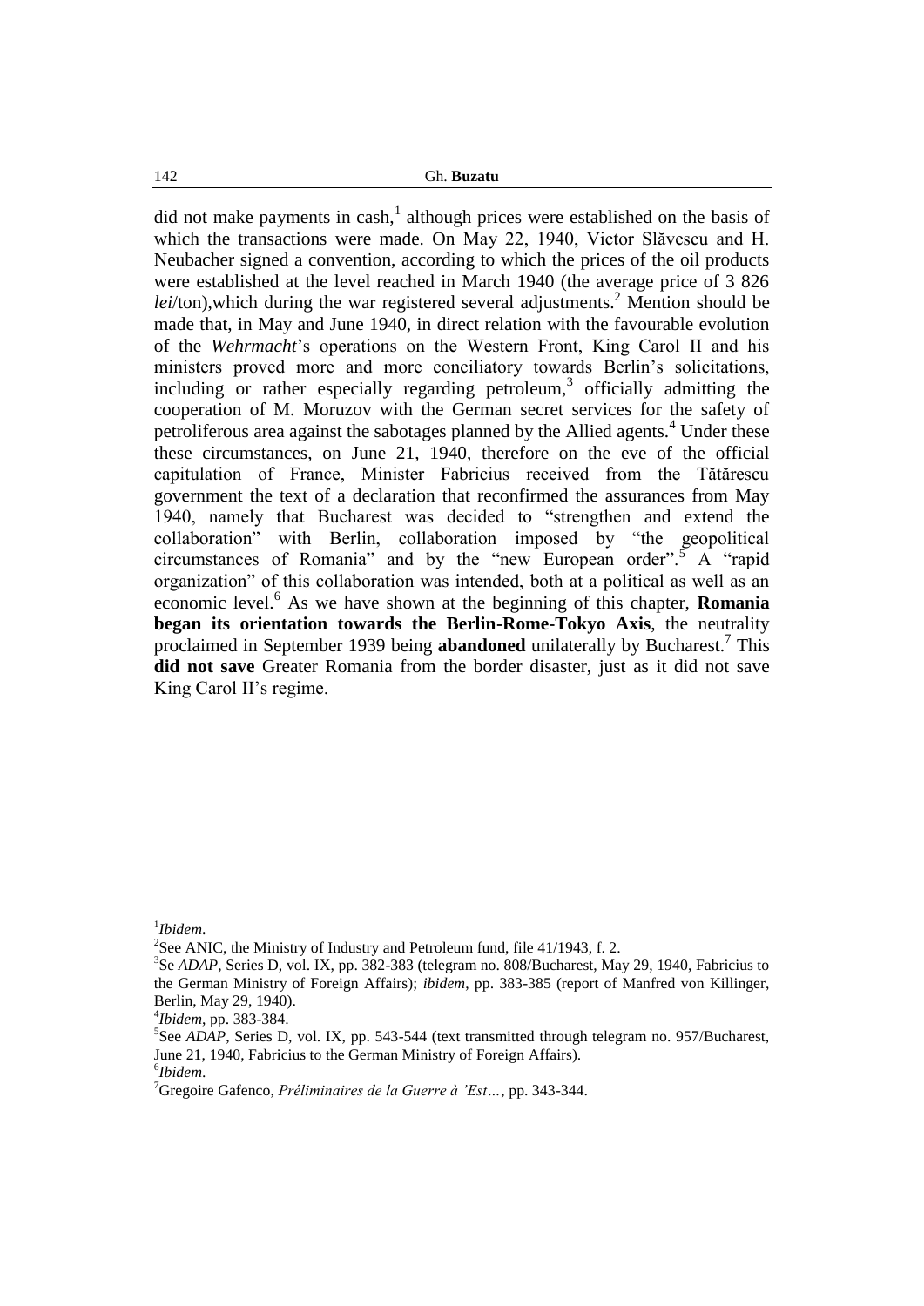did not make payments in cash,[1] although prices were established on the basis of which the transactions were made. On May 22, 1940, Victor Slăvescu and H. Neubacher signed a convention, according to which the prices of the oil products were established at the level reached in March 1940 (the average price of 3 826 *lei*/ton),which during the war registered several adjustments.[2] Mention should be made that, in May and June 1940, in direct relation with the favourable evolution of the *Wehrmacht*'s operations on the Western Front, King Carol II and his ministers proved more and more conciliatory towards Berlin's solicitations, including or rather especially regarding petroleum,[3] officially admitting the cooperation of M. Moruzov with the German secret services for the safety of petroliferous area against the sabotages planned by the Allied agents.[4] Under these these circumstances, on June 21, 1940, therefore on the eve of the official capitulation of France, Minister Fabricius received from the Tătărescu government the text of a declaration that reconfirmed the assurances from May 1940, namely that Bucharest was decided to "strengthen and extend the collaboration" with Berlin, collaboration imposed by "the geopolitical circumstances of Romania" and by the "new European order".[5] A "rapid organization" of this collaboration was intended, both at a political as well as an economic level.[6] As we have shown at the beginning of this chapter, **Romania began its orientation towards the Berlin-Rome-Tokyo Axis**, the neutrality proclaimed in September 1939 being **abandoned** unilaterally by Bucharest.[7] This **did not save** Greater Romania from the border disaster, just as it did not save King Carol II's regime.

---

[1] *Ibidem*.

[2] See ANIC, the Ministry of Industry and Petroleum fund, file 41/1943, f. 2.

[3] Se *ADAP*, Series D, vol. IX, pp. 382-383 (telegram no. 808/Bucharest, May 29, 1940, Fabricius to the German Ministry of Foreign Affairs); *ibidem*, pp. 383-385 (report of Manfred von Killinger, Berlin, May 29, 1940).

[4] *Ibidem*, pp. 383-384.

[5] See *ADAP*, Series D, vol. IX, pp. 543-544 (text transmitted through telegram no. 957/Bucharest, June 21, 1940, Fabricius to the German Ministry of Foreign Affairs).

[6] *Ibidem*.

[7] Gregoire Gafenco, *Préliminaires de la Guerre à 'Est…*, pp. 343-344.